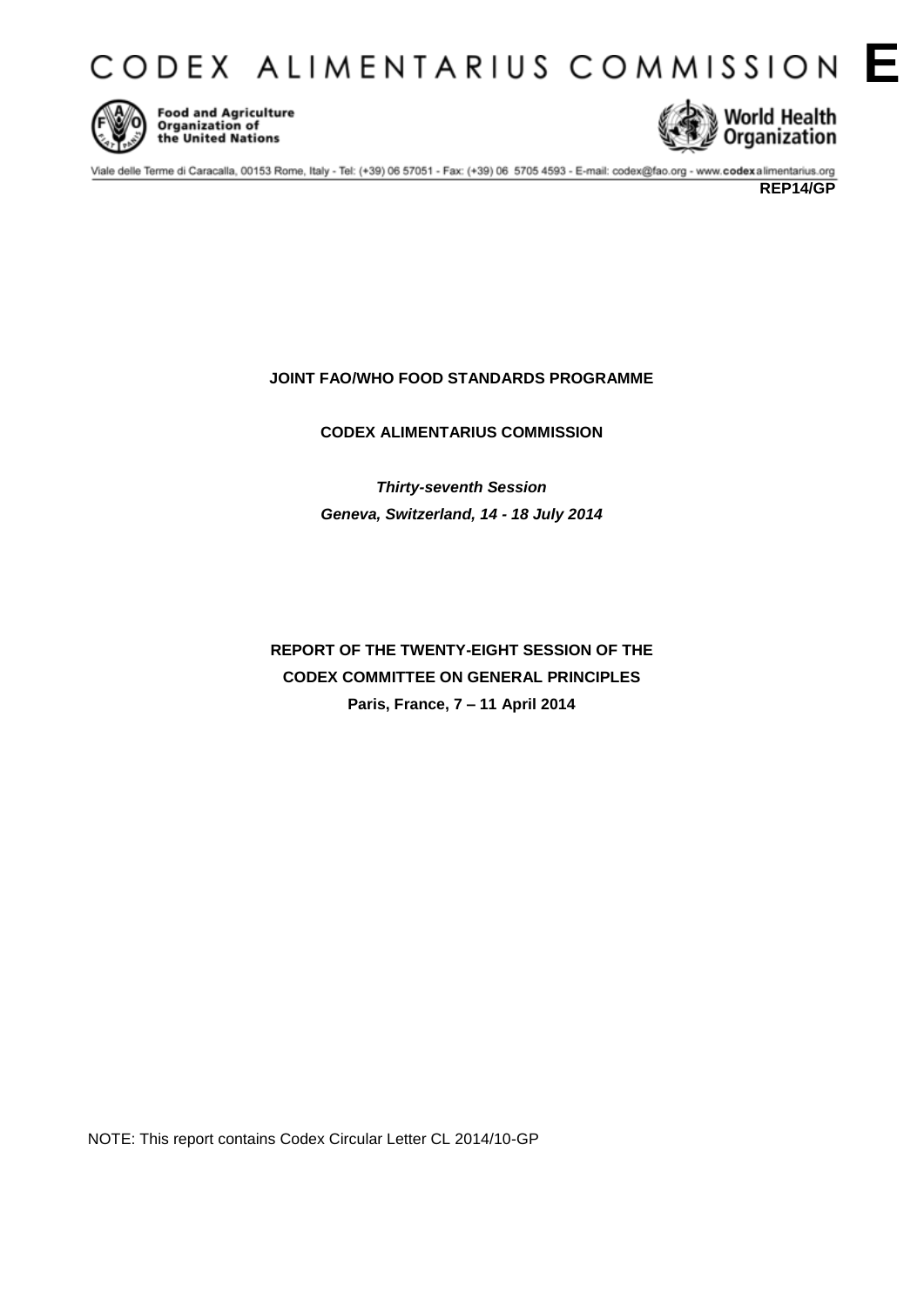CODEX ALIMENTARIUS COMMISSION **E**

Food and Agriculture Organization of the United Nations

World Health Organization

Viale delle Terme di Caracalla, 00153 Rome, Italy - Tel: (+39) 06 57051 - Fax: (+39) 06 5705 4593 - E-mail: codex@fao.org - www.codexalimentarius.org

**REP14/GP**

**JOINT FAO/WHO FOOD STANDARDS PROGRAMME**

**CODEX ALIMENTARIUS COMMISSION**

***Thirty-seventh Session***

***Geneva, Switzerland, 14 - 18 July 2014***

**REPORT OF THE TWENTY-EIGHT SESSION OF THE CODEX COMMITTEE ON GENERAL PRINCIPLES**

**Paris, France, 7 – 11 April 2014**

NOTE: This report contains Codex Circular Letter CL 2014/10-GP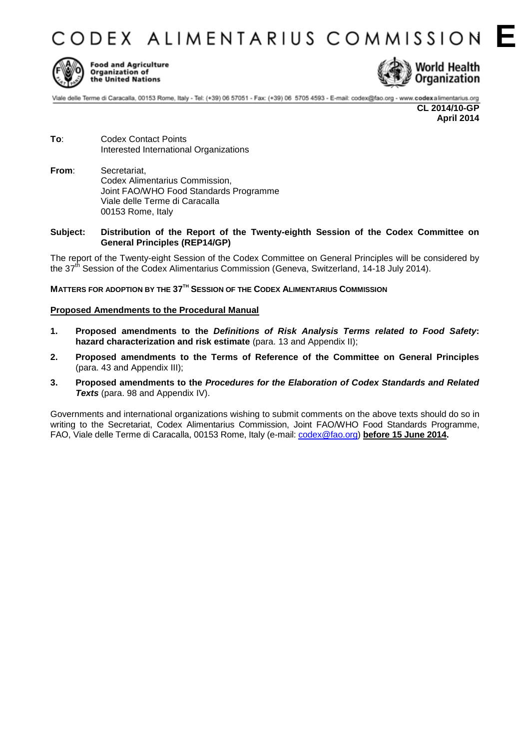# CODEX ALIMENTARIUS COMMISSION E

Food and Agriculture Organization of the United Nations

World Health Organization

Viale delle Terme di Caracalla, 00153 Rome, Italy - Tel: (+39) 06 57051 - Fax: (+39) 06 5705 4593 - E-mail: codex@fao.org - www.codexalimentarius.org

**CL 2014/10-GP**
**April 2014**

**To**: Codex Contact Points
Interested International Organizations

**From**: Secretariat,
Codex Alimentarius Commission,
Joint FAO/WHO Food Standards Programme
Viale delle Terme di Caracalla
00153 Rome, Italy

**Subject: Distribution of the Report of the Twenty-eighth Session of the Codex Committee on General Principles (REP14/GP)**

The report of the Twenty-eight Session of the Codex Committee on General Principles will be considered by the 37th Session of the Codex Alimentarius Commission (Geneva, Switzerland, 14-18 July 2014).

**MATTERS FOR ADOPTION BY THE 37TH SESSION OF THE CODEX ALIMENTARIUS COMMISSION**

**Proposed Amendments to the Procedural Manual**

1. **Proposed amendments to the *Definitions of Risk Analysis Terms related to Food Safety*: hazard characterization and risk estimate** (para. 13 and Appendix II);
2. **Proposed amendments to the Terms of Reference of the Committee on General Principles** (para. 43 and Appendix III);
3. **Proposed amendments to the *Procedures for the Elaboration of Codex Standards and Related Texts*** (para. 98 and Appendix IV).

Governments and international organizations wishing to submit comments on the above texts should do so in writing to the Secretariat, Codex Alimentarius Commission, Joint FAO/WHO Food Standards Programme, FAO, Viale delle Terme di Caracalla, 00153 Rome, Italy (e-mail: codex@fao.org) **before 15 June 2014.**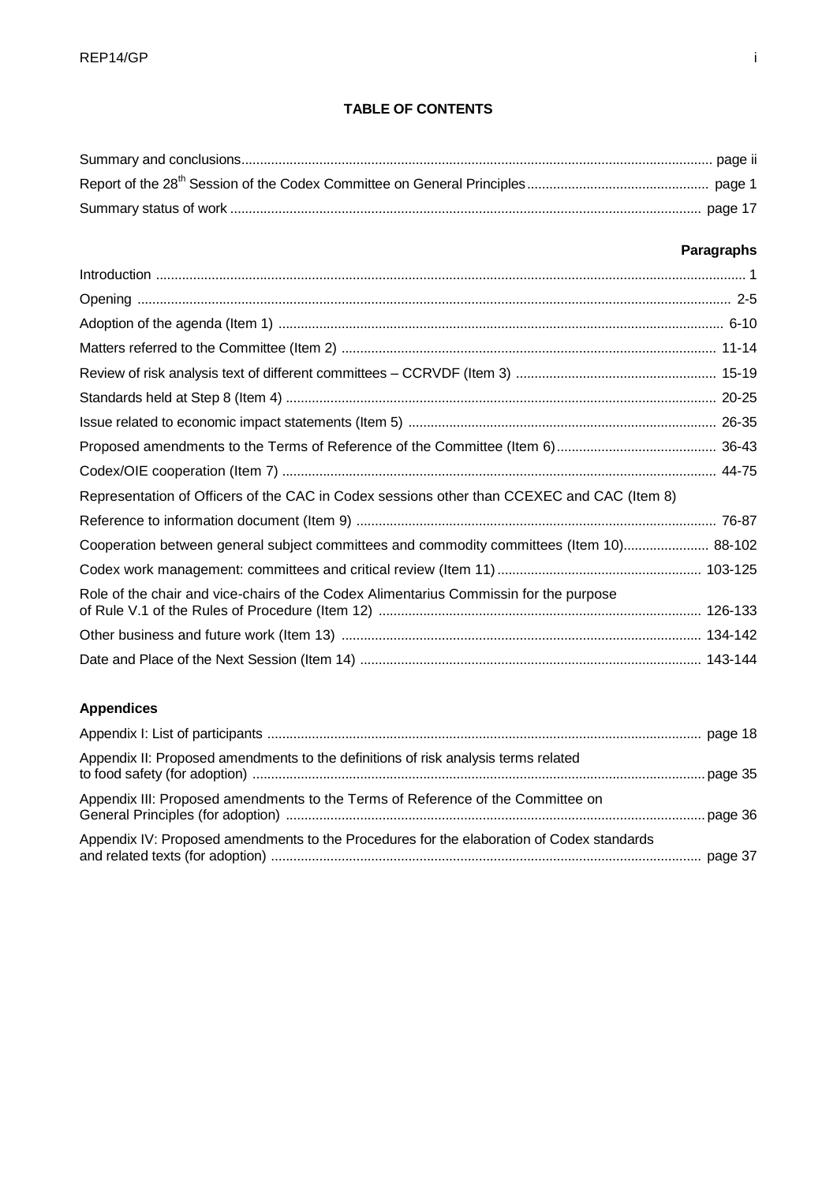**TABLE OF CONTENTS**

Summary and conclusions ........................................................................................................................ page ii

Report of the 28th Session of the Codex Committee on General Principles ............................................... page 1

Summary status of work .......................................................................................................................... page 17

**Paragraphs**

Introduction ........................................................................................................................................... 1

Opening .............................................................................................................................................. 2-5

Adoption of the agenda (Item 1) ......................................................................................................... 6-10

Matters referred to the Committee (Item 2) ....................................................................................... 11-14

Review of risk analysis text of different committees – CCRVDF (Item 3) ........................................... 15-19

Standards held at Step 8 (Item 4) ..................................................................................................... 20-25

Issue related to economic impact statements (Item 5) ....................................................................... 26-35

Proposed amendments to the Terms of Reference of the Committee (Item 6) .................................... 36-43

Codex/OIE cooperation (Item 7) ....................................................................................................... 44-75

Representation of Officers of the CAC in Codex sessions other than CCEXEC and CAC (Item 8)

Reference to information document (Item 9) ..................................................................................... 76-87

Cooperation between general subject committees and commodity committees (Item 10) ................... 88-102

Codex work management: committees and critical review (Item 11) ................................................ 103-125

Role of the chair and vice-chairs of the Codex Alimentarius Commissin for the purpose of Rule V.1 of the Rules of Procedure (Item 12) ........................................................................................ 126-133

Other business and future work (Item 13) ...................................................................................... 134-142

Date and Place of the Next Session (Item 14) .................................................................................. 143-144

**Appendices**

Appendix I: List of participants ......................................................................................................... page 18

Appendix II: Proposed amendments to the definitions of risk analysis terms related to food safety (for adoption) ............................................................................................................. page 35

Appendix III: Proposed amendments to the Terms of Reference of the Committee on General Principles (for adoption) ....................................................................................................... page 36

Appendix IV: Proposed amendments to the Procedures for the elaboration of Codex standards and related texts (for adoption) ................................................................................................... page 37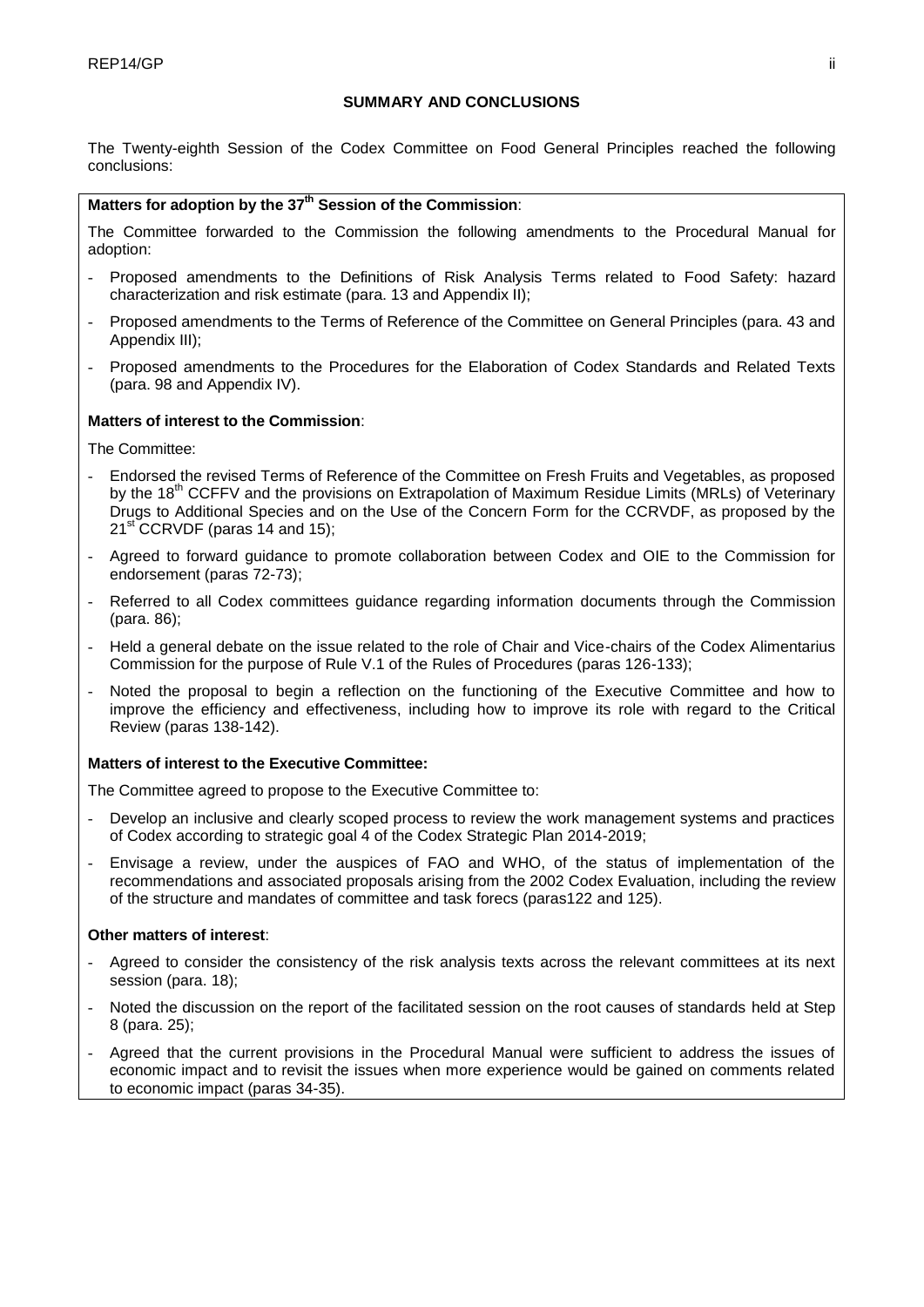## SUMMARY AND CONCLUSIONS

The Twenty-eighth Session of the Codex Committee on Food General Principles reached the following conclusions:

**Matters for adoption by the 37th Session of the Commission**:

The Committee forwarded to the Commission the following amendments to the Procedural Manual for adoption:

- Proposed amendments to the Definitions of Risk Analysis Terms related to Food Safety: hazard characterization and risk estimate (para. 13 and Appendix II);
- Proposed amendments to the Terms of Reference of the Committee on General Principles (para. 43 and Appendix III);
- Proposed amendments to the Procedures for the Elaboration of Codex Standards and Related Texts (para. 98 and Appendix IV).

**Matters of interest to the Commission**:

The Committee:

- Endorsed the revised Terms of Reference of the Committee on Fresh Fruits and Vegetables, as proposed by the 18th CCFFV and the provisions on Extrapolation of Maximum Residue Limits (MRLs) of Veterinary Drugs to Additional Species and on the Use of the Concern Form for the CCRVDF, as proposed by the 21st CCRVDF (paras 14 and 15);
- Agreed to forward guidance to promote collaboration between Codex and OIE to the Commission for endorsement (paras 72-73);
- Referred to all Codex committees guidance regarding information documents through the Commission (para. 86);
- Held a general debate on the issue related to the role of Chair and Vice-chairs of the Codex Alimentarius Commission for the purpose of Rule V.1 of the Rules of Procedures (paras 126-133);
- Noted the proposal to begin a reflection on the functioning of the Executive Committee and how to improve the efficiency and effectiveness, including how to improve its role with regard to the Critical Review (paras 138-142).

**Matters of interest to the Executive Committee:**

The Committee agreed to propose to the Executive Committee to:

- Develop an inclusive and clearly scoped process to review the work management systems and practices of Codex according to strategic goal 4 of the Codex Strategic Plan 2014-2019;
- Envisage a review, under the auspices of FAO and WHO, of the status of implementation of the recommendations and associated proposals arising from the 2002 Codex Evaluation, including the review of the structure and mandates of committee and task forecs (paras122 and 125).

**Other matters of interest**:

- Agreed to consider the consistency of the risk analysis texts across the relevant committees at its next session (para. 18);
- Noted the discussion on the report of the facilitated session on the root causes of standards held at Step 8 (para. 25);
- Agreed that the current provisions in the Procedural Manual were sufficient to address the issues of economic impact and to revisit the issues when more experience would be gained on comments related to economic impact (paras 34-35).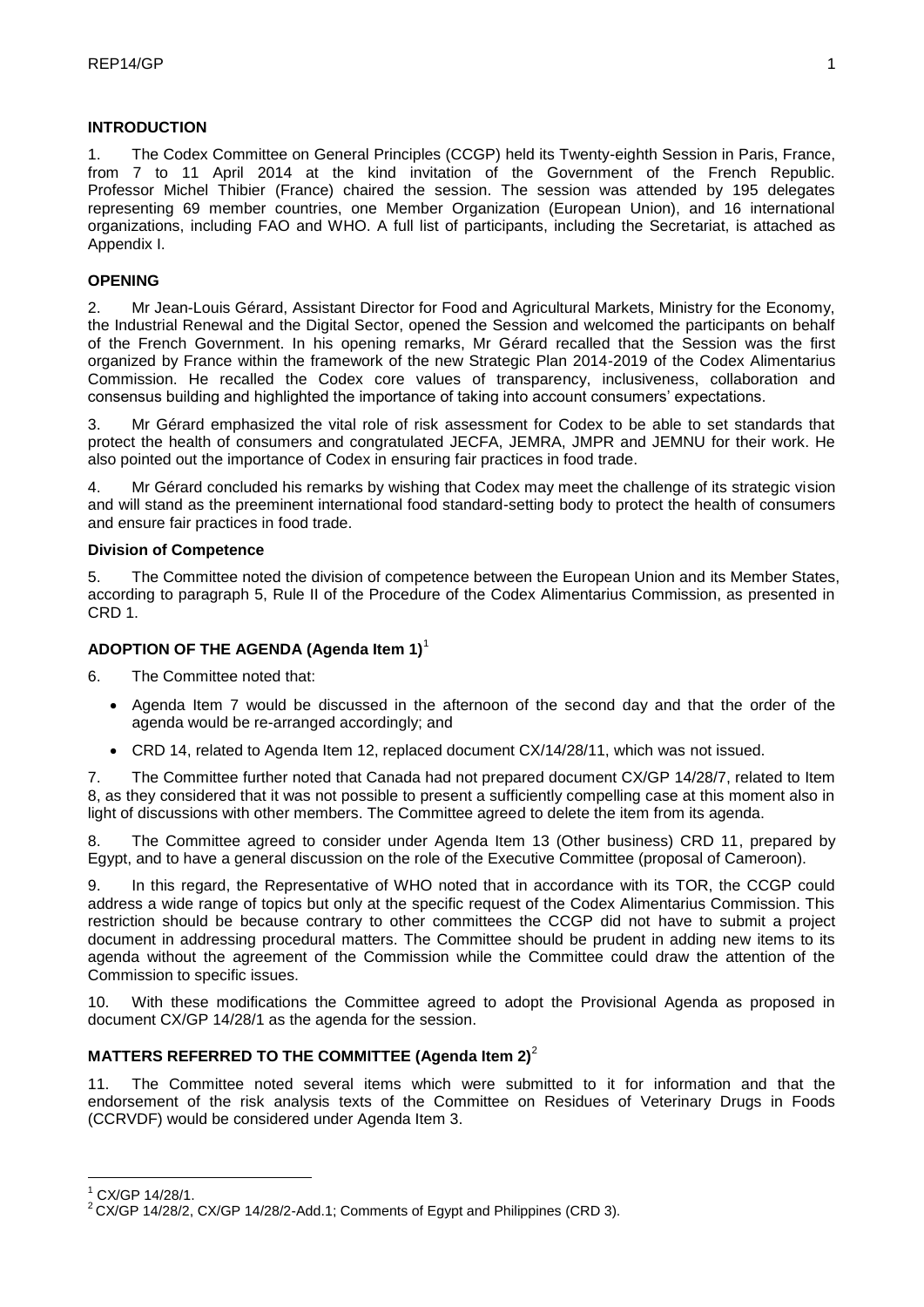## INTRODUCTION

1. The Codex Committee on General Principles (CCGP) held its Twenty-eighth Session in Paris, France, from 7 to 11 April 2014 at the kind invitation of the Government of the French Republic. Professor Michel Thibier (France) chaired the session. The session was attended by 195 delegates representing 69 member countries, one Member Organization (European Union), and 16 international organizations, including FAO and WHO. A full list of participants, including the Secretariat, is attached as Appendix I.

## OPENING

2. Mr Jean-Louis Gérard, Assistant Director for Food and Agricultural Markets, Ministry for the Economy, the Industrial Renewal and the Digital Sector, opened the Session and welcomed the participants on behalf of the French Government. In his opening remarks, Mr Gérard recalled that the Session was the first organized by France within the framework of the new Strategic Plan 2014-2019 of the Codex Alimentarius Commission. He recalled the Codex core values of transparency, inclusiveness, collaboration and consensus building and highlighted the importance of taking into account consumers' expectations.

3. Mr Gérard emphasized the vital role of risk assessment for Codex to be able to set standards that protect the health of consumers and congratulated JECFA, JEMRA, JMPR and JEMNU for their work. He also pointed out the importance of Codex in ensuring fair practices in food trade.

4. Mr Gérard concluded his remarks by wishing that Codex may meet the challenge of its strategic vision and will stand as the preeminent international food standard-setting body to protect the health of consumers and ensure fair practices in food trade.

### Division of Competence

5. The Committee noted the division of competence between the European Union and its Member States, according to paragraph 5, Rule II of the Procedure of the Codex Alimentarius Commission, as presented in CRD 1.

## ADOPTION OF THE AGENDA (Agenda Item 1)[1]

6. The Committee noted that:

- Agenda Item 7 would be discussed in the afternoon of the second day and that the order of the agenda would be re-arranged accordingly; and
- CRD 14, related to Agenda Item 12, replaced document CX/14/28/11, which was not issued.

7. The Committee further noted that Canada had not prepared document CX/GP 14/28/7, related to Item 8, as they considered that it was not possible to present a sufficiently compelling case at this moment also in light of discussions with other members. The Committee agreed to delete the item from its agenda.

8. The Committee agreed to consider under Agenda Item 13 (Other business) CRD 11, prepared by Egypt, and to have a general discussion on the role of the Executive Committee (proposal of Cameroon).

9. In this regard, the Representative of WHO noted that in accordance with its TOR, the CCGP could address a wide range of topics but only at the specific request of the Codex Alimentarius Commission. This restriction should be because contrary to other committees the CCGP did not have to submit a project document in addressing procedural matters. The Committee should be prudent in adding new items to its agenda without the agreement of the Commission while the Committee could draw the attention of the Commission to specific issues.

10. With these modifications the Committee agreed to adopt the Provisional Agenda as proposed in document CX/GP 14/28/1 as the agenda for the session.

## MATTERS REFERRED TO THE COMMITTEE (Agenda Item 2)[2]

11. The Committee noted several items which were submitted to it for information and that the endorsement of the risk analysis texts of the Committee on Residues of Veterinary Drugs in Foods (CCRVDF) would be considered under Agenda Item 3.

---

[1] CX/GP 14/28/1.

[2] CX/GP 14/28/2, CX/GP 14/28/2-Add.1; Comments of Egypt and Philippines (CRD 3).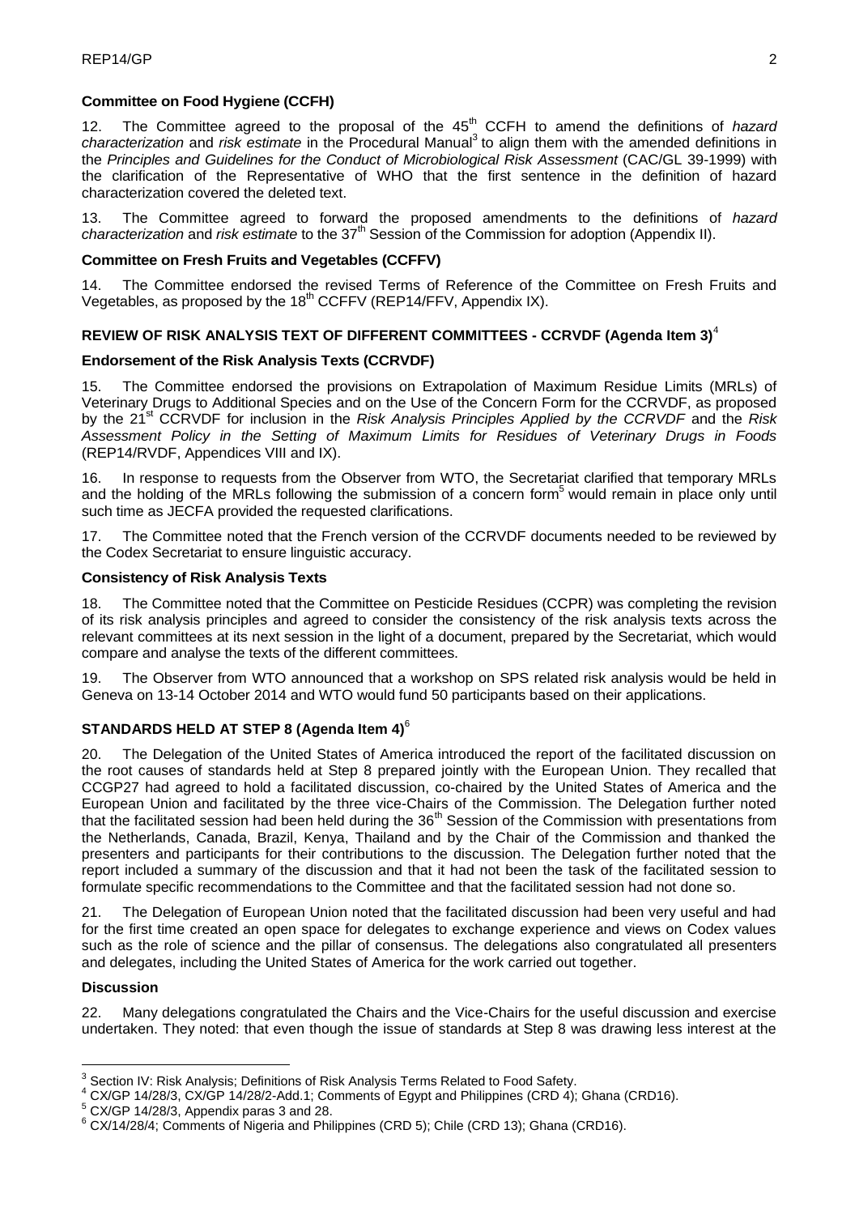**Committee on Food Hygiene (CCFH)**

12. The Committee agreed to the proposal of the 45th CCFH to amend the definitions of *hazard characterization* and *risk estimate* in the Procedural Manual[3] to align them with the amended definitions in the *Principles and Guidelines for the Conduct of Microbiological Risk Assessment* (CAC/GL 39-1999) with the clarification of the Representative of WHO that the first sentence in the definition of hazard characterization covered the deleted text.

13. The Committee agreed to forward the proposed amendments to the definitions of *hazard characterization* and *risk estimate* to the 37th Session of the Commission for adoption (Appendix II).

**Committee on Fresh Fruits and Vegetables (CCFFV)**

14. The Committee endorsed the revised Terms of Reference of the Committee on Fresh Fruits and Vegetables, as proposed by the 18th CCFFV (REP14/FFV, Appendix IX).

**REVIEW OF RISK ANALYSIS TEXT OF DIFFERENT COMMITTEES - CCRVDF (Agenda Item 3)**[4]

**Endorsement of the Risk Analysis Texts (CCRVDF)**

15. The Committee endorsed the provisions on Extrapolation of Maximum Residue Limits (MRLs) of Veterinary Drugs to Additional Species and on the Use of the Concern Form for the CCRVDF, as proposed by the 21st CCRVDF for inclusion in the *Risk Analysis Principles Applied by the CCRVDF* and the *Risk Assessment Policy in the Setting of Maximum Limits for Residues of Veterinary Drugs in Foods* (REP14/RVDF, Appendices VIII and IX).

16. In response to requests from the Observer from WTO, the Secretariat clarified that temporary MRLs and the holding of the MRLs following the submission of a concern form[5] would remain in place only until such time as JECFA provided the requested clarifications.

17. The Committee noted that the French version of the CCRVDF documents needed to be reviewed by the Codex Secretariat to ensure linguistic accuracy.

**Consistency of Risk Analysis Texts**

18. The Committee noted that the Committee on Pesticide Residues (CCPR) was completing the revision of its risk analysis principles and agreed to consider the consistency of the risk analysis texts across the relevant committees at its next session in the light of a document, prepared by the Secretariat, which would compare and analyse the texts of the different committees.

19. The Observer from WTO announced that a workshop on SPS related risk analysis would be held in Geneva on 13-14 October 2014 and WTO would fund 50 participants based on their applications.

**STANDARDS HELD AT STEP 8 (Agenda Item 4)**[6]

20. The Delegation of the United States of America introduced the report of the facilitated discussion on the root causes of standards held at Step 8 prepared jointly with the European Union. They recalled that CCGP27 had agreed to hold a facilitated discussion, co-chaired by the United States of America and the European Union and facilitated by the three vice-Chairs of the Commission. The Delegation further noted that the facilitated session had been held during the 36th Session of the Commission with presentations from the Netherlands, Canada, Brazil, Kenya, Thailand and by the Chair of the Commission and thanked the presenters and participants for their contributions to the discussion. The Delegation further noted that the report included a summary of the discussion and that it had not been the task of the facilitated session to formulate specific recommendations to the Committee and that the facilitated session had not done so.

21. The Delegation of European Union noted that the facilitated discussion had been very useful and had for the first time created an open space for delegates to exchange experience and views on Codex values such as the role of science and the pillar of consensus. The delegations also congratulated all presenters and delegates, including the United States of America for the work carried out together.

**Discussion**

22. Many delegations congratulated the Chairs and the Vice-Chairs for the useful discussion and exercise undertaken. They noted: that even though the issue of standards at Step 8 was drawing less interest at the

---

[3] Section IV: Risk Analysis; Definitions of Risk Analysis Terms Related to Food Safety.

[4] CX/GP 14/28/3, CX/GP 14/28/2-Add.1; Comments of Egypt and Philippines (CRD 4); Ghana (CRD16).

[5] CX/GP 14/28/3, Appendix paras 3 and 28.

[6] CX/14/28/4; Comments of Nigeria and Philippines (CRD 5); Chile (CRD 13); Ghana (CRD16).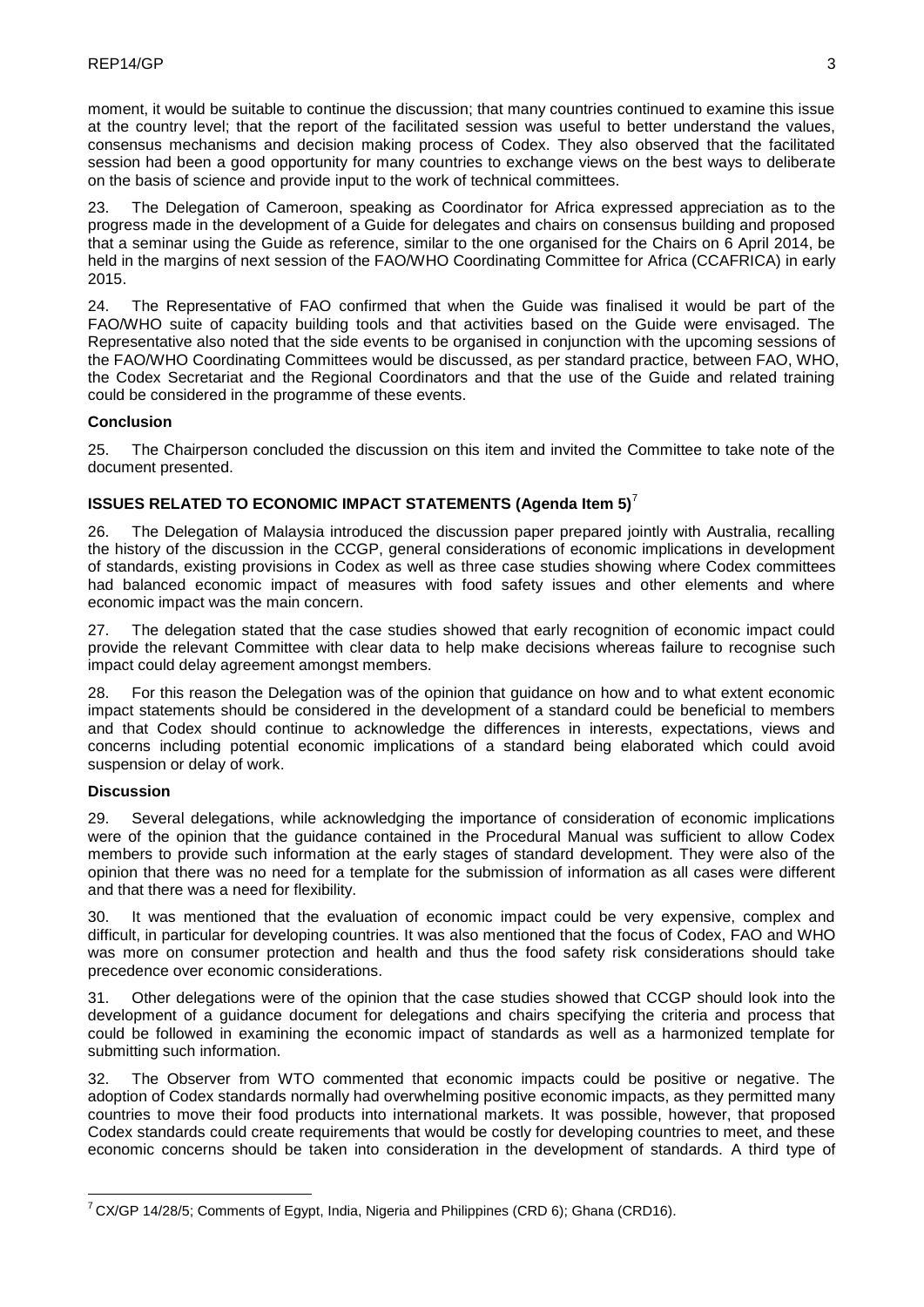moment, it would be suitable to continue the discussion; that many countries continued to examine this issue at the country level; that the report of the facilitated session was useful to better understand the values, consensus mechanisms and decision making process of Codex. They also observed that the facilitated session had been a good opportunity for many countries to exchange views on the best ways to deliberate on the basis of science and provide input to the work of technical committees.

23. The Delegation of Cameroon, speaking as Coordinator for Africa expressed appreciation as to the progress made in the development of a Guide for delegates and chairs on consensus building and proposed that a seminar using the Guide as reference, similar to the one organised for the Chairs on 6 April 2014, be held in the margins of next session of the FAO/WHO Coordinating Committee for Africa (CCAFRICA) in early 2015.

24. The Representative of FAO confirmed that when the Guide was finalised it would be part of the FAO/WHO suite of capacity building tools and that activities based on the Guide were envisaged. The Representative also noted that the side events to be organised in conjunction with the upcoming sessions of the FAO/WHO Coordinating Committees would be discussed, as per standard practice, between FAO, WHO, the Codex Secretariat and the Regional Coordinators and that the use of the Guide and related training could be considered in the programme of these events.

**Conclusion**

25. The Chairperson concluded the discussion on this item and invited the Committee to take note of the document presented.

## ISSUES RELATED TO ECONOMIC IMPACT STATEMENTS (Agenda Item 5)[7]

26. The Delegation of Malaysia introduced the discussion paper prepared jointly with Australia, recalling the history of the discussion in the CCGP, general considerations of economic implications in development of standards, existing provisions in Codex as well as three case studies showing where Codex committees had balanced economic impact of measures with food safety issues and other elements and where economic impact was the main concern.

27. The delegation stated that the case studies showed that early recognition of economic impact could provide the relevant Committee with clear data to help make decisions whereas failure to recognise such impact could delay agreement amongst members.

28. For this reason the Delegation was of the opinion that guidance on how and to what extent economic impact statements should be considered in the development of a standard could be beneficial to members and that Codex should continue to acknowledge the differences in interests, expectations, views and concerns including potential economic implications of a standard being elaborated which could avoid suspension or delay of work.

**Discussion**

29. Several delegations, while acknowledging the importance of consideration of economic implications were of the opinion that the guidance contained in the Procedural Manual was sufficient to allow Codex members to provide such information at the early stages of standard development. They were also of the opinion that there was no need for a template for the submission of information as all cases were different and that there was a need for flexibility.

30. It was mentioned that the evaluation of economic impact could be very expensive, complex and difficult, in particular for developing countries. It was also mentioned that the focus of Codex, FAO and WHO was more on consumer protection and health and thus the food safety risk considerations should take precedence over economic considerations.

31. Other delegations were of the opinion that the case studies showed that CCGP should look into the development of a guidance document for delegations and chairs specifying the criteria and process that could be followed in examining the economic impact of standards as well as a harmonized template for submitting such information.

32. The Observer from WTO commented that economic impacts could be positive or negative. The adoption of Codex standards normally had overwhelming positive economic impacts, as they permitted many countries to move their food products into international markets. It was possible, however, that proposed Codex standards could create requirements that would be costly for developing countries to meet, and these economic concerns should be taken into consideration in the development of standards. A third type of

[7] CX/GP 14/28/5; Comments of Egypt, India, Nigeria and Philippines (CRD 6); Ghana (CRD16).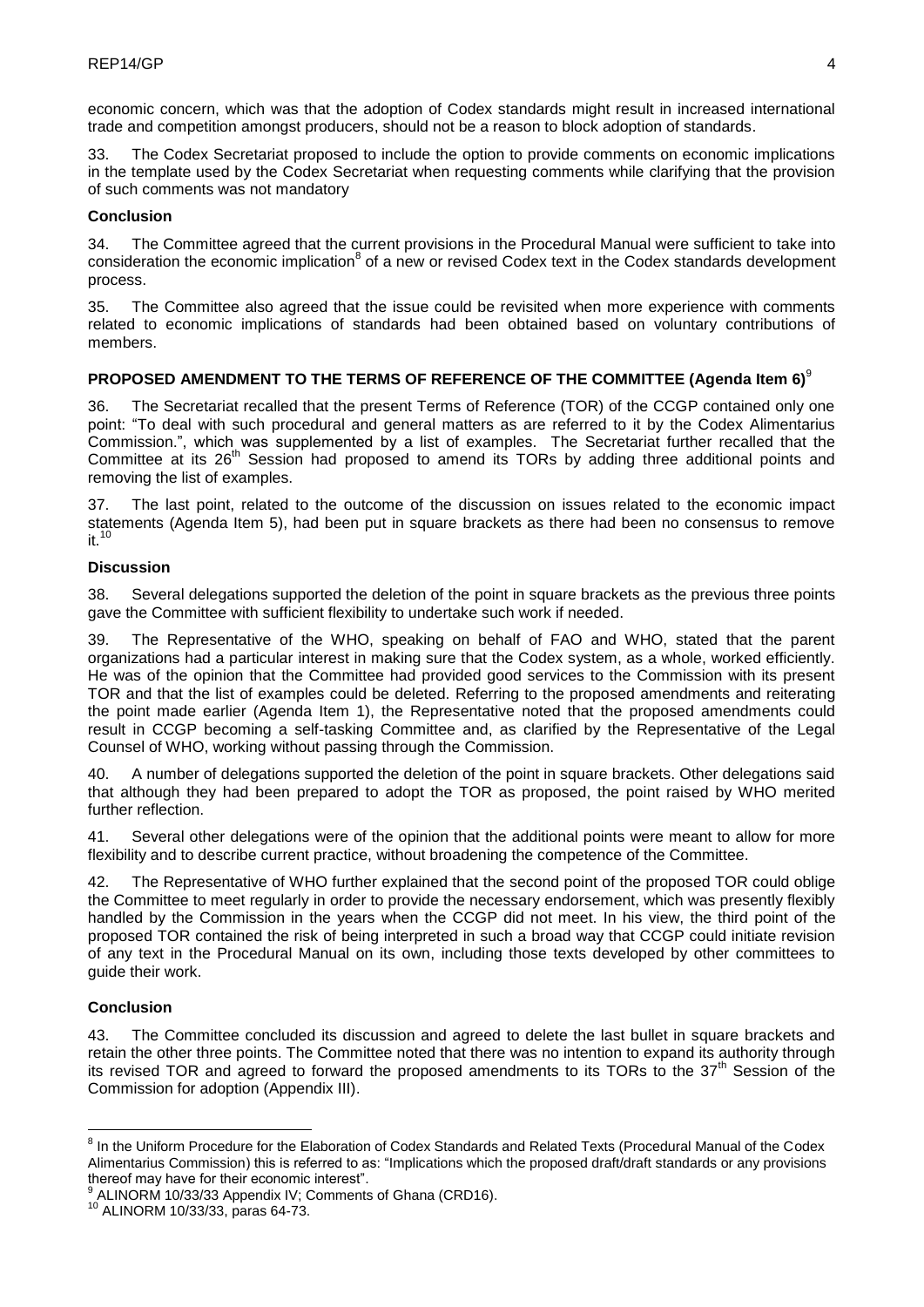economic concern, which was that the adoption of Codex standards might result in increased international trade and competition amongst producers, should not be a reason to block adoption of standards.

33. The Codex Secretariat proposed to include the option to provide comments on economic implications in the template used by the Codex Secretariat when requesting comments while clarifying that the provision of such comments was not mandatory

**Conclusion**

34. The Committee agreed that the current provisions in the Procedural Manual were sufficient to take into consideration the economic implication[8] of a new or revised Codex text in the Codex standards development process.

35. The Committee also agreed that the issue could be revisited when more experience with comments related to economic implications of standards had been obtained based on voluntary contributions of members.

## PROPOSED AMENDMENT TO THE TERMS OF REFERENCE OF THE COMMITTEE (Agenda Item 6)[9]

36. The Secretariat recalled that the present Terms of Reference (TOR) of the CCGP contained only one point: "To deal with such procedural and general matters as are referred to it by the Codex Alimentarius Commission.", which was supplemented by a list of examples. The Secretariat further recalled that the Committee at its 26th Session had proposed to amend its TORs by adding three additional points and removing the list of examples.

37. The last point, related to the outcome of the discussion on issues related to the economic impact statements (Agenda Item 5), had been put in square brackets as there had been no consensus to remove it.[10]

**Discussion**

38. Several delegations supported the deletion of the point in square brackets as the previous three points gave the Committee with sufficient flexibility to undertake such work if needed.

39. The Representative of the WHO, speaking on behalf of FAO and WHO, stated that the parent organizations had a particular interest in making sure that the Codex system, as a whole, worked efficiently. He was of the opinion that the Committee had provided good services to the Commission with its present TOR and that the list of examples could be deleted. Referring to the proposed amendments and reiterating the point made earlier (Agenda Item 1), the Representative noted that the proposed amendments could result in CCGP becoming a self-tasking Committee and, as clarified by the Representative of the Legal Counsel of WHO, working without passing through the Commission.

40. A number of delegations supported the deletion of the point in square brackets. Other delegations said that although they had been prepared to adopt the TOR as proposed, the point raised by WHO merited further reflection.

41. Several other delegations were of the opinion that the additional points were meant to allow for more flexibility and to describe current practice, without broadening the competence of the Committee.

42. The Representative of WHO further explained that the second point of the proposed TOR could oblige the Committee to meet regularly in order to provide the necessary endorsement, which was presently flexibly handled by the Commission in the years when the CCGP did not meet. In his view, the third point of the proposed TOR contained the risk of being interpreted in such a broad way that CCGP could initiate revision of any text in the Procedural Manual on its own, including those texts developed by other committees to guide their work.

**Conclusion**

43. The Committee concluded its discussion and agreed to delete the last bullet in square brackets and retain the other three points. The Committee noted that there was no intention to expand its authority through its revised TOR and agreed to forward the proposed amendments to its TORs to the 37th Session of the Commission for adoption (Appendix III).

---

[8] In the Uniform Procedure for the Elaboration of Codex Standards and Related Texts (Procedural Manual of the Codex Alimentarius Commission) this is referred to as: "Implications which the proposed draft/draft standards or any provisions thereof may have for their economic interest".

[9] ALINORM 10/33/33 Appendix IV; Comments of Ghana (CRD16).

[10] ALINORM 10/33/33, paras 64-73.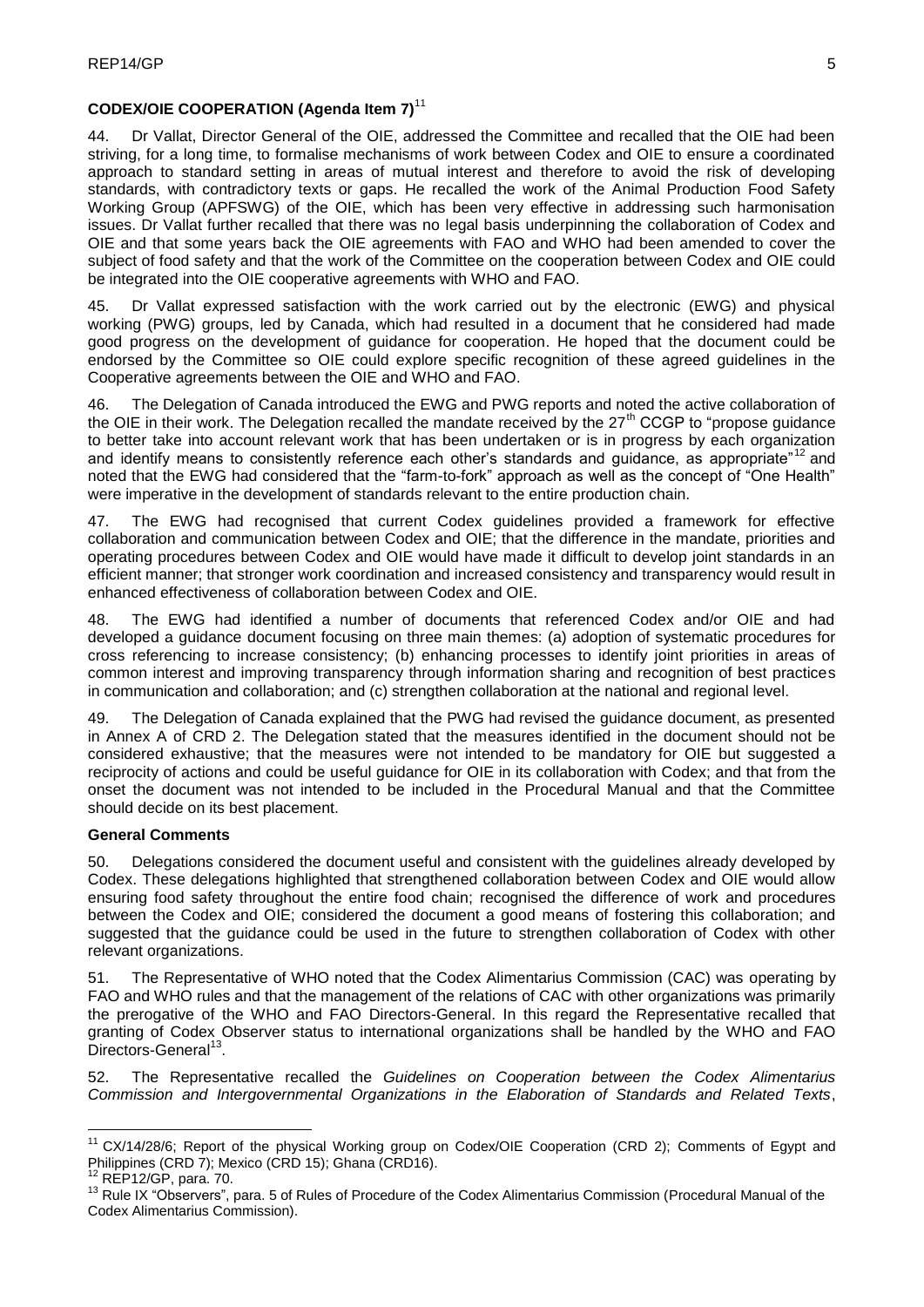**CODEX/OIE COOPERATION (Agenda Item 7)**[11]

44. Dr Vallat, Director General of the OIE, addressed the Committee and recalled that the OIE had been striving, for a long time, to formalise mechanisms of work between Codex and OIE to ensure a coordinated approach to standard setting in areas of mutual interest and therefore to avoid the risk of developing standards, with contradictory texts or gaps. He recalled the work of the Animal Production Food Safety Working Group (APFSWG) of the OIE, which has been very effective in addressing such harmonisation issues. Dr Vallat further recalled that there was no legal basis underpinning the collaboration of Codex and OIE and that some years back the OIE agreements with FAO and WHO had been amended to cover the subject of food safety and that the work of the Committee on the cooperation between Codex and OIE could be integrated into the OIE cooperative agreements with WHO and FAO.

45. Dr Vallat expressed satisfaction with the work carried out by the electronic (EWG) and physical working (PWG) groups, led by Canada, which had resulted in a document that he considered had made good progress on the development of guidance for cooperation. He hoped that the document could be endorsed by the Committee so OIE could explore specific recognition of these agreed guidelines in the Cooperative agreements between the OIE and WHO and FAO.

46. The Delegation of Canada introduced the EWG and PWG reports and noted the active collaboration of the OIE in their work. The Delegation recalled the mandate received by the 27th CCGP to "propose guidance to better take into account relevant work that has been undertaken or is in progress by each organization and identify means to consistently reference each other's standards and guidance, as appropriate"[12] and noted that the EWG had considered that the "farm-to-fork" approach as well as the concept of "One Health" were imperative in the development of standards relevant to the entire production chain.

47. The EWG had recognised that current Codex guidelines provided a framework for effective collaboration and communication between Codex and OIE; that the difference in the mandate, priorities and operating procedures between Codex and OIE would have made it difficult to develop joint standards in an efficient manner; that stronger work coordination and increased consistency and transparency would result in enhanced effectiveness of collaboration between Codex and OIE.

48. The EWG had identified a number of documents that referenced Codex and/or OIE and had developed a guidance document focusing on three main themes: (a) adoption of systematic procedures for cross referencing to increase consistency; (b) enhancing processes to identify joint priorities in areas of common interest and improving transparency through information sharing and recognition of best practices in communication and collaboration; and (c) strengthen collaboration at the national and regional level.

49. The Delegation of Canada explained that the PWG had revised the guidance document, as presented in Annex A of CRD 2. The Delegation stated that the measures identified in the document should not be considered exhaustive; that the measures were not intended to be mandatory for OIE but suggested a reciprocity of actions and could be useful guidance for OIE in its collaboration with Codex; and that from the onset the document was not intended to be included in the Procedural Manual and that the Committee should decide on its best placement.

**General Comments**

50. Delegations considered the document useful and consistent with the guidelines already developed by Codex. These delegations highlighted that strengthened collaboration between Codex and OIE would allow ensuring food safety throughout the entire food chain; recognised the difference of work and procedures between the Codex and OIE; considered the document a good means of fostering this collaboration; and suggested that the guidance could be used in the future to strengthen collaboration of Codex with other relevant organizations.

51. The Representative of WHO noted that the Codex Alimentarius Commission (CAC) was operating by FAO and WHO rules and that the management of the relations of CAC with other organizations was primarily the prerogative of the WHO and FAO Directors-General. In this regard the Representative recalled that granting of Codex Observer status to international organizations shall be handled by the WHO and FAO Directors-General[13].

52. The Representative recalled the *Guidelines on Cooperation between the Codex Alimentarius Commission and Intergovernmental Organizations in the Elaboration of Standards and Related Texts*,

---

[11] CX/14/28/6; Report of the physical Working group on Codex/OIE Cooperation (CRD 2); Comments of Egypt and Philippines (CRD 7); Mexico (CRD 15); Ghana (CRD16).

[12] REP12/GP, para. 70.

[13] Rule IX "Observers", para. 5 of Rules of Procedure of the Codex Alimentarius Commission (Procedural Manual of the Codex Alimentarius Commission).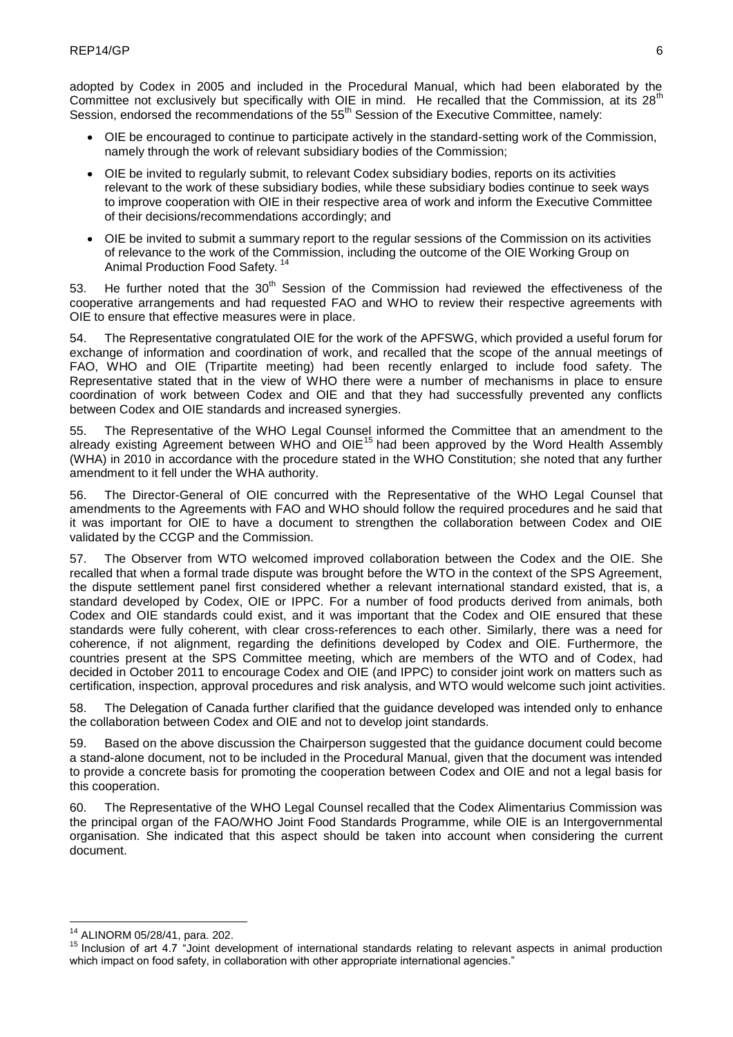adopted by Codex in 2005 and included in the Procedural Manual, which had been elaborated by the Committee not exclusively but specifically with OIE in mind. He recalled that the Commission, at its 28th Session, endorsed the recommendations of the 55th Session of the Executive Committee, namely:

- OIE be encouraged to continue to participate actively in the standard-setting work of the Commission, namely through the work of relevant subsidiary bodies of the Commission;
- OIE be invited to regularly submit, to relevant Codex subsidiary bodies, reports on its activities relevant to the work of these subsidiary bodies, while these subsidiary bodies continue to seek ways to improve cooperation with OIE in their respective area of work and inform the Executive Committee of their decisions/recommendations accordingly; and
- OIE be invited to submit a summary report to the regular sessions of the Commission on its activities of relevance to the work of the Commission, including the outcome of the OIE Working Group on Animal Production Food Safety. [14]

53. He further noted that the 30th Session of the Commission had reviewed the effectiveness of the cooperative arrangements and had requested FAO and WHO to review their respective agreements with OIE to ensure that effective measures were in place.

54. The Representative congratulated OIE for the work of the APFSWG, which provided a useful forum for exchange of information and coordination of work, and recalled that the scope of the annual meetings of FAO, WHO and OIE (Tripartite meeting) had been recently enlarged to include food safety. The Representative stated that in the view of WHO there were a number of mechanisms in place to ensure coordination of work between Codex and OIE and that they had successfully prevented any conflicts between Codex and OIE standards and increased synergies.

55. The Representative of the WHO Legal Counsel informed the Committee that an amendment to the already existing Agreement between WHO and OIE[15] had been approved by the Word Health Assembly (WHA) in 2010 in accordance with the procedure stated in the WHO Constitution; she noted that any further amendment to it fell under the WHA authority.

56. The Director-General of OIE concurred with the Representative of the WHO Legal Counsel that amendments to the Agreements with FAO and WHO should follow the required procedures and he said that it was important for OIE to have a document to strengthen the collaboration between Codex and OIE validated by the CCGP and the Commission.

57. The Observer from WTO welcomed improved collaboration between the Codex and the OIE. She recalled that when a formal trade dispute was brought before the WTO in the context of the SPS Agreement, the dispute settlement panel first considered whether a relevant international standard existed, that is, a standard developed by Codex, OIE or IPPC. For a number of food products derived from animals, both Codex and OIE standards could exist, and it was important that the Codex and OIE ensured that these standards were fully coherent, with clear cross-references to each other. Similarly, there was a need for coherence, if not alignment, regarding the definitions developed by Codex and OIE. Furthermore, the countries present at the SPS Committee meeting, which are members of the WTO and of Codex, had decided in October 2011 to encourage Codex and OIE (and IPPC) to consider joint work on matters such as certification, inspection, approval procedures and risk analysis, and WTO would welcome such joint activities.

58. The Delegation of Canada further clarified that the guidance developed was intended only to enhance the collaboration between Codex and OIE and not to develop joint standards.

59. Based on the above discussion the Chairperson suggested that the guidance document could become a stand-alone document, not to be included in the Procedural Manual, given that the document was intended to provide a concrete basis for promoting the cooperation between Codex and OIE and not a legal basis for this cooperation.

60. The Representative of the WHO Legal Counsel recalled that the Codex Alimentarius Commission was the principal organ of the FAO/WHO Joint Food Standards Programme, while OIE is an Intergovernmental organisation. She indicated that this aspect should be taken into account when considering the current document.

---

[14] ALINORM 05/28/41, para. 202.

[15] Inclusion of art 4.7 "Joint development of international standards relating to relevant aspects in animal production which impact on food safety, in collaboration with other appropriate international agencies."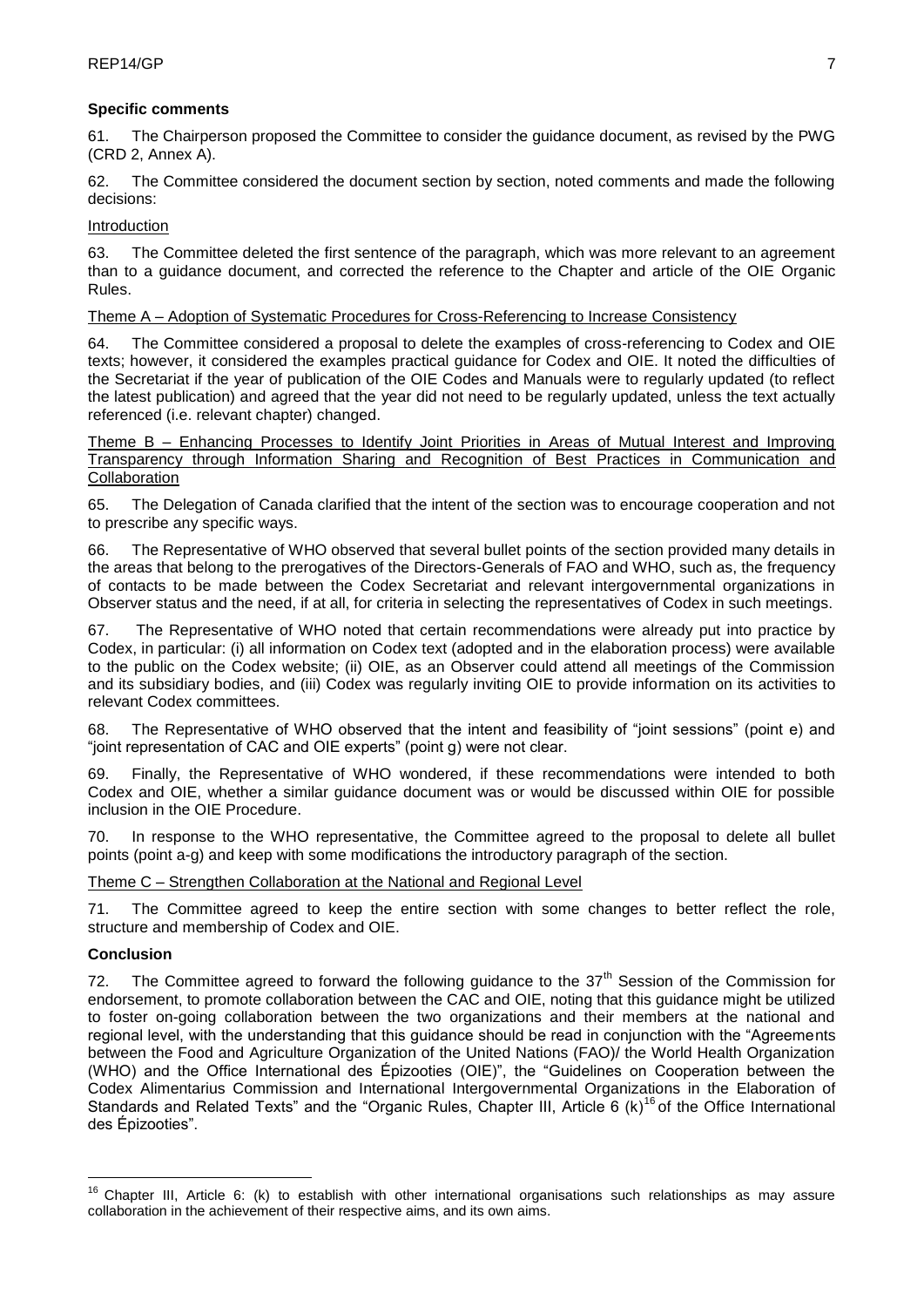### Specific comments

61. The Chairperson proposed the Committee to consider the guidance document, as revised by the PWG (CRD 2, Annex A).

62. The Committee considered the document section by section, noted comments and made the following decisions:

<u>Introduction</u>

63. The Committee deleted the first sentence of the paragraph, which was more relevant to an agreement than to a guidance document, and corrected the reference to the Chapter and article of the OIE Organic Rules.

<u>Theme A – Adoption of Systematic Procedures for Cross-Referencing to Increase Consistency</u>

64. The Committee considered a proposal to delete the examples of cross-referencing to Codex and OIE texts; however, it considered the examples practical guidance for Codex and OIE. It noted the difficulties of the Secretariat if the year of publication of the OIE Codes and Manuals were to regularly updated (to reflect the latest publication) and agreed that the year did not need to be regularly updated, unless the text actually referenced (i.e. relevant chapter) changed.

<u>Theme B – Enhancing Processes to Identify Joint Priorities in Areas of Mutual Interest and Improving Transparency through Information Sharing and Recognition of Best Practices in Communication and Collaboration</u>

65. The Delegation of Canada clarified that the intent of the section was to encourage cooperation and not to prescribe any specific ways.

66. The Representative of WHO observed that several bullet points of the section provided many details in the areas that belong to the prerogatives of the Directors-Generals of FAO and WHO, such as, the frequency of contacts to be made between the Codex Secretariat and relevant intergovernmental organizations in Observer status and the need, if at all, for criteria in selecting the representatives of Codex in such meetings.

67. The Representative of WHO noted that certain recommendations were already put into practice by Codex, in particular: (i) all information on Codex text (adopted and in the elaboration process) were available to the public on the Codex website; (ii) OIE, as an Observer could attend all meetings of the Commission and its subsidiary bodies, and (iii) Codex was regularly inviting OIE to provide information on its activities to relevant Codex committees.

68. The Representative of WHO observed that the intent and feasibility of "joint sessions" (point e) and "joint representation of CAC and OIE experts" (point g) were not clear.

69. Finally, the Representative of WHO wondered, if these recommendations were intended to both Codex and OIE, whether a similar guidance document was or would be discussed within OIE for possible inclusion in the OIE Procedure.

70. In response to the WHO representative, the Committee agreed to the proposal to delete all bullet points (point a-g) and keep with some modifications the introductory paragraph of the section.

<u>Theme C – Strengthen Collaboration at the National and Regional Level</u>

71. The Committee agreed to keep the entire section with some changes to better reflect the role, structure and membership of Codex and OIE.

### Conclusion

72. The Committee agreed to forward the following guidance to the 37th Session of the Commission for endorsement, to promote collaboration between the CAC and OIE, noting that this guidance might be utilized to foster on-going collaboration between the two organizations and their members at the national and regional level, with the understanding that this guidance should be read in conjunction with the "Agreements between the Food and Agriculture Organization of the United Nations (FAO)/ the World Health Organization (WHO) and the Office International des Épizooties (OIE)", the "Guidelines on Cooperation between the Codex Alimentarius Commission and International Intergovernmental Organizations in the Elaboration of Standards and Related Texts" and the "Organic Rules, Chapter III, Article 6 (k)[16] of the Office International des Épizooties".

---

[16] Chapter III, Article 6: (k) to establish with other international organisations such relationships as may assure collaboration in the achievement of their respective aims, and its own aims.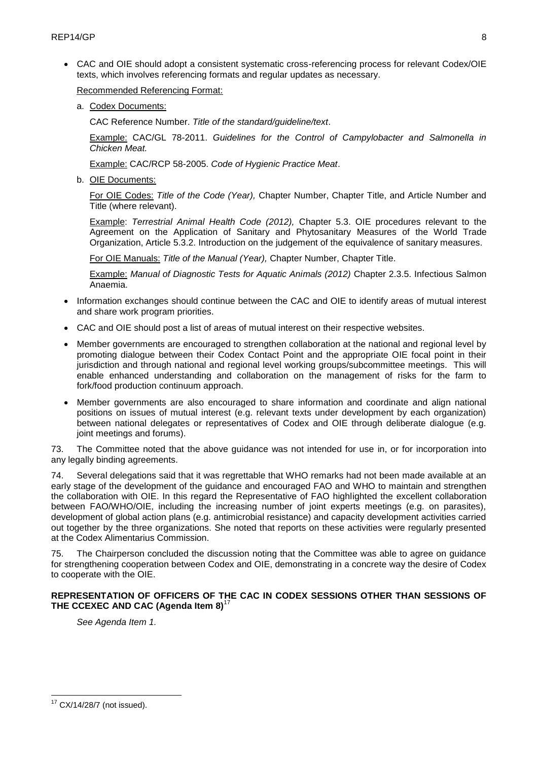- CAC and OIE should adopt a consistent systematic cross-referencing process for relevant Codex/OIE texts, which involves referencing formats and regular updates as necessary.

  Recommended Referencing Format:

  a. Codex Documents:

     CAC Reference Number. *Title of the standard/guideline/text*.

     Example: CAC/GL 78-2011. *Guidelines for the Control of Campylobacter and Salmonella in Chicken Meat.*

     Example: CAC/RCP 58-2005. *Code of Hygienic Practice Meat*.

  b. OIE Documents:

     For OIE Codes: *Title of the Code (Year),* Chapter Number, Chapter Title, and Article Number and Title (where relevant).

     Example: *Terrestrial Animal Health Code (2012),* Chapter 5.3. OIE procedures relevant to the Agreement on the Application of Sanitary and Phytosanitary Measures of the World Trade Organization, Article 5.3.2. Introduction on the judgement of the equivalence of sanitary measures.

     For OIE Manuals: *Title of the Manual (Year),* Chapter Number, Chapter Title.

     Example: *Manual of Diagnostic Tests for Aquatic Animals (2012)* Chapter 2.3.5. Infectious Salmon Anaemia.

- Information exchanges should continue between the CAC and OIE to identify areas of mutual interest and share work program priorities.
- CAC and OIE should post a list of areas of mutual interest on their respective websites.
- Member governments are encouraged to strengthen collaboration at the national and regional level by promoting dialogue between their Codex Contact Point and the appropriate OIE focal point in their jurisdiction and through national and regional level working groups/subcommittee meetings. This will enable enhanced understanding and collaboration on the management of risks for the farm to fork/food production continuum approach.
- Member governments are also encouraged to share information and coordinate and align national positions on issues of mutual interest (e.g. relevant texts under development by each organization) between national delegates or representatives of Codex and OIE through deliberate dialogue (e.g. joint meetings and forums).

73. The Committee noted that the above guidance was not intended for use in, or for incorporation into any legally binding agreements.

74. Several delegations said that it was regrettable that WHO remarks had not been made available at an early stage of the development of the guidance and encouraged FAO and WHO to maintain and strengthen the collaboration with OIE. In this regard the Representative of FAO highlighted the excellent collaboration between FAO/WHO/OIE, including the increasing number of joint experts meetings (e.g. on parasites), development of global action plans (e.g. antimicrobial resistance) and capacity development activities carried out together by the three organizations. She noted that reports on these activities were regularly presented at the Codex Alimentarius Commission.

75. The Chairperson concluded the discussion noting that the Committee was able to agree on guidance for strengthening cooperation between Codex and OIE, demonstrating in a concrete way the desire of Codex to cooperate with the OIE.

## REPRESENTATION OF OFFICERS OF THE CAC IN CODEX SESSIONS OTHER THAN SESSIONS OF THE CCEXEC AND CAC (Agenda Item 8)[17]

*See Agenda Item 1.*

---

[17] CX/14/28/7 (not issued).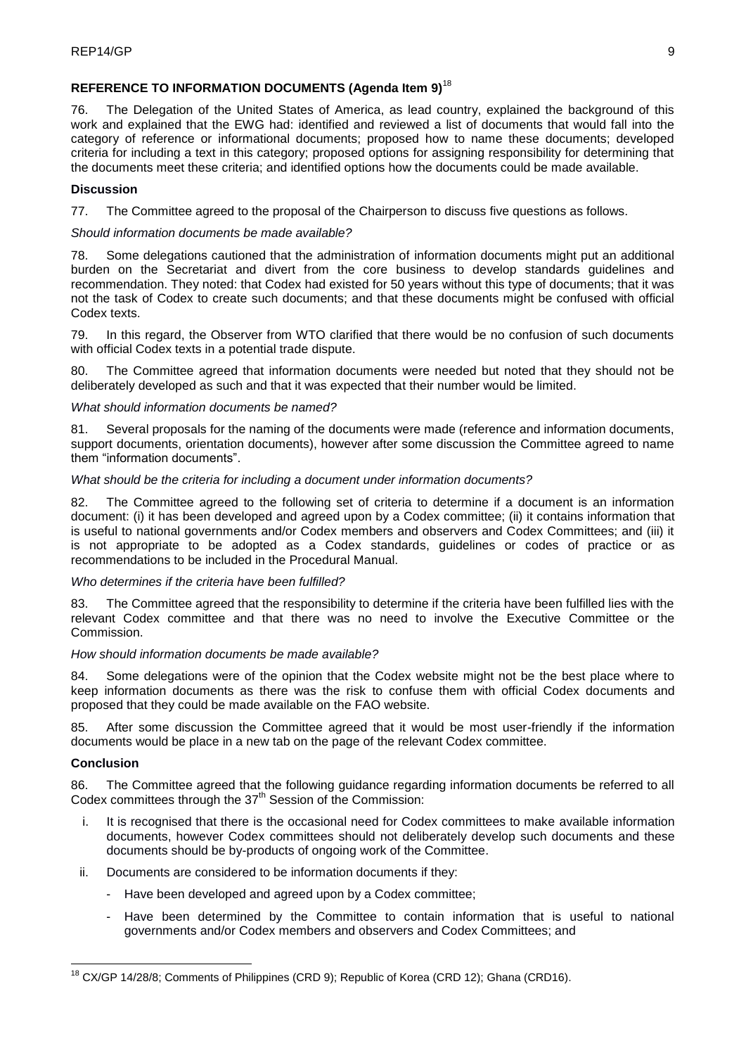## REFERENCE TO INFORMATION DOCUMENTS (Agenda Item 9)[18]

76. The Delegation of the United States of America, as lead country, explained the background of this work and explained that the EWG had: identified and reviewed a list of documents that would fall into the category of reference or informational documents; proposed how to name these documents; developed criteria for including a text in this category; proposed options for assigning responsibility for determining that the documents meet these criteria; and identified options how the documents could be made available.

### Discussion

77. The Committee agreed to the proposal of the Chairperson to discuss five questions as follows.

*Should information documents be made available?*

78. Some delegations cautioned that the administration of information documents might put an additional burden on the Secretariat and divert from the core business to develop standards guidelines and recommendation. They noted: that Codex had existed for 50 years without this type of documents; that it was not the task of Codex to create such documents; and that these documents might be confused with official Codex texts.

79. In this regard, the Observer from WTO clarified that there would be no confusion of such documents with official Codex texts in a potential trade dispute.

80. The Committee agreed that information documents were needed but noted that they should not be deliberately developed as such and that it was expected that their number would be limited.

*What should information documents be named?*

81. Several proposals for the naming of the documents were made (reference and information documents, support documents, orientation documents), however after some discussion the Committee agreed to name them "information documents".

*What should be the criteria for including a document under information documents?*

82. The Committee agreed to the following set of criteria to determine if a document is an information document: (i) it has been developed and agreed upon by a Codex committee; (ii) it contains information that is useful to national governments and/or Codex members and observers and Codex Committees; and (iii) it is not appropriate to be adopted as a Codex standards, guidelines or codes of practice or as recommendations to be included in the Procedural Manual.

*Who determines if the criteria have been fulfilled?*

83. The Committee agreed that the responsibility to determine if the criteria have been fulfilled lies with the relevant Codex committee and that there was no need to involve the Executive Committee or the Commission.

*How should information documents be made available?*

84. Some delegations were of the opinion that the Codex website might not be the best place where to keep information documents as there was the risk to confuse them with official Codex documents and proposed that they could be made available on the FAO website.

85. After some discussion the Committee agreed that it would be most user-friendly if the information documents would be place in a new tab on the page of the relevant Codex committee.

### Conclusion

86. The Committee agreed that the following guidance regarding information documents be referred to all Codex committees through the 37th Session of the Commission:

i. It is recognised that there is the occasional need for Codex committees to make available information documents, however Codex committees should not deliberately develop such documents and these documents should be by-products of ongoing work of the Committee.

ii. Documents are considered to be information documents if they:

- Have been developed and agreed upon by a Codex committee;
- Have been determined by the Committee to contain information that is useful to national governments and/or Codex members and observers and Codex Committees; and

---

[18] CX/GP 14/28/8; Comments of Philippines (CRD 9); Republic of Korea (CRD 12); Ghana (CRD16).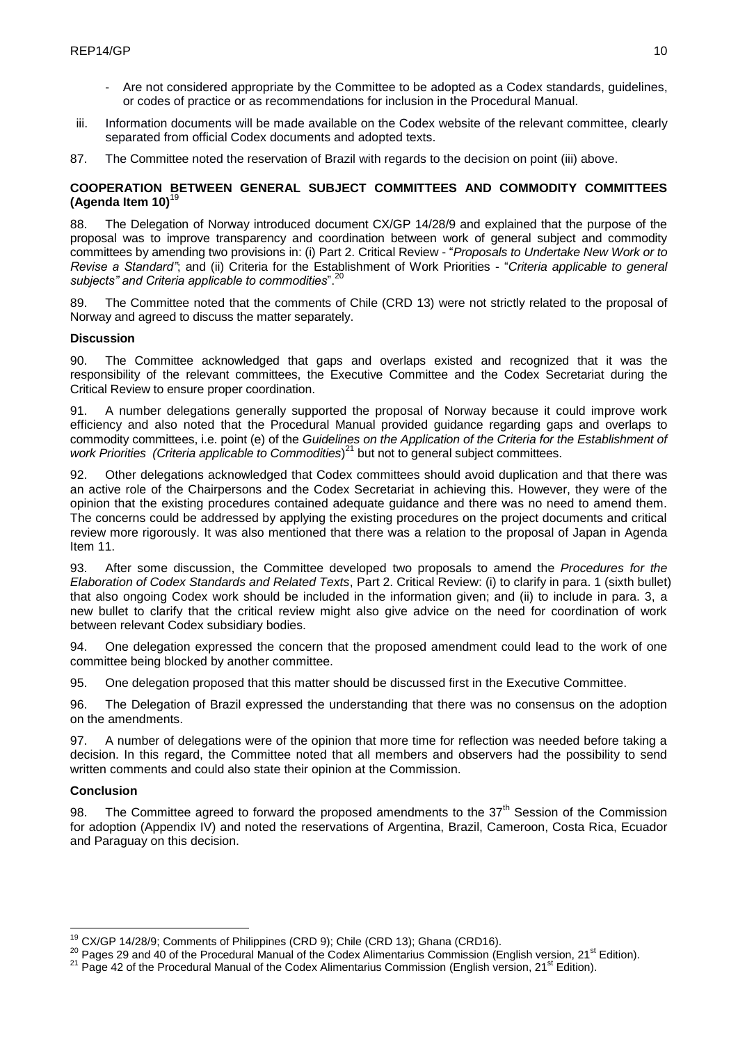- Are not considered appropriate by the Committee to be adopted as a Codex standards, guidelines, or codes of practice or as recommendations for inclusion in the Procedural Manual.

iii. Information documents will be made available on the Codex website of the relevant committee, clearly separated from official Codex documents and adopted texts.

87. The Committee noted the reservation of Brazil with regards to the decision on point (iii) above.

**COOPERATION BETWEEN GENERAL SUBJECT COMMITTEES AND COMMODITY COMMITTEES (Agenda Item 10)**[19]

88. The Delegation of Norway introduced document CX/GP 14/28/9 and explained that the purpose of the proposal was to improve transparency and coordination between work of general subject and commodity committees by amending two provisions in: (i) Part 2. Critical Review - "*Proposals to Undertake New Work or to Revise a Standard"*; and (ii) Criteria for the Establishment of Work Priorities - "*Criteria applicable to general subjects" and Criteria applicable to commodities*".[20]

89. The Committee noted that the comments of Chile (CRD 13) were not strictly related to the proposal of Norway and agreed to discuss the matter separately.

**Discussion**

90. The Committee acknowledged that gaps and overlaps existed and recognized that it was the responsibility of the relevant committees, the Executive Committee and the Codex Secretariat during the Critical Review to ensure proper coordination.

91. A number delegations generally supported the proposal of Norway because it could improve work efficiency and also noted that the Procedural Manual provided guidance regarding gaps and overlaps to commodity committees, i.e. point (e) of the *Guidelines on the Application of the Criteria for the Establishment of work Priorities (Criteria applicable to Commodities*)[21] but not to general subject committees.

92. Other delegations acknowledged that Codex committees should avoid duplication and that there was an active role of the Chairpersons and the Codex Secretariat in achieving this. However, they were of the opinion that the existing procedures contained adequate guidance and there was no need to amend them. The concerns could be addressed by applying the existing procedures on the project documents and critical review more rigorously. It was also mentioned that there was a relation to the proposal of Japan in Agenda Item 11.

93. After some discussion, the Committee developed two proposals to amend the *Procedures for the Elaboration of Codex Standards and Related Texts*, Part 2. Critical Review: (i) to clarify in para. 1 (sixth bullet) that also ongoing Codex work should be included in the information given; and (ii) to include in para. 3, a new bullet to clarify that the critical review might also give advice on the need for coordination of work between relevant Codex subsidiary bodies.

94. One delegation expressed the concern that the proposed amendment could lead to the work of one committee being blocked by another committee.

95. One delegation proposed that this matter should be discussed first in the Executive Committee.

96. The Delegation of Brazil expressed the understanding that there was no consensus on the adoption on the amendments.

97. A number of delegations were of the opinion that more time for reflection was needed before taking a decision. In this regard, the Committee noted that all members and observers had the possibility to send written comments and could also state their opinion at the Commission.

**Conclusion**

98. The Committee agreed to forward the proposed amendments to the 37th Session of the Commission for adoption (Appendix IV) and noted the reservations of Argentina, Brazil, Cameroon, Costa Rica, Ecuador and Paraguay on this decision.

---

[19] CX/GP 14/28/9; Comments of Philippines (CRD 9); Chile (CRD 13); Ghana (CRD16).

[20] Pages 29 and 40 of the Procedural Manual of the Codex Alimentarius Commission (English version, 21st Edition).

[21] Page 42 of the Procedural Manual of the Codex Alimentarius Commission (English version, 21st Edition).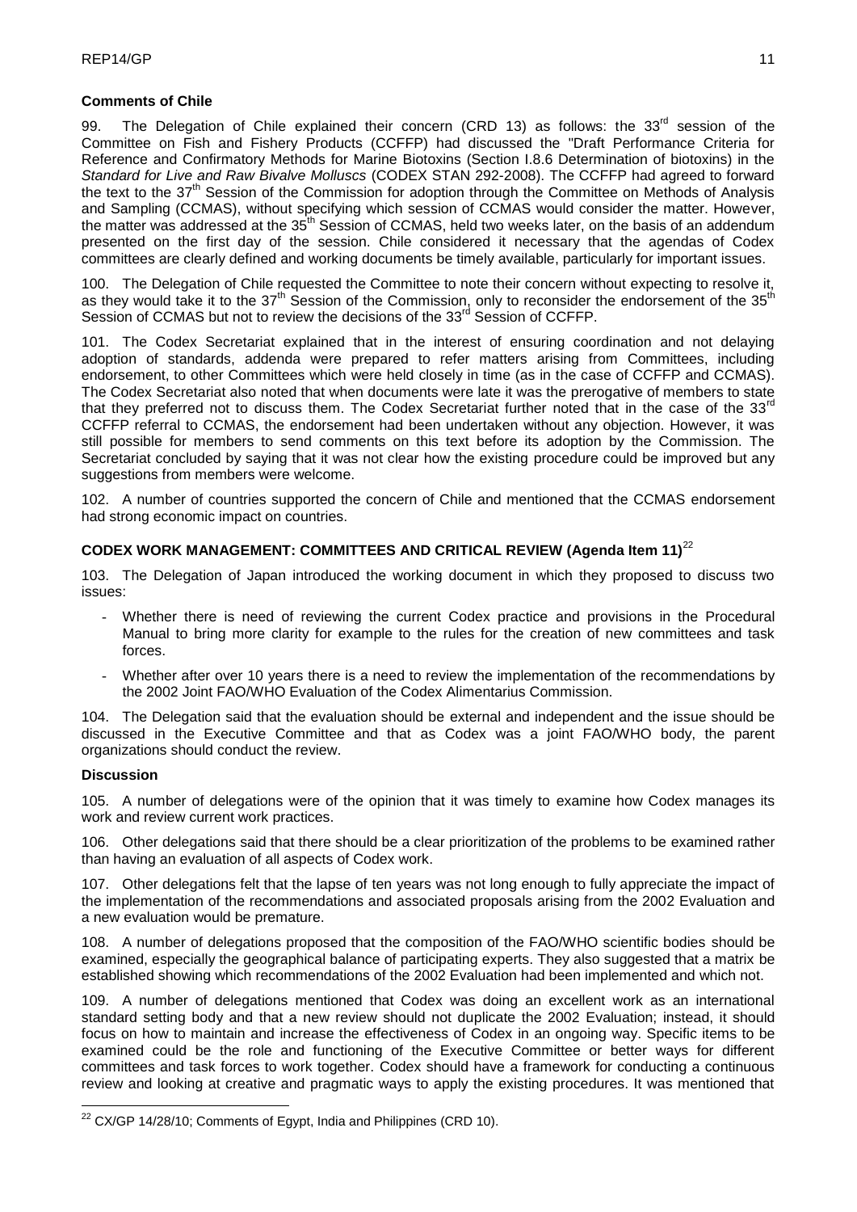**Comments of Chile**

99. The Delegation of Chile explained their concern (CRD 13) as follows: the 33rd session of the Committee on Fish and Fishery Products (CCFFP) had discussed the "Draft Performance Criteria for Reference and Confirmatory Methods for Marine Biotoxins (Section I.8.6 Determination of biotoxins) in the *Standard for Live and Raw Bivalve Molluscs* (CODEX STAN 292-2008). The CCFFP had agreed to forward the text to the 37th Session of the Commission for adoption through the Committee on Methods of Analysis and Sampling (CCMAS), without specifying which session of CCMAS would consider the matter. However, the matter was addressed at the 35th Session of CCMAS, held two weeks later, on the basis of an addendum presented on the first day of the session. Chile considered it necessary that the agendas of Codex committees are clearly defined and working documents be timely available, particularly for important issues.

100. The Delegation of Chile requested the Committee to note their concern without expecting to resolve it, as they would take it to the 37th Session of the Commission, only to reconsider the endorsement of the 35th Session of CCMAS but not to review the decisions of the 33rd Session of CCFFP.

101. The Codex Secretariat explained that in the interest of ensuring coordination and not delaying adoption of standards, addenda were prepared to refer matters arising from Committees, including endorsement, to other Committees which were held closely in time (as in the case of CCFFP and CCMAS). The Codex Secretariat also noted that when documents were late it was the prerogative of members to state that they preferred not to discuss them. The Codex Secretariat further noted that in the case of the 33rd CCFFP referral to CCMAS, the endorsement had been undertaken without any objection. However, it was still possible for members to send comments on this text before its adoption by the Commission. The Secretariat concluded by saying that it was not clear how the existing procedure could be improved but any suggestions from members were welcome.

102. A number of countries supported the concern of Chile and mentioned that the CCMAS endorsement had strong economic impact on countries.

## CODEX WORK MANAGEMENT: COMMITTEES AND CRITICAL REVIEW (Agenda Item 11)[22]

103. The Delegation of Japan introduced the working document in which they proposed to discuss two issues:

- Whether there is need of reviewing the current Codex practice and provisions in the Procedural Manual to bring more clarity for example to the rules for the creation of new committees and task forces.
- Whether after over 10 years there is a need to review the implementation of the recommendations by the 2002 Joint FAO/WHO Evaluation of the Codex Alimentarius Commission.

104. The Delegation said that the evaluation should be external and independent and the issue should be discussed in the Executive Committee and that as Codex was a joint FAO/WHO body, the parent organizations should conduct the review.

**Discussion**

105. A number of delegations were of the opinion that it was timely to examine how Codex manages its work and review current work practices.

106. Other delegations said that there should be a clear prioritization of the problems to be examined rather than having an evaluation of all aspects of Codex work.

107. Other delegations felt that the lapse of ten years was not long enough to fully appreciate the impact of the implementation of the recommendations and associated proposals arising from the 2002 Evaluation and a new evaluation would be premature.

108. A number of delegations proposed that the composition of the FAO/WHO scientific bodies should be examined, especially the geographical balance of participating experts. They also suggested that a matrix be established showing which recommendations of the 2002 Evaluation had been implemented and which not.

109. A number of delegations mentioned that Codex was doing an excellent work as an international standard setting body and that a new review should not duplicate the 2002 Evaluation; instead, it should focus on how to maintain and increase the effectiveness of Codex in an ongoing way. Specific items to be examined could be the role and functioning of the Executive Committee or better ways for different committees and task forces to work together. Codex should have a framework for conducting a continuous review and looking at creative and pragmatic ways to apply the existing procedures. It was mentioned that

[22] CX/GP 14/28/10; Comments of Egypt, India and Philippines (CRD 10).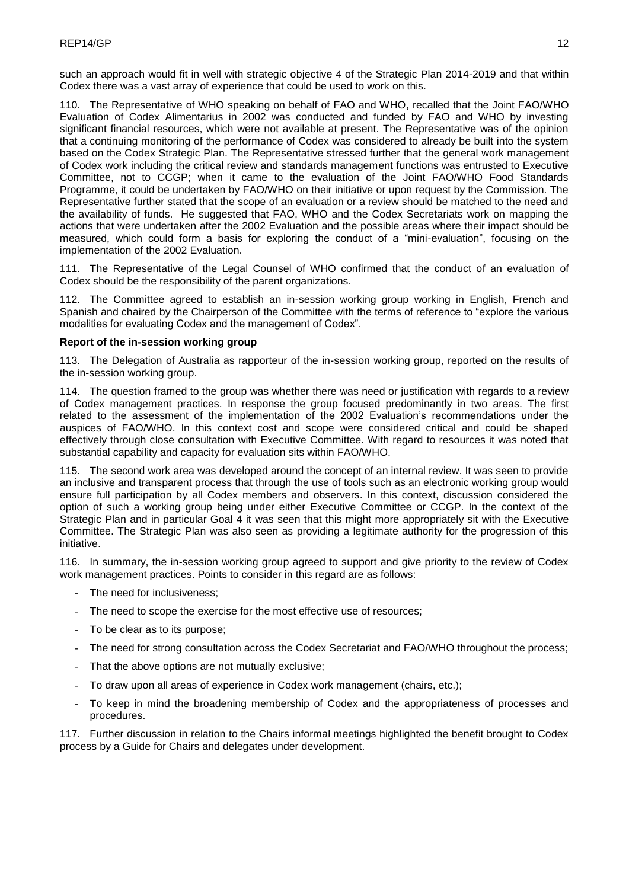such an approach would fit in well with strategic objective 4 of the Strategic Plan 2014-2019 and that within Codex there was a vast array of experience that could be used to work on this.

110. The Representative of WHO speaking on behalf of FAO and WHO, recalled that the Joint FAO/WHO Evaluation of Codex Alimentarius in 2002 was conducted and funded by FAO and WHO by investing significant financial resources, which were not available at present. The Representative was of the opinion that a continuing monitoring of the performance of Codex was considered to already be built into the system based on the Codex Strategic Plan. The Representative stressed further that the general work management of Codex work including the critical review and standards management functions was entrusted to Executive Committee, not to CCGP; when it came to the evaluation of the Joint FAO/WHO Food Standards Programme, it could be undertaken by FAO/WHO on their initiative or upon request by the Commission. The Representative further stated that the scope of an evaluation or a review should be matched to the need and the availability of funds. He suggested that FAO, WHO and the Codex Secretariats work on mapping the actions that were undertaken after the 2002 Evaluation and the possible areas where their impact should be measured, which could form a basis for exploring the conduct of a "mini-evaluation", focusing on the implementation of the 2002 Evaluation.

111. The Representative of the Legal Counsel of WHO confirmed that the conduct of an evaluation of Codex should be the responsibility of the parent organizations.

112. The Committee agreed to establish an in-session working group working in English, French and Spanish and chaired by the Chairperson of the Committee with the terms of reference to "explore the various modalities for evaluating Codex and the management of Codex".

**Report of the in-session working group**

113. The Delegation of Australia as rapporteur of the in-session working group, reported on the results of the in-session working group.

114. The question framed to the group was whether there was need or justification with regards to a review of Codex management practices. In response the group focused predominantly in two areas. The first related to the assessment of the implementation of the 2002 Evaluation's recommendations under the auspices of FAO/WHO. In this context cost and scope were considered critical and could be shaped effectively through close consultation with Executive Committee. With regard to resources it was noted that substantial capability and capacity for evaluation sits within FAO/WHO.

115. The second work area was developed around the concept of an internal review. It was seen to provide an inclusive and transparent process that through the use of tools such as an electronic working group would ensure full participation by all Codex members and observers. In this context, discussion considered the option of such a working group being under either Executive Committee or CCGP. In the context of the Strategic Plan and in particular Goal 4 it was seen that this might more appropriately sit with the Executive Committee. The Strategic Plan was also seen as providing a legitimate authority for the progression of this initiative.

116. In summary, the in-session working group agreed to support and give priority to the review of Codex work management practices. Points to consider in this regard are as follows:

- The need for inclusiveness;
- The need to scope the exercise for the most effective use of resources;
- To be clear as to its purpose;
- The need for strong consultation across the Codex Secretariat and FAO/WHO throughout the process;
- That the above options are not mutually exclusive;
- To draw upon all areas of experience in Codex work management (chairs, etc.);
- To keep in mind the broadening membership of Codex and the appropriateness of processes and procedures.

117. Further discussion in relation to the Chairs informal meetings highlighted the benefit brought to Codex process by a Guide for Chairs and delegates under development.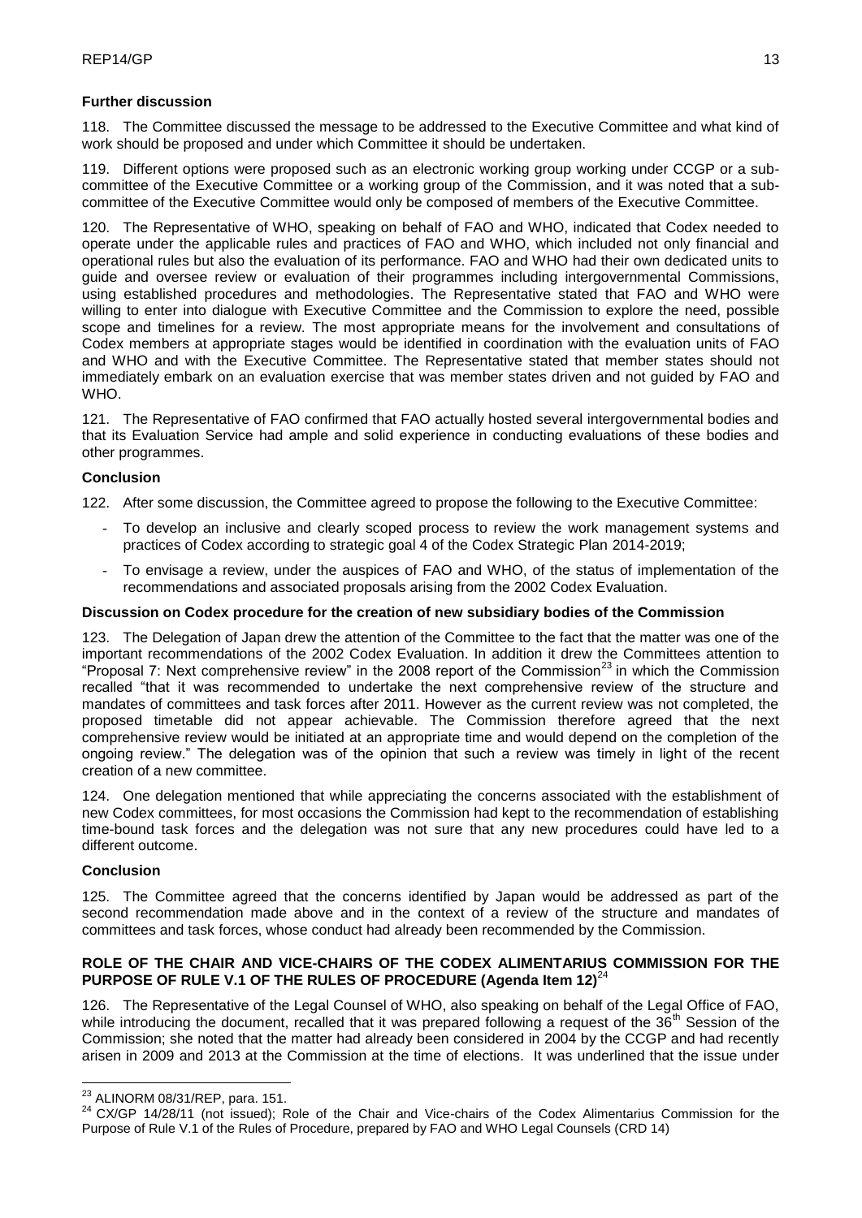**Further discussion**

118. The Committee discussed the message to be addressed to the Executive Committee and what kind of work should be proposed and under which Committee it should be undertaken.

119. Different options were proposed such as an electronic working group working under CCGP or a sub-committee of the Executive Committee or a working group of the Commission, and it was noted that a sub-committee of the Executive Committee would only be composed of members of the Executive Committee.

120. The Representative of WHO, speaking on behalf of FAO and WHO, indicated that Codex needed to operate under the applicable rules and practices of FAO and WHO, which included not only financial and operational rules but also the evaluation of its performance. FAO and WHO had their own dedicated units to guide and oversee review or evaluation of their programmes including intergovernmental Commissions, using established procedures and methodologies. The Representative stated that FAO and WHO were willing to enter into dialogue with Executive Committee and the Commission to explore the need, possible scope and timelines for a review. The most appropriate means for the involvement and consultations of Codex members at appropriate stages would be identified in coordination with the evaluation units of FAO and WHO and with the Executive Committee. The Representative stated that member states should not immediately embark on an evaluation exercise that was member states driven and not guided by FAO and WHO.

121. The Representative of FAO confirmed that FAO actually hosted several intergovernmental bodies and that its Evaluation Service had ample and solid experience in conducting evaluations of these bodies and other programmes.

**Conclusion**

122. After some discussion, the Committee agreed to propose the following to the Executive Committee:

- To develop an inclusive and clearly scoped process to review the work management systems and practices of Codex according to strategic goal 4 of the Codex Strategic Plan 2014-2019;
- To envisage a review, under the auspices of FAO and WHO, of the status of implementation of the recommendations and associated proposals arising from the 2002 Codex Evaluation.

**Discussion on Codex procedure for the creation of new subsidiary bodies of the Commission**

123. The Delegation of Japan drew the attention of the Committee to the fact that the matter was one of the important recommendations of the 2002 Codex Evaluation. In addition it drew the Committees attention to "Proposal 7: Next comprehensive review" in the 2008 report of the Commission[23] in which the Commission recalled "that it was recommended to undertake the next comprehensive review of the structure and mandates of committees and task forces after 2011. However as the current review was not completed, the proposed timetable did not appear achievable. The Commission therefore agreed that the next comprehensive review would be initiated at an appropriate time and would depend on the completion of the ongoing review." The delegation was of the opinion that such a review was timely in light of the recent creation of a new committee.

124. One delegation mentioned that while appreciating the concerns associated with the establishment of new Codex committees, for most occasions the Commission had kept to the recommendation of establishing time-bound task forces and the delegation was not sure that any new procedures could have led to a different outcome.

**Conclusion**

125. The Committee agreed that the concerns identified by Japan would be addressed as part of the second recommendation made above and in the context of a review of the structure and mandates of committees and task forces, whose conduct had already been recommended by the Commission.

**ROLE OF THE CHAIR AND VICE-CHAIRS OF THE CODEX ALIMENTARIUS COMMISSION FOR THE PURPOSE OF RULE V.1 OF THE RULES OF PROCEDURE (Agenda Item 12)**[24]

126. The Representative of the Legal Counsel of WHO, also speaking on behalf of the Legal Office of FAO, while introducing the document, recalled that it was prepared following a request of the 36th Session of the Commission; she noted that the matter had already been considered in 2004 by the CCGP and had recently arisen in 2009 and 2013 at the Commission at the time of elections. It was underlined that the issue under

---

[23] ALINORM 08/31/REP, para. 151.

[24] CX/GP 14/28/11 (not issued); Role of the Chair and Vice-chairs of the Codex Alimentarius Commission for the Purpose of Rule V.1 of the Rules of Procedure, prepared by FAO and WHO Legal Counsels (CRD 14)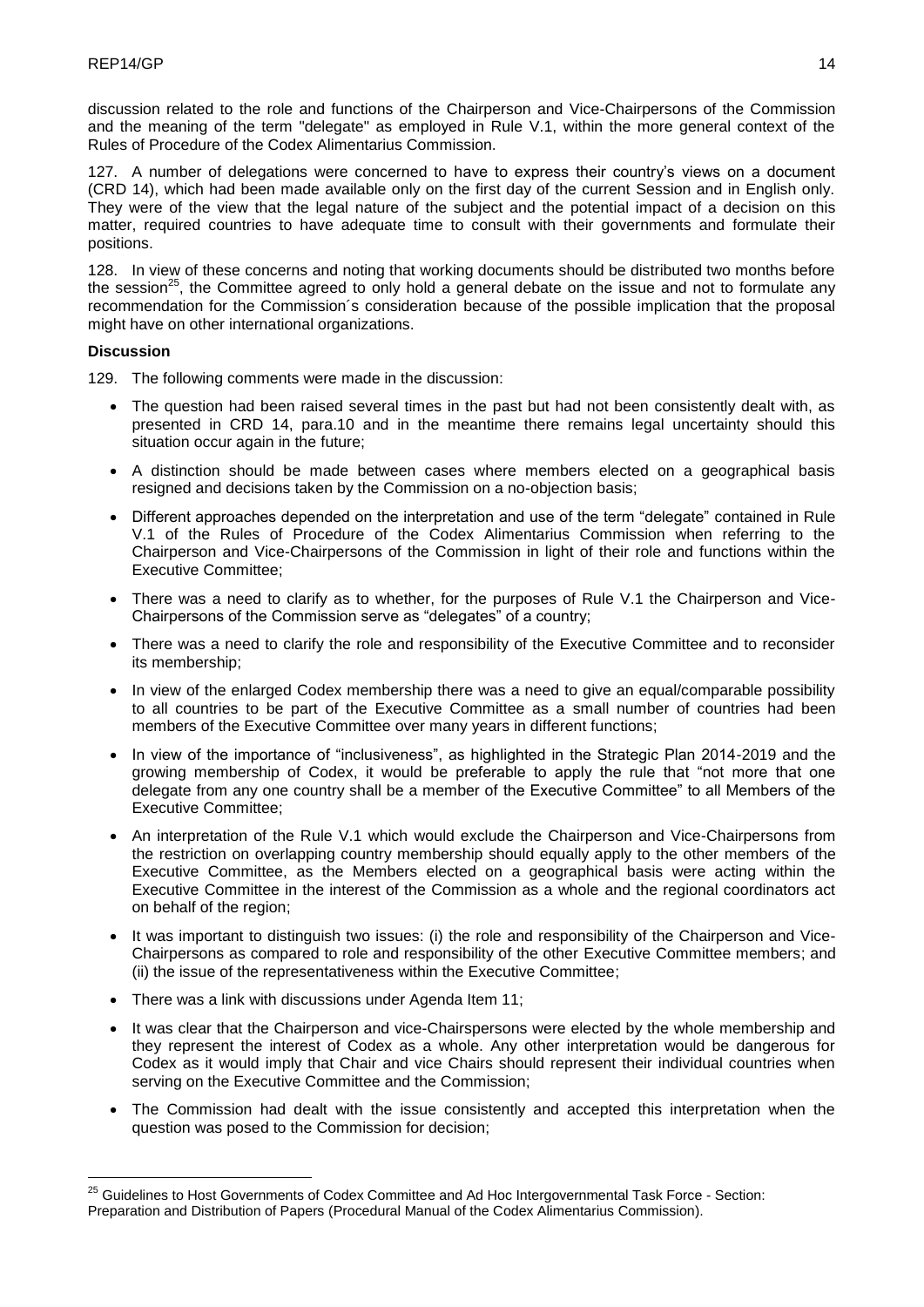discussion related to the role and functions of the Chairperson and Vice-Chairpersons of the Commission and the meaning of the term "delegate" as employed in Rule V.1, within the more general context of the Rules of Procedure of the Codex Alimentarius Commission.

127. A number of delegations were concerned to have to express their country's views on a document (CRD 14), which had been made available only on the first day of the current Session and in English only. They were of the view that the legal nature of the subject and the potential impact of a decision on this matter, required countries to have adequate time to consult with their governments and formulate their positions.

128. In view of these concerns and noting that working documents should be distributed two months before the session[25], the Committee agreed to only hold a general debate on the issue and not to formulate any recommendation for the Commission´s consideration because of the possible implication that the proposal might have on other international organizations.

**Discussion**

129. The following comments were made in the discussion:

- The question had been raised several times in the past but had not been consistently dealt with, as presented in CRD 14, para.10 and in the meantime there remains legal uncertainty should this situation occur again in the future;
- A distinction should be made between cases where members elected on a geographical basis resigned and decisions taken by the Commission on a no-objection basis;
- Different approaches depended on the interpretation and use of the term "delegate" contained in Rule V.1 of the Rules of Procedure of the Codex Alimentarius Commission when referring to the Chairperson and Vice-Chairpersons of the Commission in light of their role and functions within the Executive Committee;
- There was a need to clarify as to whether, for the purposes of Rule V.1 the Chairperson and Vice-Chairpersons of the Commission serve as "delegates" of a country;
- There was a need to clarify the role and responsibility of the Executive Committee and to reconsider its membership;
- In view of the enlarged Codex membership there was a need to give an equal/comparable possibility to all countries to be part of the Executive Committee as a small number of countries had been members of the Executive Committee over many years in different functions;
- In view of the importance of "inclusiveness", as highlighted in the Strategic Plan 2014-2019 and the growing membership of Codex, it would be preferable to apply the rule that "not more that one delegate from any one country shall be a member of the Executive Committee" to all Members of the Executive Committee;
- An interpretation of the Rule V.1 which would exclude the Chairperson and Vice-Chairpersons from the restriction on overlapping country membership should equally apply to the other members of the Executive Committee, as the Members elected on a geographical basis were acting within the Executive Committee in the interest of the Commission as a whole and the regional coordinators act on behalf of the region;
- It was important to distinguish two issues: (i) the role and responsibility of the Chairperson and Vice-Chairpersons as compared to role and responsibility of the other Executive Committee members; and (ii) the issue of the representativeness within the Executive Committee;
- There was a link with discussions under Agenda Item 11;
- It was clear that the Chairperson and vice-Chairspersons were elected by the whole membership and they represent the interest of Codex as a whole. Any other interpretation would be dangerous for Codex as it would imply that Chair and vice Chairs should represent their individual countries when serving on the Executive Committee and the Commission;
- The Commission had dealt with the issue consistently and accepted this interpretation when the question was posed to the Commission for decision;

---

[25] Guidelines to Host Governments of Codex Committee and Ad Hoc Intergovernmental Task Force - Section: Preparation and Distribution of Papers (Procedural Manual of the Codex Alimentarius Commission).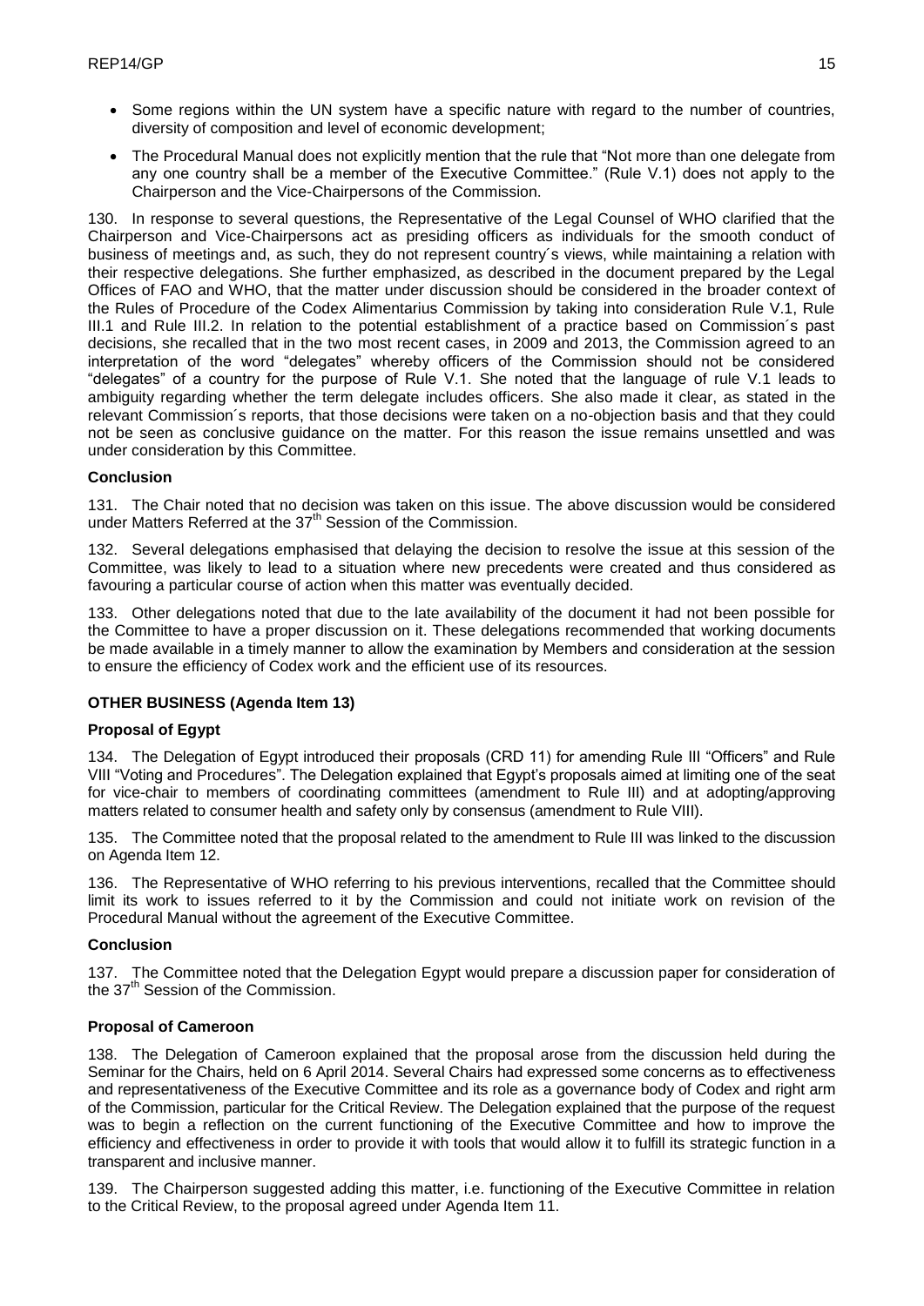- Some regions within the UN system have a specific nature with regard to the number of countries, diversity of composition and level of economic development;
- The Procedural Manual does not explicitly mention that the rule that "Not more than one delegate from any one country shall be a member of the Executive Committee." (Rule V.1) does not apply to the Chairperson and the Vice-Chairpersons of the Commission.

130. In response to several questions, the Representative of the Legal Counsel of WHO clarified that the Chairperson and Vice-Chairpersons act as presiding officers as individuals for the smooth conduct of business of meetings and, as such, they do not represent country´s views, while maintaining a relation with their respective delegations. She further emphasized, as described in the document prepared by the Legal Offices of FAO and WHO, that the matter under discussion should be considered in the broader context of the Rules of Procedure of the Codex Alimentarius Commission by taking into consideration Rule V.1, Rule III.1 and Rule III.2. In relation to the potential establishment of a practice based on Commission´s past decisions, she recalled that in the two most recent cases, in 2009 and 2013, the Commission agreed to an interpretation of the word "delegates" whereby officers of the Commission should not be considered "delegates" of a country for the purpose of Rule V.1. She noted that the language of rule V.1 leads to ambiguity regarding whether the term delegate includes officers. She also made it clear, as stated in the relevant Commission´s reports, that those decisions were taken on a no-objection basis and that they could not be seen as conclusive guidance on the matter. For this reason the issue remains unsettled and was under consideration by this Committee.

**Conclusion**

131. The Chair noted that no decision was taken on this issue. The above discussion would be considered under Matters Referred at the 37th Session of the Commission.

132. Several delegations emphasised that delaying the decision to resolve the issue at this session of the Committee, was likely to lead to a situation where new precedents were created and thus considered as favouring a particular course of action when this matter was eventually decided.

133. Other delegations noted that due to the late availability of the document it had not been possible for the Committee to have a proper discussion on it. These delegations recommended that working documents be made available in a timely manner to allow the examination by Members and consideration at the session to ensure the efficiency of Codex work and the efficient use of its resources.

**OTHER BUSINESS (Agenda Item 13)**

**Proposal of Egypt**

134. The Delegation of Egypt introduced their proposals (CRD 11) for amending Rule III "Officers" and Rule VIII "Voting and Procedures". The Delegation explained that Egypt's proposals aimed at limiting one of the seat for vice-chair to members of coordinating committees (amendment to Rule III) and at adopting/approving matters related to consumer health and safety only by consensus (amendment to Rule VIII).

135. The Committee noted that the proposal related to the amendment to Rule III was linked to the discussion on Agenda Item 12.

136. The Representative of WHO referring to his previous interventions, recalled that the Committee should limit its work to issues referred to it by the Commission and could not initiate work on revision of the Procedural Manual without the agreement of the Executive Committee.

**Conclusion**

137. The Committee noted that the Delegation Egypt would prepare a discussion paper for consideration of the 37th Session of the Commission.

**Proposal of Cameroon**

138. The Delegation of Cameroon explained that the proposal arose from the discussion held during the Seminar for the Chairs, held on 6 April 2014. Several Chairs had expressed some concerns as to effectiveness and representativeness of the Executive Committee and its role as a governance body of Codex and right arm of the Commission, particular for the Critical Review. The Delegation explained that the purpose of the request was to begin a reflection on the current functioning of the Executive Committee and how to improve the efficiency and effectiveness in order to provide it with tools that would allow it to fulfill its strategic function in a transparent and inclusive manner.

139. The Chairperson suggested adding this matter, i.e. functioning of the Executive Committee in relation to the Critical Review, to the proposal agreed under Agenda Item 11.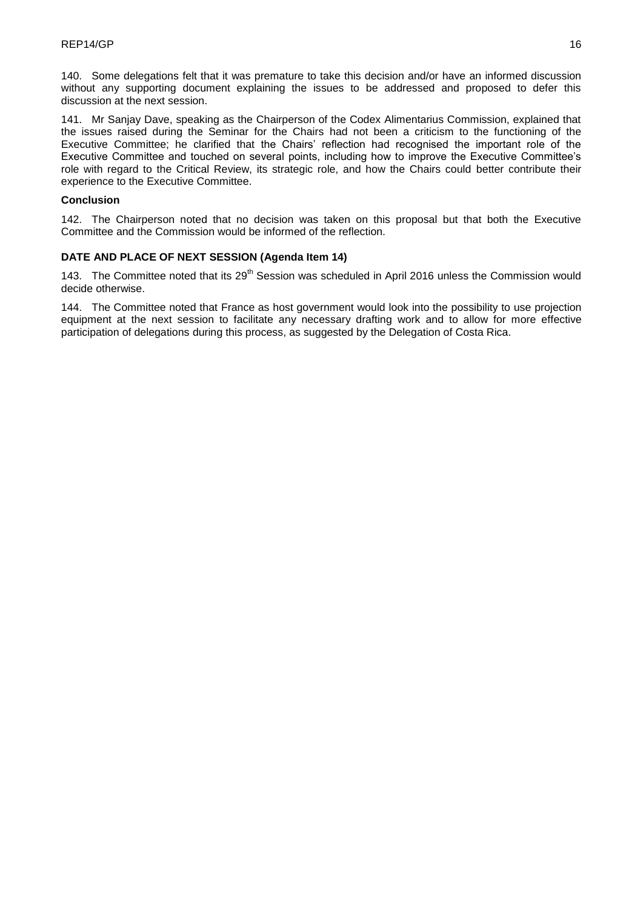140. Some delegations felt that it was premature to take this decision and/or have an informed discussion without any supporting document explaining the issues to be addressed and proposed to defer this discussion at the next session.

141. Mr Sanjay Dave, speaking as the Chairperson of the Codex Alimentarius Commission, explained that the issues raised during the Seminar for the Chairs had not been a criticism to the functioning of the Executive Committee; he clarified that the Chairs' reflection had recognised the important role of the Executive Committee and touched on several points, including how to improve the Executive Committee's role with regard to the Critical Review, its strategic role, and how the Chairs could better contribute their experience to the Executive Committee.

**Conclusion**

142. The Chairperson noted that no decision was taken on this proposal but that both the Executive Committee and the Commission would be informed of the reflection.

## DATE AND PLACE OF NEXT SESSION (Agenda Item 14)

143. The Committee noted that its 29th Session was scheduled in April 2016 unless the Commission would decide otherwise.

144. The Committee noted that France as host government would look into the possibility to use projection equipment at the next session to facilitate any necessary drafting work and to allow for more effective participation of delegations during this process, as suggested by the Delegation of Costa Rica.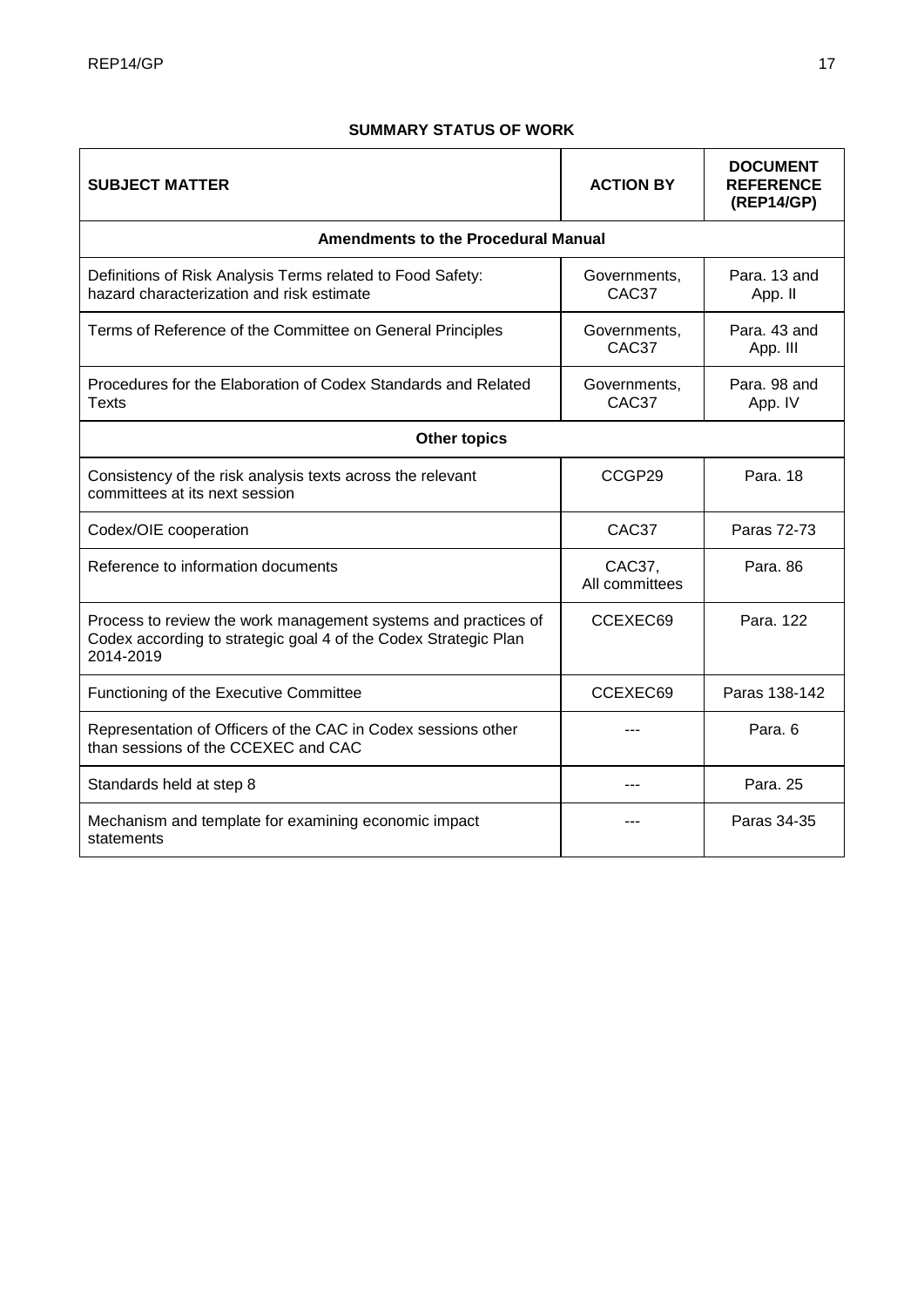## SUMMARY STATUS OF WORK

| SUBJECT MATTER | ACTION BY | DOCUMENT REFERENCE (REP14/GP) |
|---|---|---|
| **Amendments to the Procedural Manual** | | |
| Definitions of Risk Analysis Terms related to Food Safety: hazard characterization and risk estimate | Governments, CAC37 | Para. 13 and App. II |
| Terms of Reference of the Committee on General Principles | Governments, CAC37 | Para. 43 and App. III |
| Procedures for the Elaboration of Codex Standards and Related Texts | Governments, CAC37 | Para. 98 and App. IV |
| **Other topics** | | |
| Consistency of the risk analysis texts across the relevant committees at its next session | CCGP29 | Para. 18 |
| Codex/OIE cooperation | CAC37 | Paras 72-73 |
| Reference to information documents | CAC37, All committees | Para. 86 |
| Process to review the work management systems and practices of Codex according to strategic goal 4 of the Codex Strategic Plan 2014-2019 | CCEXEC69 | Para. 122 |
| Functioning of the Executive Committee | CCEXEC69 | Paras 138-142 |
| Representation of Officers of the CAC in Codex sessions other than sessions of the CCEXEC and CAC | --- | Para. 6 |
| Standards held at step 8 | --- | Para. 25 |
| Mechanism and template for examining economic impact statements | --- | Paras 34-35 |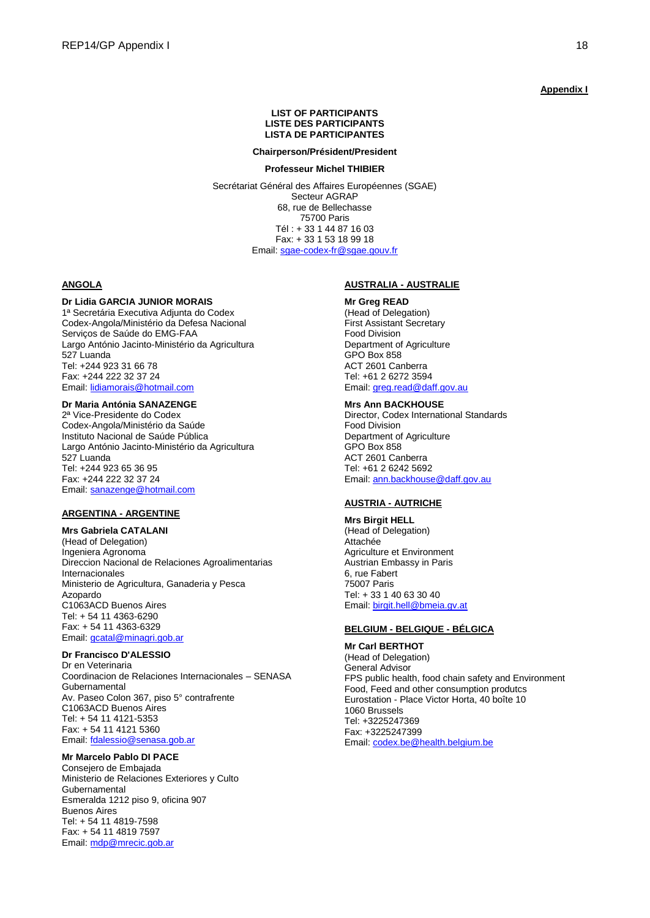**Appendix I**

**LIST OF PARTICIPANTS**
**LISTE DES PARTICIPANTS**
**LISTA DE PARTICIPANTES**

**Chairperson/Président/President**

**Professeur Michel THIBIER**

Secrétariat Général des Affaires Européennes (SGAE)
Secteur AGRAP
68, rue de Bellechasse
75700 Paris
Tél : + 33 1 44 87 16 03
Fax: + 33 1 53 18 99 18
Email: sgae-codex-fr@sgae.gouv.fr

**ANGOLA**

**Dr Lidia GARCIA JUNIOR MORAIS**
1ª Secretária Executiva Adjunta do Codex
Codex-Angola/Ministério da Defesa Nacional
Serviços de Saúde do EMG-FAA
Largo António Jacinto-Ministério da Agricultura
527 Luanda
Tel: +244 923 31 66 78
Fax: +244 222 32 37 24
Email: lidiamorais@hotmail.com

**Dr Maria Antónia SANAZENGE**
2ª Vice-Presidente do Codex
Codex-Angola/Ministério da Saúde
Instituto Nacional de Saúde Pública
Largo António Jacinto-Ministério da Agricultura
527 Luanda
Tel: +244 923 65 36 95
Fax: +244 222 32 37 24
Email: sanazenge@hotmail.com

**ARGENTINA - ARGENTINE**

**Mrs Gabriela CATALANI**
(Head of Delegation)
Ingeniera Agronoma
Direccion Nacional de Relaciones Agroalimentarias Internacionales
Ministerio de Agricultura, Ganaderia y Pesca
Azopardo
C1063ACD Buenos Aires
Tel: + 54 11 4363-6290
Fax: + 54 11 4363-6329
Email: gcatal@minagri.gob.ar

**Dr Francisco D'ALESSIO**
Dr en Veterinaria
Coordinacion de Relaciones Internacionales – SENASA Gubernamental
Av. Paseo Colon 367, piso 5° contrafrente
C1063ACD Buenos Aires
Tel: + 54 11 4121-5353
Fax: + 54 11 4121 5360
Email: fdalessio@senasa.gob.ar

**Mr Marcelo Pablo DI PACE**
Consejero de Embajada
Ministerio de Relaciones Exteriores y Culto
Gubernamental
Esmeralda 1212 piso 9, oficina 907
Buenos Aires
Tel: + 54 11 4819-7598
Fax: + 54 11 4819 7597
Email: mdp@mrecic.gob.ar

**AUSTRALIA - AUSTRALIE**

**Mr Greg READ**
(Head of Delegation)
First Assistant Secretary
Food Division
Department of Agriculture
GPO Box 858
ACT 2601 Canberra
Tel: +61 2 6272 3594
Email: greg.read@daff.gov.au

**Mrs Ann BACKHOUSE**
Director, Codex International Standards
Food Division
Department of Agriculture
GPO Box 858
ACT 2601 Canberra
Tel: +61 2 6242 5692
Email: ann.backhouse@daff.gov.au

**AUSTRIA - AUTRICHE**

**Mrs Birgit HELL**
(Head of Delegation)
Attachée
Agriculture et Environment
Austrian Embassy in Paris
6, rue Fabert
75007 Paris
Tel: + 33 1 40 63 30 40
Email: birgit.hell@bmeia.gv.at

**BELGIUM - BELGIQUE - BÉLGICA**

**Mr Carl BERTHOT**
(Head of Delegation)
General Advisor
FPS public health, food chain safety and Environment
Food, Feed and other consumption produtcs
Eurostation - Place Victor Horta, 40 boîte 10
1060 Brussels
Tel: +3225247369
Fax: +3225247399
Email: codex.be@health.belgium.be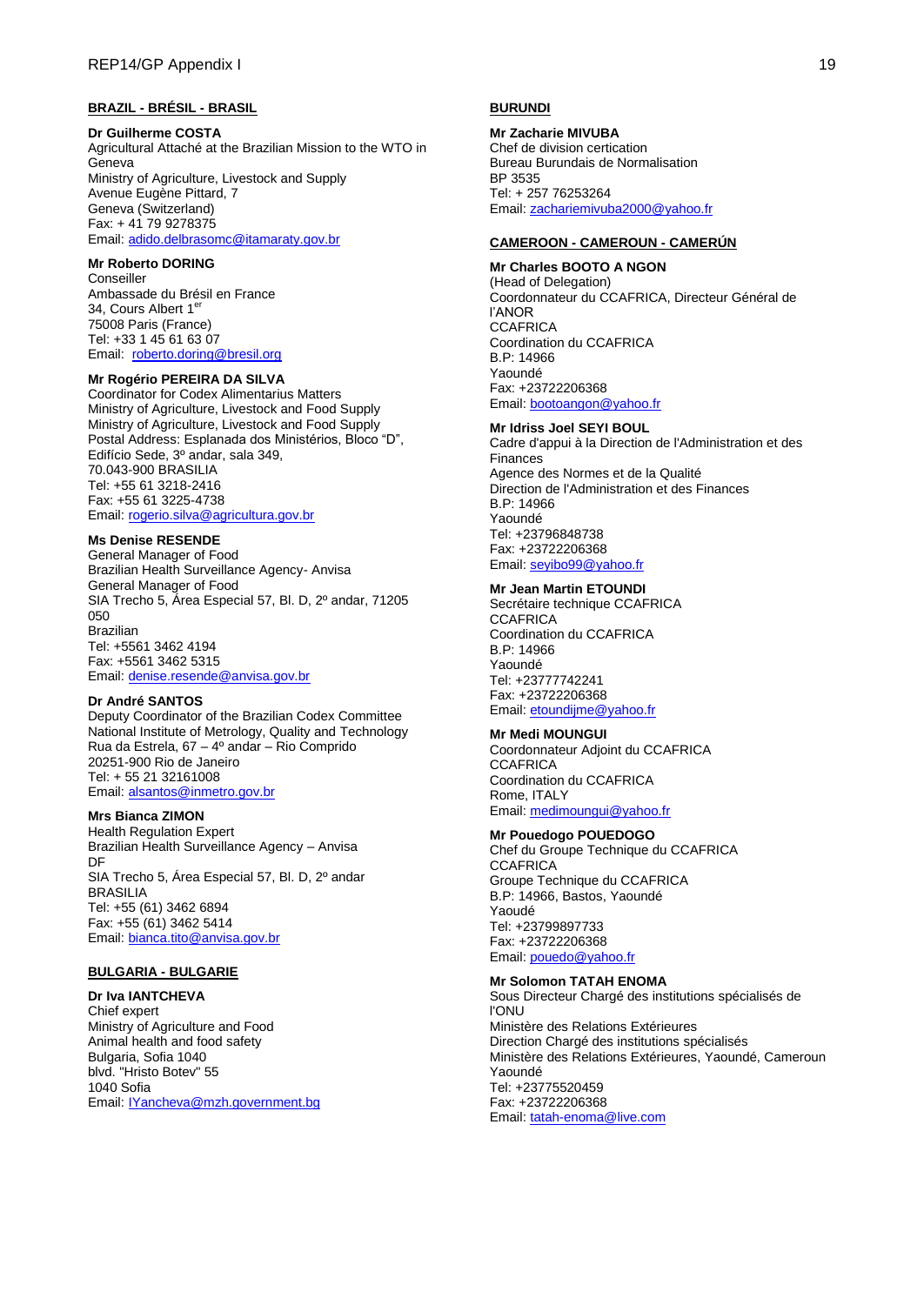**BRAZIL - BRÉSIL - BRASIL**

**Dr Guilherme COSTA**
Agricultural Attaché at the Brazilian Mission to the WTO in Geneva
Ministry of Agriculture, Livestock and Supply
Avenue Eugène Pittard, 7
Geneva (Switzerland)
Fax: + 41 79 9278375
Email: adido.delbrasomc@itamaraty.gov.br

**Mr Roberto DORING**
Conseiller
Ambassade du Brésil en France
34, Cours Albert 1er
75008 Paris (France)
Tel: +33 1 45 61 63 07
Email: roberto.doring@bresil.org

**Mr Rogério PEREIRA DA SILVA**
Coordinator for Codex Alimentarius Matters
Ministry of Agriculture, Livestock and Food Supply
Ministry of Agriculture, Livestock and Food Supply
Postal Address: Esplanada dos Ministérios, Bloco "D", Edifício Sede, 3º andar, sala 349,
70.043-900 BRASILIA
Tel: +55 61 3218-2416
Fax: +55 61 3225-4738
Email: rogerio.silva@agricultura.gov.br

**Ms Denise RESENDE**
General Manager of Food
Brazilian Health Surveillance Agency- Anvisa
General Manager of Food
SIA Trecho 5, Área Especial 57, Bl. D, 2º andar, 71205 050
Brazilian
Tel: +5561 3462 4194
Fax: +5561 3462 5315
Email: denise.resende@anvisa.gov.br

**Dr André SANTOS**
Deputy Coordinator of the Brazilian Codex Committee
National Institute of Metrology, Quality and Technology
Rua da Estrela, 67 – 4º andar – Rio Comprido
20251-900 Rio de Janeiro
Tel: + 55 21 32161008
Email: alsantos@inmetro.gov.br

**Mrs Bianca ZIMON**
Health Regulation Expert
Brazilian Health Surveillance Agency – Anvisa
DF
SIA Trecho 5, Área Especial 57, Bl. D, 2º andar
BRASILIA
Tel: +55 (61) 3462 6894
Fax: +55 (61) 3462 5414
Email: bianca.tito@anvisa.gov.br

**BULGARIA - BULGARIE**

**Dr Iva IANTCHEVA**
Chief expert
Ministry of Agriculture and Food
Animal health and food safety
Bulgaria, Sofia 1040
blvd. "Hristo Botev" 55
1040 Sofia
Email: IYancheva@mzh.government.bg

**BURUNDI**

**Mr Zacharie MIVUBA**
Chef de division certication
Bureau Burundais de Normalisation
BP 3535
Tel: + 257 76253264
Email: zachariemivuba2000@yahoo.fr

**CAMEROON - CAMEROUN - CAMERÚN**

**Mr Charles BOOTO A NGON**
(Head of Delegation)
Coordonnateur du CCAFRICA, Directeur Général de l'ANOR
CCAFRICA
Coordination du CCAFRICA
B.P: 14966
Yaoundé
Fax: +23722206368
Email: bootoangon@yahoo.fr

**Mr Idriss Joel SEYI BOUL**
Cadre d'appui à la Direction de l'Administration et des Finances
Agence des Normes et de la Qualité
Direction de l'Administration et des Finances
B.P: 14966
Yaoundé
Tel: +23796848738
Fax: +23722206368
Email: seyibo99@yahoo.fr

**Mr Jean Martin ETOUNDI**
Secrétaire technique CCAFRICA
CCAFRICA
Coordination du CCAFRICA
B.P: 14966
Yaoundé
Tel: +23777742241
Fax: +23722206368
Email: etoundijme@yahoo.fr

**Mr Medi MOUNGUI**
Coordonnateur Adjoint du CCAFRICA
CCAFRICA
Coordination du CCAFRICA
Rome, ITALY
Email: medimoungui@yahoo.fr

**Mr Pouedogo POUEDOGO**
Chef du Groupe Technique du CCAFRICA
CCAFRICA
Groupe Technique du CCAFRICA
B.P: 14966, Bastos, Yaoundé
Yaoudé
Tel: +23799897733
Fax: +23722206368
Email: pouedo@yahoo.fr

**Mr Solomon TATAH ENOMA**
Sous Directeur Chargé des institutions spécialisés de l'ONU
Ministère des Relations Extérieures
Direction Chargé des institutions spécialisés
Ministère des Relations Extérieures, Yaoundé, Cameroun
Yaoundé
Tel: +23775520459
Fax: +23722206368
Email: tatah-enoma@live.com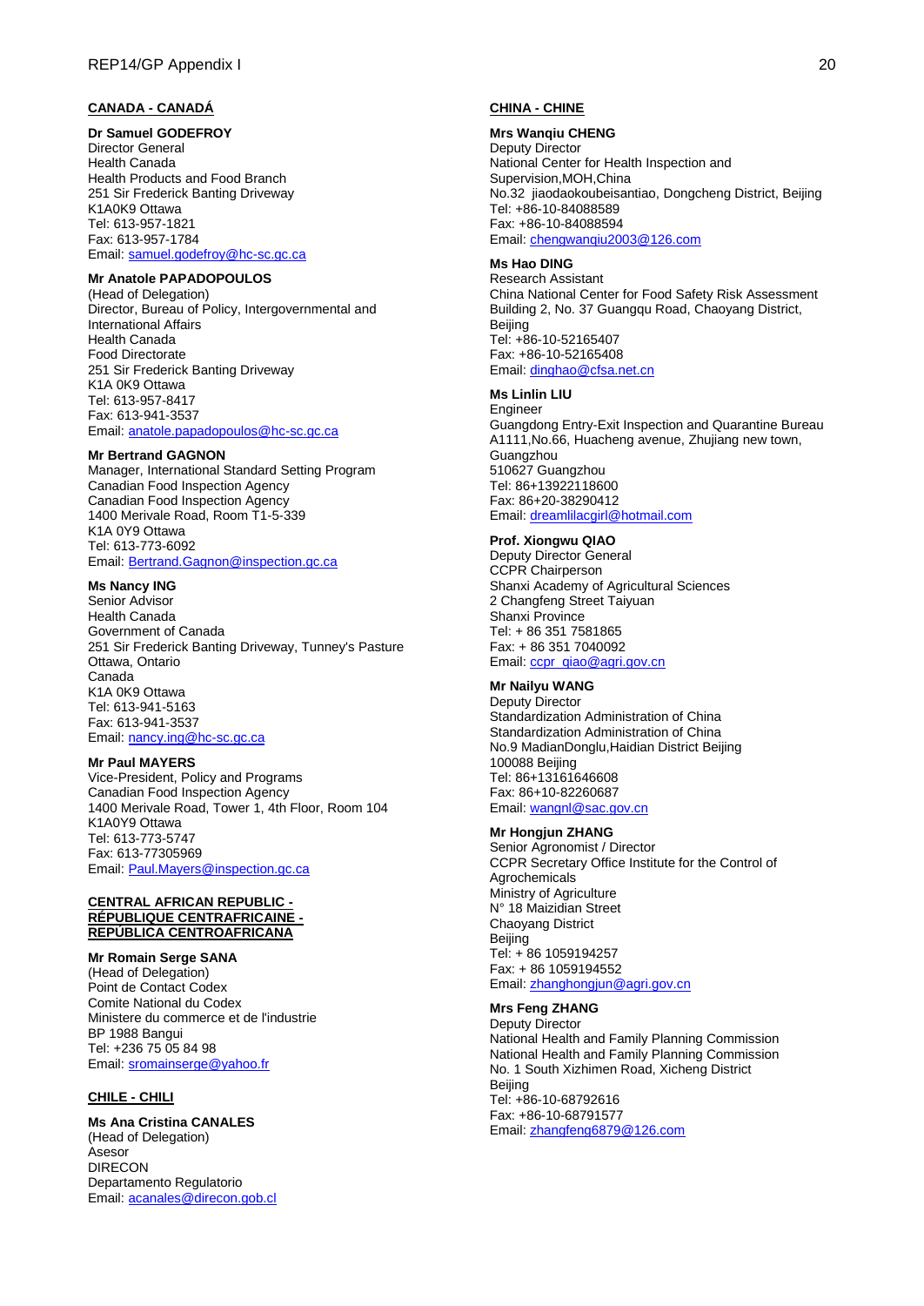**CANADA - CANADÁ**

**Dr Samuel GODEFROY**
Director General
Health Canada
Health Products and Food Branch
251 Sir Frederick Banting Driveway
K1A0K9 Ottawa
Tel: 613-957-1821
Fax: 613-957-1784
Email: samuel.godefroy@hc-sc.gc.ca

**Mr Anatole PAPADOPOULOS**
(Head of Delegation)
Director, Bureau of Policy, Intergovernmental and International Affairs
Health Canada
Food Directorate
251 Sir Frederick Banting Driveway
K1A 0K9 Ottawa
Tel: 613-957-8417
Fax: 613-941-3537
Email: anatole.papadopoulos@hc-sc.gc.ca

**Mr Bertrand GAGNON**
Manager, International Standard Setting Program
Canadian Food Inspection Agency
Canadian Food Inspection Agency
1400 Merivale Road, Room T1-5-339
K1A 0Y9 Ottawa
Tel: 613-773-6092
Email: Bertrand.Gagnon@inspection.gc.ca

**Ms Nancy ING**
Senior Advisor
Health Canada
Government of Canada
251 Sir Frederick Banting Driveway, Tunney's Pasture
Ottawa, Ontario
Canada
K1A 0K9 Ottawa
Tel: 613-941-5163
Fax: 613-941-3537
Email: nancy.ing@hc-sc.gc.ca

**Mr Paul MAYERS**
Vice-President, Policy and Programs
Canadian Food Inspection Agency
1400 Merivale Road, Tower 1, 4th Floor, Room 104
K1A0Y9 Ottawa
Tel: 613-773-5747
Fax: 613-77305969
Email: Paul.Mayers@inspection.gc.ca

**CENTRAL AFRICAN REPUBLIC - RÉPUBLIQUE CENTRAFRICAINE - REPÚBLICA CENTROAFRICANA**

**Mr Romain Serge SANA**
(Head of Delegation)
Point de Contact Codex
Comite National du Codex
Ministere du commerce et de l'industrie
BP 1988 Bangui
Tel: +236 75 05 84 98
Email: sromainserge@yahoo.fr

**CHILE - CHILI**

**Ms Ana Cristina CANALES**
(Head of Delegation)
Asesor
DIRECON
Departamento Regulatorio
Email: acanales@direcon.gob.cl

**CHINA - CHINE**

**Mrs Wanqiu CHENG**
Deputy Director
National Center for Health Inspection and Supervision,MOH,China
No.32 jiaodaokoubeisantiao, Dongcheng District, Beijing
Tel: +86-10-84088589
Fax: +86-10-84088594
Email: chengwanqiu2003@126.com

**Ms Hao DING**
Research Assistant
China National Center for Food Safety Risk Assessment
Building 2, No. 37 Guangqu Road, Chaoyang District, Beijing
Tel: +86-10-52165407
Fax: +86-10-52165408
Email: dinghao@cfsa.net.cn

**Ms Linlin LIU**
Engineer
Guangdong Entry-Exit Inspection and Quarantine Bureau
A1111,No.66, Huacheng avenue, Zhujiang new town, Guangzhou
510627 Guangzhou
Tel: 86+13922118600
Fax: 86+20-38290412
Email: dreamlilacgirl@hotmail.com

**Prof. Xiongwu QIAO**
Deputy Director General
CCPR Chairperson
Shanxi Academy of Agricultural Sciences
2 Changfeng Street Taiyuan
Shanxi Province
Tel: + 86 351 7581865
Fax: + 86 351 7040092
Email: ccpr_qiao@agri.gov.cn

**Mr Nailyu WANG**
Deputy Director
Standardization Administration of China
Standardization Administration of China
No.9 MadianDonglu,Haidian District Beijing
100088 Beijing
Tel: 86+13161646608
Fax: 86+10-82260687
Email: wangnl@sac.gov.cn

**Mr Hongjun ZHANG**
Senior Agronomist / Director
CCPR Secretary Office Institute for the Control of Agrochemicals
Ministry of Agriculture
N° 18 Maizidian Street
Chaoyang District
Beijing
Tel: + 86 1059194257
Fax: + 86 1059194552
Email: zhanghongjun@agri.gov.cn

**Mrs Feng ZHANG**
Deputy Director
National Health and Family Planning Commission
National Health and Family Planning Commission
No. 1 South Xizhimen Road, Xicheng District
Beijing
Tel: +86-10-68792616
Fax: +86-10-68791577
Email: zhangfeng6879@126.com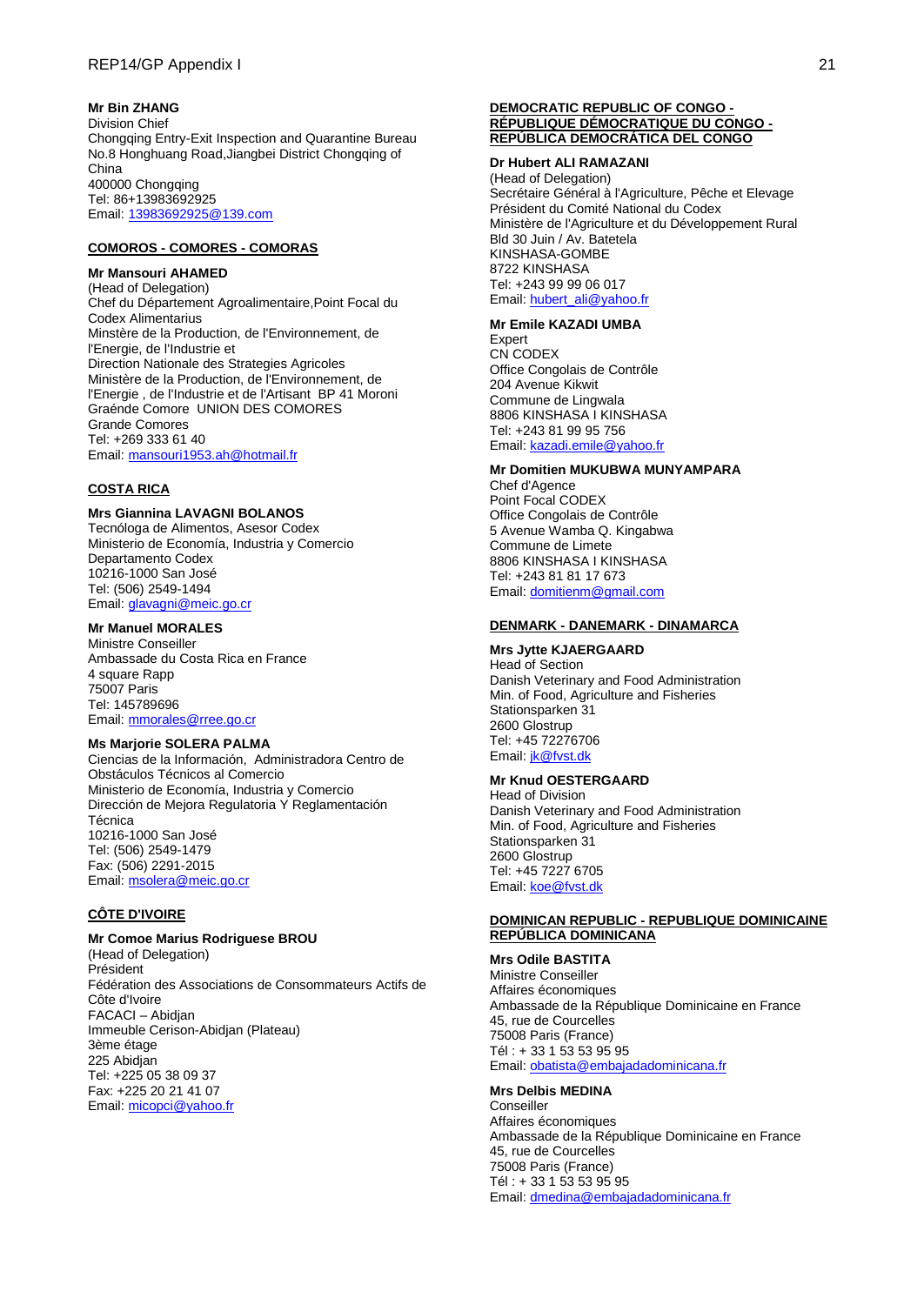**Mr Bin ZHANG**
Division Chief
Chongqing Entry-Exit Inspection and Quarantine Bureau
No.8 Honghuang Road,Jiangbei District Chongqing of China
400000 Chongqing
Tel: 86+13983692925
Email: 13983692925@139.com

**COMOROS - COMORES - COMORAS**

**Mr Mansouri AHAMED**
(Head of Delegation)
Chef du Département Agroalimentaire,Point Focal du Codex Alimentarius
Minstère de la Production, de l'Environnement, de l'Energie, de l'Industrie et
Direction Nationale des Strategies Agricoles
Ministère de la Production, de l'Environnement, de l'Energie , de l'Industrie et de l'Artisant BP 41 Moroni Graénde Comore UNION DES COMORES
Grande Comores
Tel: +269 333 61 40
Email: mansouri1953.ah@hotmail.fr

**COSTA RICA**

**Mrs Giannina LAVAGNI BOLANOS**
Tecnóloga de Alimentos, Asesor Codex
Ministerio de Economía, Industria y Comercio
Departamento Codex
10216-1000 San José
Tel: (506) 2549-1494
Email: glavagni@meic.go.cr

**Mr Manuel MORALES**
Ministre Conseiller
Ambassade du Costa Rica en France
4 square Rapp
75007 Paris
Tel: 145789696
Email: mmorales@rree.go.cr

**Ms Marjorie SOLERA PALMA**
Ciencias de la Información, Administradora Centro de Obstáculos Técnicos al Comercio
Ministerio de Economía, Industria y Comercio
Dirección de Mejora Regulatoria Y Reglamentación Técnica
10216-1000 San José
Tel: (506) 2549-1479
Fax: (506) 2291-2015
Email: msolera@meic.go.cr

**CÔTE D'IVOIRE**

**Mr Comoe Marius Rodriguese BROU**
(Head of Delegation)
Président
Fédération des Associations de Consommateurs Actifs de Côte d'Ivoire
FACACI – Abidjan
Immeuble Cerison-Abidjan (Plateau)
3ème étage
225 Abidjan
Tel: +225 05 38 09 37
Fax: +225 20 21 41 07
Email: micopci@yahoo.fr

**DEMOCRATIC REPUBLIC OF CONGO - RÉPUBLIQUE DÉMOCRATIQUE DU CONGO - REPÚBLICA DEMOCRÁTICA DEL CONGO**

**Dr Hubert ALI RAMAZANI**
(Head of Delegation)
Secrétaire Général à l'Agriculture, Pêche et Elevage
Président du Comité National du Codex
Ministère de l'Agriculture et du Développement Rural
Bld 30 Juin / Av. Batetela
KINSHASA-GOMBE
8722 KINSHASA
Tel: +243 99 99 06 017
Email: hubert_ali@yahoo.fr

**Mr Emile KAZADI UMBA**
Expert
CN CODEX
Office Congolais de Contrôle
204 Avenue Kikwit
Commune de Lingwala
8806 KINSHASA I KINSHASA
Tel: +243 81 99 95 756
Email: kazadi.emile@yahoo.fr

**Mr Domitien MUKUBWA MUNYAMPARA**
Chef d'Agence
Point Focal CODEX
Office Congolais de Contrôle
5 Avenue Wamba Q. Kingabwa
Commune de Limete
8806 KINSHASA I KINSHASA
Tel: +243 81 81 17 673
Email: domitienm@gmail.com

**DENMARK - DANEMARK - DINAMARCA**

**Mrs Jytte KJAERGAARD**
Head of Section
Danish Veterinary and Food Administration
Min. of Food, Agriculture and Fisheries
Stationsparken 31
2600 Glostrup
Tel: +45 72276706
Email: jk@fvst.dk

**Mr Knud OESTERGAARD**
Head of Division
Danish Veterinary and Food Administration
Min. of Food, Agriculture and Fisheries
Stationsparken 31
2600 Glostrup
Tel: +45 7227 6705
Email: koe@fvst.dk

**DOMINICAN REPUBLIC - REPUBLIQUE DOMINICAINE REPÚBLICA DOMINICANA**

**Mrs Odile BASTITA**
Ministre Conseiller
Affaires économiques
Ambassade de la République Dominicaine en France
45, rue de Courcelles
75008 Paris (France)
Tél : + 33 1 53 53 95 95
Email: obatista@embajadadominicana.fr

**Mrs Delbis MEDINA**
Conseiller
Affaires économiques
Ambassade de la République Dominicaine en France
45, rue de Courcelles
75008 Paris (France)
Tél : + 33 1 53 53 95 95
Email: dmedina@embajadadominicana.fr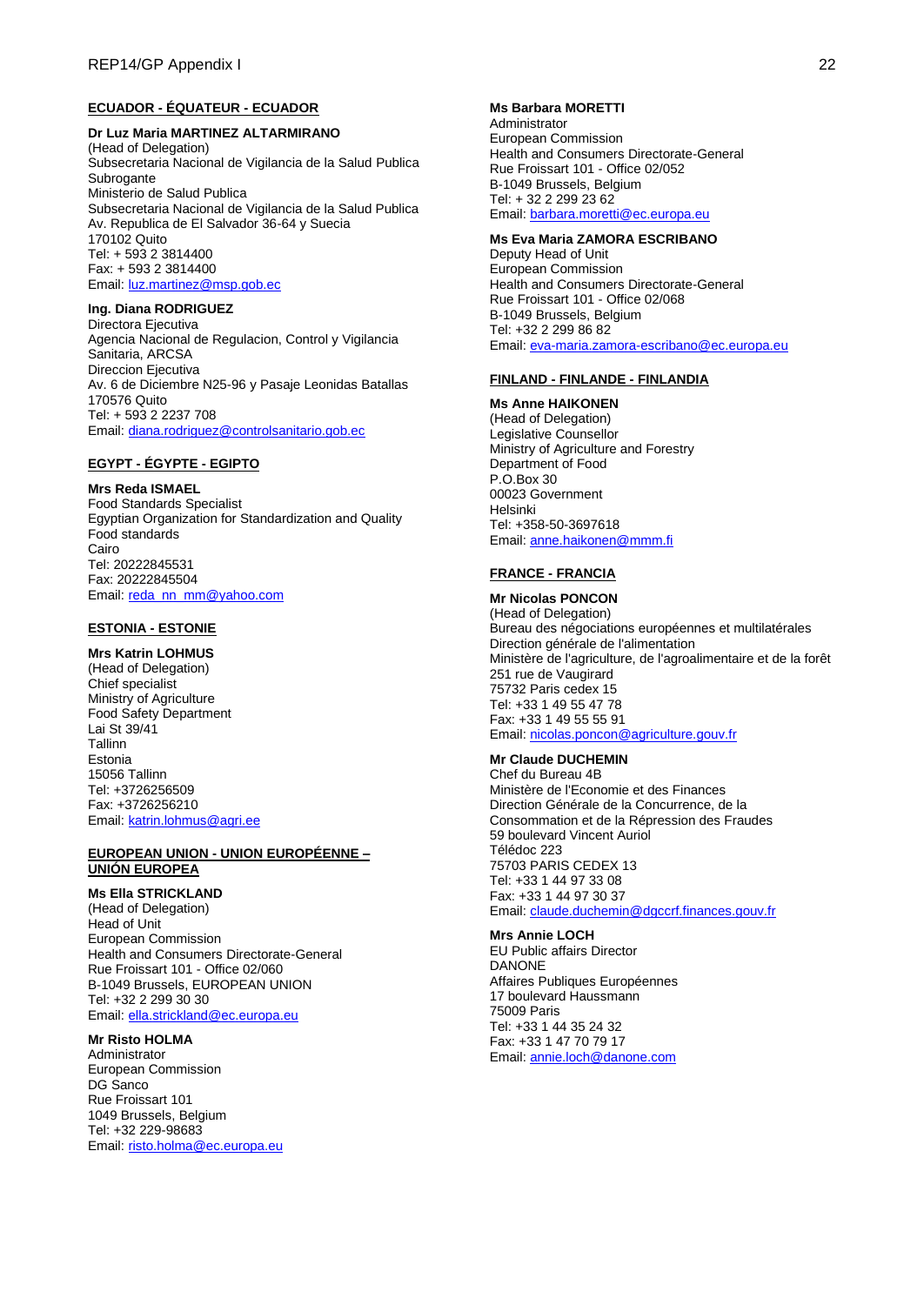**ECUADOR - ÉQUATEUR - ECUADOR**

**Dr Luz Maria MARTINEZ ALTARMIRANO**
(Head of Delegation)
Subsecretaria Nacional de Vigilancia de la Salud Publica Subrogante
Ministerio de Salud Publica
Subsecretaria Nacional de Vigilancia de la Salud Publica
Av. Republica de El Salvador 36-64 y Suecia
170102 Quito
Tel: + 593 2 3814400
Fax: + 593 2 3814400
Email: luz.martinez@msp.gob.ec

**Ing. Diana RODRIGUEZ**
Directora Ejecutiva
Agencia Nacional de Regulacion, Control y Vigilancia Sanitaria, ARCSA
Direccion Ejecutiva
Av. 6 de Diciembre N25-96 y Pasaje Leonidas Batallas
170576 Quito
Tel: + 593 2 2237 708
Email: diana.rodriguez@controlsanitario.gob.ec

**EGYPT - ÉGYPTE - EGIPTO**

**Mrs Reda ISMAEL**
Food Standards Specialist
Egyptian Organization for Standardization and Quality
Food standards
Cairo
Tel: 20222845531
Fax: 20222845504
Email: reda_nn_mm@yahoo.com

**ESTONIA - ESTONIE**

**Mrs Katrin LOHMUS**
(Head of Delegation)
Chief specialist
Ministry of Agriculture
Food Safety Department
Lai St 39/41
Tallinn
Estonia
15056 Tallinn
Tel: +3726256509
Fax: +3726256210
Email: katrin.lohmus@agri.ee

**EUROPEAN UNION - UNION EUROPÉENNE – UNIÓN EUROPEA**

**Ms Ella STRICKLAND**
(Head of Delegation)
Head of Unit
European Commission
Health and Consumers Directorate-General
Rue Froissart 101 - Office 02/060
B-1049 Brussels, EUROPEAN UNION
Tel: +32 2 299 30 30
Email: ella.strickland@ec.europa.eu

**Mr Risto HOLMA**
Administrator
European Commission
DG Sanco
Rue Froissart 101
1049 Brussels, Belgium
Tel: +32 229-98683
Email: risto.holma@ec.europa.eu

**Ms Barbara MORETTI**
Administrator
European Commission
Health and Consumers Directorate-General
Rue Froissart 101 - Office 02/052
B-1049 Brussels, Belgium
Tel: + 32 2 299 23 62
Email: barbara.moretti@ec.europa.eu

**Ms Eva Maria ZAMORA ESCRIBANO**
Deputy Head of Unit
European Commission
Health and Consumers Directorate-General
Rue Froissart 101 - Office 02/068
B-1049 Brussels, Belgium
Tel: +32 2 299 86 82
Email: eva-maria.zamora-escribano@ec.europa.eu

**FINLAND - FINLANDE - FINLANDIA**

**Ms Anne HAIKONEN**
(Head of Delegation)
Legislative Counsellor
Ministry of Agriculture and Forestry
Department of Food
P.O.Box 30
00023 Government
Helsinki
Tel: +358-50-3697618
Email: anne.haikonen@mmm.fi

**FRANCE - FRANCIA**

**Mr Nicolas PONCON**
(Head of Delegation)
Bureau des négociations européennes et multilatérales
Direction générale de l'alimentation
Ministère de l'agriculture, de l'agroalimentaire et de la forêt
251 rue de Vaugirard
75732 Paris cedex 15
Tel: +33 1 49 55 47 78
Fax: +33 1 49 55 55 91
Email: nicolas.poncon@agriculture.gouv.fr

**Mr Claude DUCHEMIN**
Chef du Bureau 4B
Ministère de l'Economie et des Finances
Direction Générale de la Concurrence, de la Consommation et de la Répression des Fraudes
59 boulevard Vincent Auriol
Télédoc 223
75703 PARIS CEDEX 13
Tel: +33 1 44 97 33 08
Fax: +33 1 44 97 30 37
Email: claude.duchemin@dgccrf.finances.gouv.fr

**Mrs Annie LOCH**
EU Public affairs Director
DANONE
Affaires Publiques Européennes
17 boulevard Haussmann
75009 Paris
Tel: +33 1 44 35 24 32
Fax: +33 1 47 70 79 17
Email: annie.loch@danone.com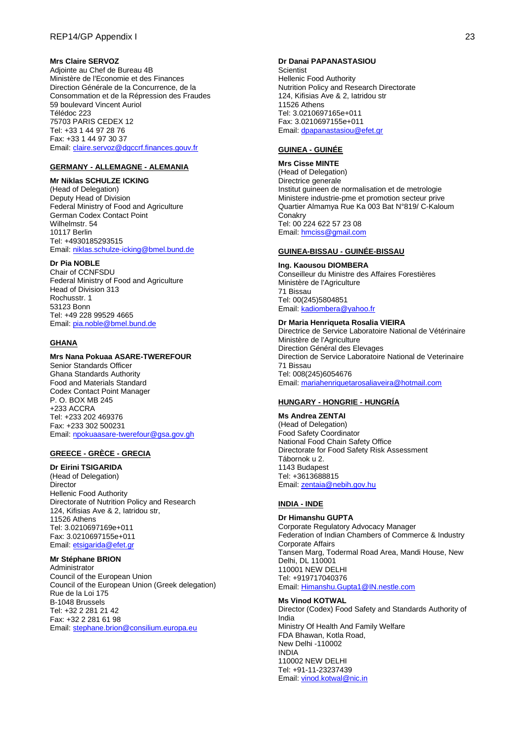**Mrs Claire SERVOZ**
Adjointe au Chef de Bureau 4B
Ministère de l'Economie et des Finances
Direction Générale de la Concurrence, de la Consommation et de la Répression des Fraudes
59 boulevard Vincent Auriol
Télédoc 223
75703 PARIS CEDEX 12
Tel: +33 1 44 97 28 76
Fax: +33 1 44 97 30 37
Email: claire.servoz@dgccrf.finances.gouv.fr

## GERMANY - ALLEMAGNE - ALEMANIA

**Mr Niklas SCHULZE ICKING**
(Head of Delegation)
Deputy Head of Division
Federal Ministry of Food and Agriculture
German Codex Contact Point
Wilhelmstr. 54
10117 Berlin
Tel: +4930185293515
Email: niklas.schulze-icking@bmel.bund.de

**Dr Pia NOBLE**
Chair of CCNFSDU
Federal Ministry of Food and Agriculture
Head of Division 313
Rochusstr. 1
53123 Bonn
Tel: +49 228 99529 4665
Email: pia.noble@bmel.bund.de

## GHANA

**Mrs Nana Pokuaa ASARE-TWEREFOUR**
Senior Standards Officer
Ghana Standards Authority
Food and Materials Standard
Codex Contact Point Manager
P. O. BOX MB 245
+233 ACCRA
Tel: +233 202 469376
Fax: +233 302 500231
Email: npokuaasare-twerefour@gsa.gov.gh

## GREECE - GRÈCE - GRECIA

**Dr Eirini TSIGARIDA**
(Head of Delegation)
Director
Hellenic Food Authority
Directorate of Nutrition Policy and Research
124, Kifisias Ave & 2, Iatridou str,
11526 Athens
Tel: 3.0210697169e+011
Fax: 3.0210697155e+011
Email: etsigarida@efet.gr

**Mr Stéphane BRION**
Administrator
Council of the European Union
Council of the European Union (Greek delegation)
Rue de la Loi 175
B-1048 Brussels
Tel: +32 2 281 21 42
Fax: +32 2 281 61 98
Email: stephane.brion@consilium.europa.eu

**Dr Danai PAPANASTASIOU**
Scientist
Hellenic Food Authority
Nutrition Policy and Research Directorate
124, Kifisias Ave & 2, Iatridou str
11526 Athens
Tel: 3.0210697165e+011
Fax: 3.0210697155e+011
Email: dpapanastasiou@efet.gr

## GUINEA - GUINÉE

**Mrs Cisse MINTE**
(Head of Delegation)
Directrice generale
Institut guineen de normalisation et de metrologie
Ministere industrie-pme et promotion secteur prive
Quartier Almamya Rue Ka 003 Bat N°819/ C-Kaloum
Conakry
Tel: 00 224 622 57 23 08
Email: hmciss@gmail.com

## GUINEA-BISSAU - GUINÉE-BISSAU

**Ing. Kaousou DIOMBERA**
Conseilleur du Ministre des Affaires Forestières
Ministère de l'Agriculture
71 Bissau
Tel: 00(245)5804851
Email: kadiombera@yahoo.fr

**Dr Maria Henriqueta Rosalia VIEIRA**
Directrice de Service Laboratoire National de Vétérinaire
Ministère de l'Agriculture
Direction Général des Elevages
Direction de Service Laboratoire National de Veterinaire
71 Bissau
Tel: 008(245)6054676
Email: mariahenriquetarosaliaveira@hotmail.com

## HUNGARY - HONGRIE - HUNGRÍA

**Ms Andrea ZENTAI**
(Head of Delegation)
Food Safety Coordinator
National Food Chain Safety Office
Directorate for Food Safety Risk Assessment
Tábornok u 2.
1143 Budapest
Tel: +3613688815
Email: zentaia@nebih.gov.hu

## INDIA - INDE

**Dr Himanshu GUPTA**
Corporate Regulatory Advocacy Manager
Federation of Indian Chambers of Commerce & Industry
Corporate Affairs
Tansen Marg, Todermal Road Area, Mandi House, New Delhi, DL 110001
110001 NEW DELHI
Tel: +919717040376
Email: Himanshu.Gupta1@IN.nestle.com

**Ms Vinod KOTWAL**
Director (Codex) Food Safety and Standards Authority of India
Ministry Of Health And Family Welfare
FDA Bhawan, Kotla Road,
New Delhi -110002
INDIA
110002 NEW DELHI
Tel: +91-11-23237439
Email: vinod.kotwal@nic.in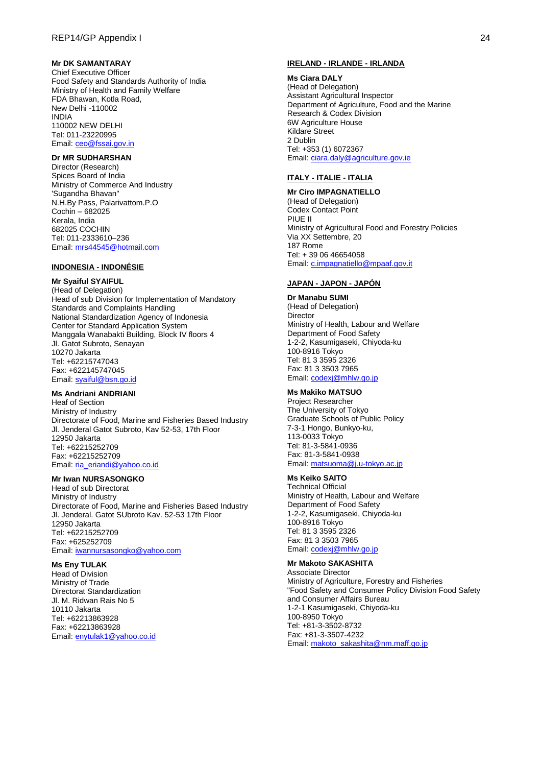**Mr DK SAMANTARAY**
Chief Executive Officer
Food Safety and Standards Authority of India
Ministry of Health and Family Welfare
FDA Bhawan, Kotla Road,
New Delhi -110002
INDIA
110002 NEW DELHI
Tel: 011-23220995
Email: ceo@fssai.gov.in

**Dr MR SUDHARSHAN**
Director (Research)
Spices Board of India
Ministry of Commerce And Industry
'Sugandha Bhavan"
N.H.By Pass, Palarivattom.P.O
Cochin – 682025
Kerala, India
682025 COCHIN
Tel: 011-2333610–236
Email: mrs44545@hotmail.com

**INDONESIA - INDONÉSIE**

**Mr Syaiful SYAIFUL**
(Head of Delegation)
Head of sub Division for Implementation of Mandatory Standards and Complaints Handling
National Standardization Agency of Indonesia
Center for Standard Application System
Manggala Wanabakti Building, Block IV floors 4
Jl. Gatot Subroto, Senayan
10270 Jakarta
Tel: +62215747043
Fax: +622145747045
Email: syaiful@bsn.go.id

**Ms Andriani ANDRIANI**
Heaf of Section
Ministry of Industry
Directorate of Food, Marine and Fisheries Based Industry
Jl. Jenderal Gatot Subroto, Kav 52-53, 17th Floor
12950 Jakarta
Tel: +62215252709
Fax: +62215252709
Email: ria_eriandi@yahoo.co.id

**Mr Iwan NURSASONGKO**
Head of sub Directorat
Ministry of Industry
Directorate of Food, Marine and Fisheries Based Industry
Jl. Jenderal. Gatot SUbroto Kav. 52-53 17th Floor
12950 Jakarta
Tel: +62215252709
Fax: +625252709
Email: iwannursasongko@yahoo.com

**Ms Eny TULAK**
Head of Division
Ministry of Trade
Directorat Standardization
Jl. M. Ridwan Rais No 5
10110 Jakarta
Tel: +62213863928
Fax: +62213863928
Email: enytulak1@yahoo.co.id

**IRELAND - IRLANDE - IRLANDA**

**Ms Ciara DALY**
(Head of Delegation)
Assistant Agricultural Inspector
Department of Agriculture, Food and the Marine
Research & Codex Division
6W Agriculture House
Kildare Street
2 Dublin
Tel: +353 (1) 6072367
Email: ciara.daly@agriculture.gov.ie

**ITALY - ITALIE - ITALIA**

**Mr Ciro IMPAGNATIELLO**
(Head of Delegation)
Codex Contact Point
PIUE II
Ministry of Agricultural Food and Forestry Policies
Via XX Settembre, 20
187 Rome
Tel: + 39 06 46654058
Email: c.impagnatiello@mpaaf.gov.it

**JAPAN - JAPON - JAPÓN**

**Dr Manabu SUMI**
(Head of Delegation)
Director
Ministry of Health, Labour and Welfare
Department of Food Safety
1-2-2, Kasumigaseki, Chiyoda-ku
100-8916 Tokyo
Tel: 81 3 3595 2326
Fax: 81 3 3503 7965
Email: codexj@mhlw.go.jp

**Ms Makiko MATSUO**
Project Researcher
The University of Tokyo
Graduate Schools of Public Policy
7-3-1 Hongo, Bunkyo-ku,
113-0033 Tokyo
Tel: 81-3-5841-0936
Fax: 81-3-5841-0938
Email: matsuoma@j.u-tokyo.ac.jp

**Ms Keiko SAITO**
Technical Official
Ministry of Health, Labour and Welfare
Department of Food Safety
1-2-2, Kasumigaseki, Chiyoda-ku
100-8916 Tokyo
Tel: 81 3 3595 2326
Fax: 81 3 3503 7965
Email: codexj@mhlw.go.jp

**Mr Makoto SAKASHITA**
Associate Director
Ministry of Agriculture, Forestry and Fisheries
"Food Safety and Consumer Policy Division Food Safety and Consumer Affairs Bureau
1-2-1 Kasumigaseki, Chiyoda-ku
100-8950 Tokyo
Tel: +81-3-3502-8732
Fax: +81-3-3507-4232
Email: makoto_sakashita@nm.maff.go.jp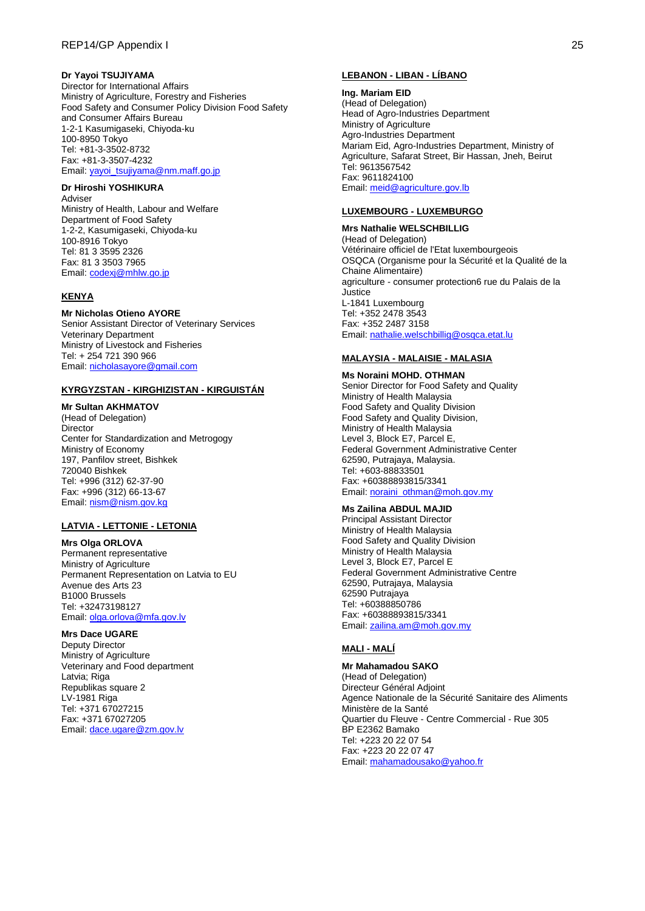**Dr Yayoi TSUJIYAMA**
Director for International Affairs
Ministry of Agriculture, Forestry and Fisheries
Food Safety and Consumer Policy Division Food Safety and Consumer Affairs Bureau
1-2-1 Kasumigaseki, Chiyoda-ku
100-8950 Tokyo
Tel: +81-3-3502-8732
Fax: +81-3-3507-4232
Email: yayoi_tsujiyama@nm.maff.go.jp

**Dr Hiroshi YOSHIKURA**
Adviser
Ministry of Health, Labour and Welfare
Department of Food Safety
1-2-2, Kasumigaseki, Chiyoda-ku
100-8916 Tokyo
Tel: 81 3 3595 2326
Fax: 81 3 3503 7965
Email: codexj@mhlw.go.jp

**KENYA**

**Mr Nicholas Otieno AYORE**
Senior Assistant Director of Veterinary Services
Veterinary Department
Ministry of Livestock and Fisheries
Tel: + 254 721 390 966
Email: nicholasayore@gmail.com

**KYRGYZSTAN - KIRGHIZISTAN - KIRGUISTÁN**

**Mr Sultan AKHMATOV**
(Head of Delegation)
Director
Center for Standardization and Metrogogy
Ministry of Economy
197, Panfilov street, Bishkek
720040 Bishkek
Tel: +996 (312) 62-37-90
Fax: +996 (312) 66-13-67
Email: nism@nism.gov.kg

**LATVIA - LETTONIE - LETONIA**

**Mrs Olga ORLOVA**
Permanent representative
Ministry of Agriculture
Permanent Representation on Latvia to EU
Avenue des Arts 23
B1000 Brussels
Tel: +32473198127
Email: olga.orlova@mfa.gov.lv

**Mrs Dace UGARE**
Deputy Director
Ministry of Agriculture
Veterinary and Food department
Latvia; Riga
Republikas square 2
LV-1981 Riga
Tel: +371 67027215
Fax: +371 67027205
Email: dace.ugare@zm.gov.lv

**LEBANON - LIBAN - LÍBANO**

**Ing. Mariam EID**
(Head of Delegation)
Head of Agro-Industries Department
Ministry of Agriculture
Agro-Industries Department
Mariam Eid, Agro-Industries Department, Ministry of Agriculture, Safarat Street, Bir Hassan, Jneh, Beirut
Tel: 9613567542
Fax: 9611824100
Email: meid@agriculture.gov.lb

**LUXEMBOURG - LUXEMBURGO**

**Mrs Nathalie WELSCHBILLIG**
(Head of Delegation)
Vétérinaire officiel de l'Etat luxembourgeois
OSQCA (Organisme pour la Sécurité et la Qualité de la Chaine Alimentaire)
agriculture - consumer protection6 rue du Palais de la Justice
L-1841 Luxembourg
Tel: +352 2478 3543
Fax: +352 2487 3158
Email: nathalie.welschbillig@osqca.etat.lu

**MALAYSIA - MALAISIE - MALASIA**

**Ms Noraini MOHD. OTHMAN**
Senior Director for Food Safety and Quality
Ministry of Health Malaysia
Food Safety and Quality Division
Food Safety and Quality Division,
Ministry of Health Malaysia
Level 3, Block E7, Parcel E,
Federal Government Administrative Center
62590, Putrajaya, Malaysia.
Tel: +603-88833501
Fax: +60388893815/3341
Email: noraini_othman@moh.gov.my

**Ms Zailina ABDUL MAJID**
Principal Assistant Director
Ministry of Health Malaysia
Food Safety and Quality Division
Ministry of Health Malaysia
Level 3, Block E7, Parcel E
Federal Government Administrative Centre
62590, Putrajaya, Malaysia
62590 Putrajaya
Tel: +60388850786
Fax: +60388893815/3341
Email: zailina.am@moh.gov.my

**MALI - MALÍ**

**Mr Mahamadou SAKO**
(Head of Delegation)
Directeur Général Adjoint
Agence Nationale de la Sécurité Sanitaire des Aliments
Ministère de la Santé
Quartier du Fleuve - Centre Commercial - Rue 305
BP E2362 Bamako
Tel: +223 20 22 07 54
Fax: +223 20 22 07 47
Email: mahamadousako@yahoo.fr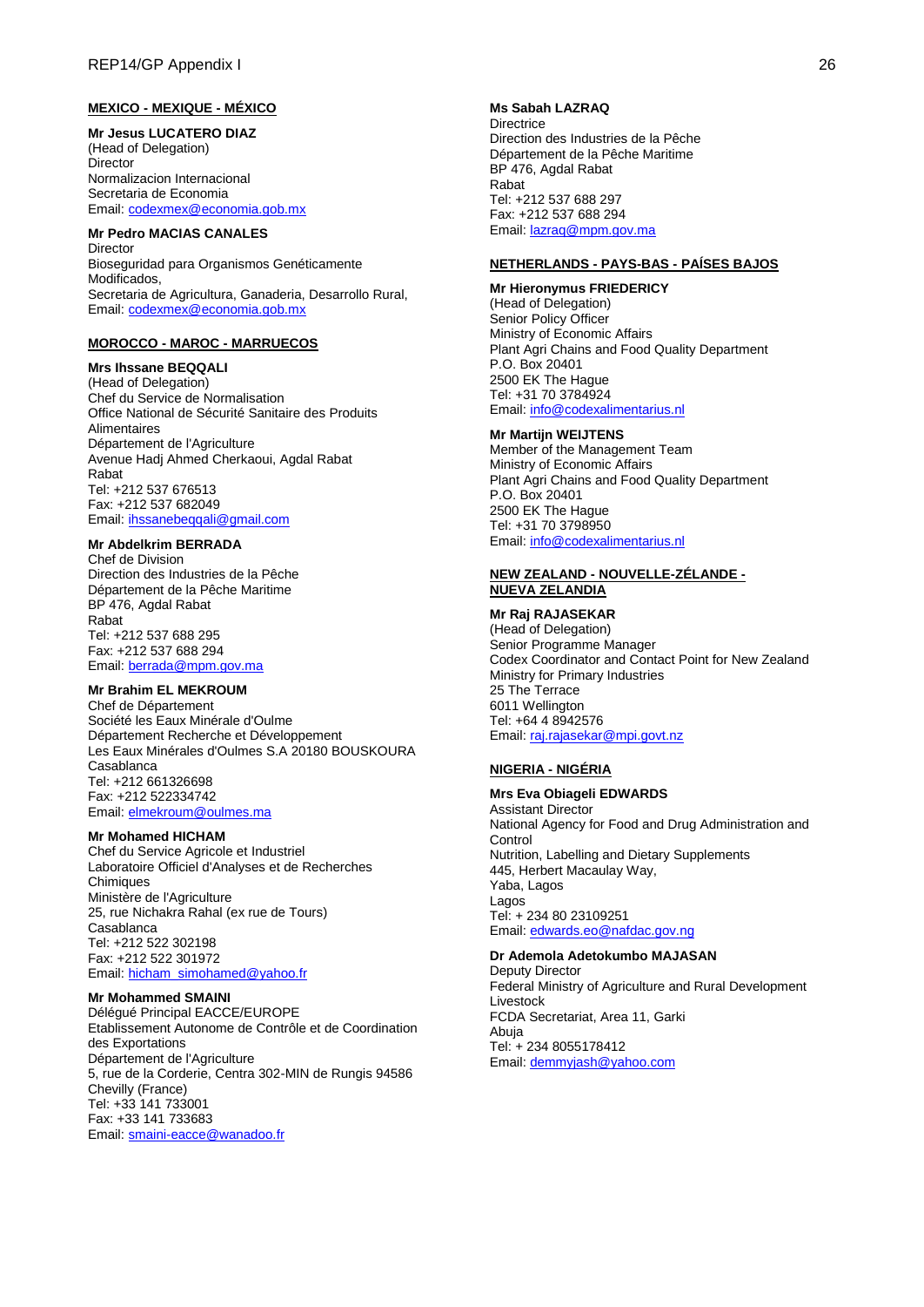**MEXICO - MEXIQUE - MÉXICO**

**Mr Jesus LUCATERO DIAZ**
(Head of Delegation)
Director
Normalizacion Internacional
Secretaria de Economia
Email: codexmex@economia.gob.mx

**Mr Pedro MACIAS CANALES**
Director
Bioseguridad para Organismos Genéticamente Modificados,
Secretaria de Agricultura, Ganaderia, Desarrollo Rural,
Email: codexmex@economia.gob.mx

**MOROCCO - MAROC - MARRUECOS**

**Mrs Ihssane BEQQALI**
(Head of Delegation)
Chef du Service de Normalisation
Office National de Sécurité Sanitaire des Produits Alimentaires
Département de l'Agriculture
Avenue Hadj Ahmed Cherkaoui, Agdal Rabat
Rabat
Tel: +212 537 676513
Fax: +212 537 682049
Email: ihssanebeqqali@gmail.com

**Mr Abdelkrim BERRADA**
Chef de Division
Direction des Industries de la Pêche
Département de la Pêche Maritime
BP 476, Agdal Rabat
Rabat
Tel: +212 537 688 295
Fax: +212 537 688 294
Email: berrada@mpm.gov.ma

**Mr Brahim EL MEKROUM**
Chef de Département
Société les Eaux Minérale d'Oulme
Département Recherche et Développement
Les Eaux Minérales d'Oulmes S.A 20180 BOUSKOURA
Casablanca
Tel: +212 661326698
Fax: +212 522334742
Email: elmekroum@oulmes.ma

**Mr Mohamed HICHAM**
Chef du Service Agricole et Industriel
Laboratoire Officiel d'Analyses et de Recherches Chimiques
Ministère de l'Agriculture
25, rue Nichakra Rahal (ex rue de Tours)
Casablanca
Tel: +212 522 302198
Fax: +212 522 301972
Email: hicham_simohamed@yahoo.fr

**Mr Mohammed SMAINI**
Délégué Principal EACCE/EUROPE
Etablissement Autonome de Contrôle et de Coordination des Exportations
Département de l'Agriculture
5, rue de la Corderie, Centra 302-MIN de Rungis 94586 Chevilly (France)
Tel: +33 141 733001
Fax: +33 141 733683
Email: smaini-eacce@wanadoo.fr

**Ms Sabah LAZRAQ**
Directrice
Direction des Industries de la Pêche
Département de la Pêche Maritime
BP 476, Agdal Rabat
Rabat
Tel: +212 537 688 297
Fax: +212 537 688 294
Email: lazraq@mpm.gov.ma

**NETHERLANDS - PAYS-BAS - PAÍSES BAJOS**

**Mr Hieronymus FRIEDERICY**
(Head of Delegation)
Senior Policy Officer
Ministry of Economic Affairs
Plant Agri Chains and Food Quality Department
P.O. Box 20401
2500 EK The Hague
Tel: +31 70 3784924
Email: info@codexalimentarius.nl

**Mr Martijn WEIJTENS**
Member of the Management Team
Ministry of Economic Affairs
Plant Agri Chains and Food Quality Department
P.O. Box 20401
2500 EK The Hague
Tel: +31 70 3798950
Email: info@codexalimentarius.nl

**NEW ZEALAND - NOUVELLE-ZÉLANDE - NUEVA ZELANDIA**

**Mr Raj RAJASEKAR**
(Head of Delegation)
Senior Programme Manager
Codex Coordinator and Contact Point for New Zealand
Ministry for Primary Industries
25 The Terrace
6011 Wellington
Tel: +64 4 8942576
Email: raj.rajasekar@mpi.govt.nz

**NIGERIA - NIGÉRIA**

**Mrs Eva Obiageli EDWARDS**
Assistant Director
National Agency for Food and Drug Administration and Control
Nutrition, Labelling and Dietary Supplements
445, Herbert Macaulay Way,
Yaba, Lagos
Lagos
Tel: + 234 80 23109251
Email: edwards.eo@nafdac.gov.ng

**Dr Ademola Adetokumbo MAJASAN**
Deputy Director
Federal Ministry of Agriculture and Rural Development
Livestock
FCDA Secretariat, Area 11, Garki
Abuja
Tel: + 234 8055178412
Email: demmyjash@yahoo.com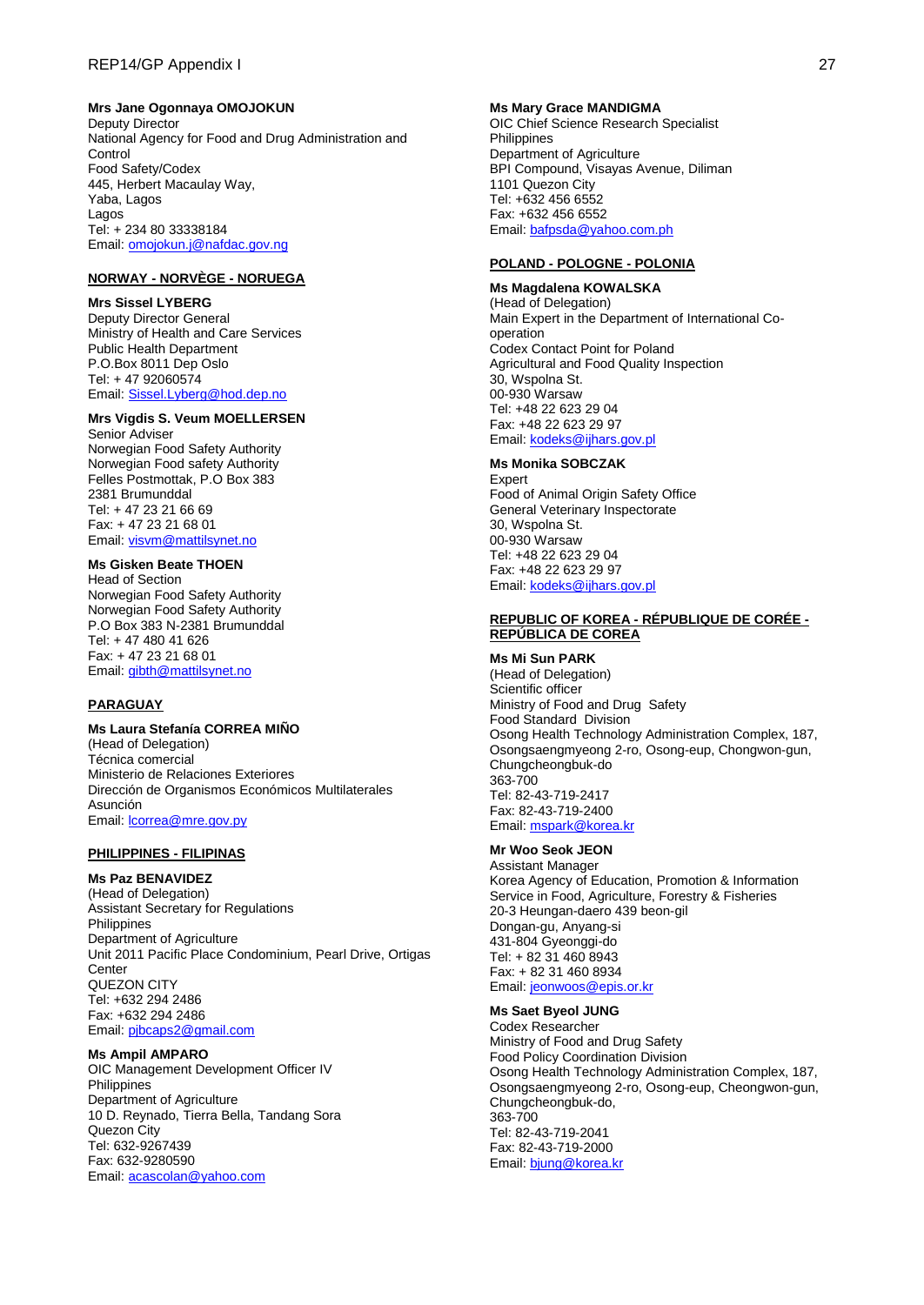**Mrs Jane Ogonnaya OMOJOKUN**
Deputy Director
National Agency for Food and Drug Administration and Control
Food Safety/Codex
445, Herbert Macaulay Way,
Yaba, Lagos
Lagos
Tel: + 234 80 33338184
Email: omojokun.j@nafdac.gov.ng

**NORWAY - NORVÈGE - NORUEGA**

**Mrs Sissel LYBERG**
Deputy Director General
Ministry of Health and Care Services
Public Health Department
P.O.Box 8011 Dep Oslo
Tel: + 47 92060574
Email: Sissel.Lyberg@hod.dep.no

**Mrs Vigdis S. Veum MOELLERSEN**
Senior Adviser
Norwegian Food Safety Authority
Norwegian Food safety Authority
Felles Postmottak, P.O Box 383
2381 Brumunddal
Tel: + 47 23 21 66 69
Fax: + 47 23 21 68 01
Email: visvm@mattilsynet.no

**Ms Gisken Beate THOEN**
Head of Section
Norwegian Food Safety Authority
Norwegian Food Safety Authority
P.O Box 383 N-2381 Brumunddal
Tel: + 47 480 41 626
Fax: + 47 23 21 68 01
Email: gibth@mattilsynet.no

**PARAGUAY**

**Ms Laura Stefanía CORREA MIÑO**
(Head of Delegation)
Técnica comercial
Ministerio de Relaciones Exteriores
Dirección de Organismos Económicos Multilaterales
Asunción
Email: lcorrea@mre.gov.py

**PHILIPPINES - FILIPINAS**

**Ms Paz BENAVIDEZ**
(Head of Delegation)
Assistant Secretary for Regulations
Philippines
Department of Agriculture
Unit 2011 Pacific Place Condominium, Pearl Drive, Ortigas Center
QUEZON CITY
Tel: +632 294 2486
Fax: +632 294 2486
Email: pjbcaps2@gmail.com

**Ms Ampil AMPARO**
OIC Management Development Officer IV
Philippines
Department of Agriculture
10 D. Reynado, Tierra Bella, Tandang Sora
Quezon City
Tel: 632-9267439
Fax: 632-9280590
Email: acascolan@yahoo.com

**Ms Mary Grace MANDIGMA**
OIC Chief Science Research Specialist
Philippines
Department of Agriculture
BPI Compound, Visayas Avenue, Diliman
1101 Quezon City
Tel: +632 456 6552
Fax: +632 456 6552
Email: bafpsda@yahoo.com.ph

**POLAND - POLOGNE - POLONIA**

**Ms Magdalena KOWALSKA**
(Head of Delegation)
Main Expert in the Department of International Co-operation
Codex Contact Point for Poland
Agricultural and Food Quality Inspection
30, Wspolna St.
00-930 Warsaw
Tel: +48 22 623 29 04
Fax: +48 22 623 29 97
Email: kodeks@ijhars.gov.pl

**Ms Monika SOBCZAK**
Expert
Food of Animal Origin Safety Office
General Veterinary Inspectorate
30, Wspolna St.
00-930 Warsaw
Tel: +48 22 623 29 04
Fax: +48 22 623 29 97
Email: kodeks@ijhars.gov.pl

**REPUBLIC OF KOREA - RÉPUBLIQUE DE CORÉE - REPÚBLICA DE COREA**

**Ms Mi Sun PARK**
(Head of Delegation)
Scientific officer
Ministry of Food and Drug Safety
Food Standard Division
Osong Health Technology Administration Complex, 187, Osongsaengmyeong 2-ro, Osong-eup, Chongwon-gun, Chungcheongbuk-do
363-700
Tel: 82-43-719-2417
Fax: 82-43-719-2400
Email: mspark@korea.kr

**Mr Woo Seok JEON**
Assistant Manager
Korea Agency of Education, Promotion & Information Service in Food, Agriculture, Forestry & Fisheries
20-3 Heungan-daero 439 beon-gil
Dongan-gu, Anyang-si
431-804 Gyeonggi-do
Tel: + 82 31 460 8943
Fax: + 82 31 460 8934
Email: jeonwoos@epis.or.kr

**Ms Saet Byeol JUNG**
Codex Researcher
Ministry of Food and Drug Safety
Food Policy Coordination Division
Osong Health Technology Administration Complex, 187, Osongsaengmyeong 2-ro, Osong-eup, Cheongwon-gun, Chungcheongbuk-do,
363-700
Tel: 82-43-719-2041
Fax: 82-43-719-2000
Email: bjung@korea.kr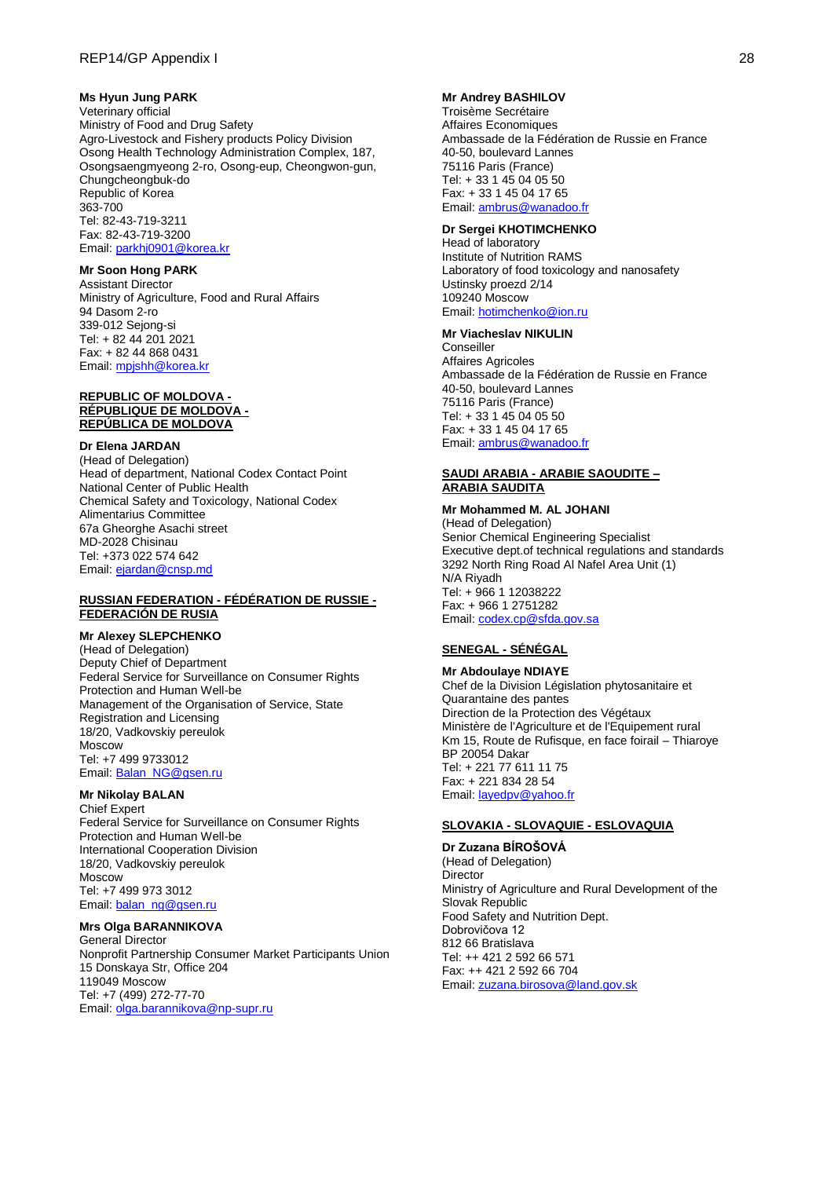**Ms Hyun Jung PARK**
Veterinary official
Ministry of Food and Drug Safety
Agro-Livestock and Fishery products Policy Division
Osong Health Technology Administration Complex, 187, Osongsaengmyeong 2-ro, Osong-eup, Cheongwon-gun, Chungcheongbuk-do
Republic of Korea
363-700
Tel: 82-43-719-3211
Fax: 82-43-719-3200
Email: parkhj0901@korea.kr

**Mr Soon Hong PARK**
Assistant Director
Ministry of Agriculture, Food and Rural Affairs
94 Dasom 2-ro
339-012 Sejong-si
Tel: + 82 44 201 2021
Fax: + 82 44 868 0431
Email: mpjshh@korea.kr

**REPUBLIC OF MOLDOVA - RÉPUBLIQUE DE MOLDOVA - REPÚBLICA DE MOLDOVA**

**Dr Elena JARDAN**
(Head of Delegation)
Head of department, National Codex Contact Point
National Center of Public Health
Chemical Safety and Toxicology, National Codex Alimentarius Committee
67a Gheorghe Asachi street
MD-2028 Chisinau
Tel: +373 022 574 642
Email: ejardan@cnsp.md

**RUSSIAN FEDERATION - FÉDÉRATION DE RUSSIE - FEDERACIÓN DE RUSIA**

**Mr Alexey SLEPCHENKO**
(Head of Delegation)
Deputy Chief of Department
Federal Service for Surveillance on Consumer Rights Protection and Human Well-be
Management of the Organisation of Service, State Registration and Licensing
18/20, Vadkovskiy pereulok
Moscow
Tel: +7 499 9733012
Email: Balan_NG@gsen.ru

**Mr Nikolay BALAN**
Chief Expert
Federal Service for Surveillance on Consumer Rights Protection and Human Well-be
International Cooperation Division
18/20, Vadkovskiy pereulok
Moscow
Tel: +7 499 973 3012
Email: balan_ng@gsen.ru

**Mrs Olga BARANNIKOVA**
General Director
Nonprofit Partnership Consumer Market Participants Union
15 Donskaya Str, Office 204
119049 Moscow
Tel: +7 (499) 272-77-70
Email: olga.barannikova@np-supr.ru

**Mr Andrey BASHILOV**
Troisème Secrétaire
Affaires Economiques
Ambassade de la Fédération de Russie en France
40-50, boulevard Lannes
75116 Paris (France)
Tel: + 33 1 45 04 05 50
Fax: + 33 1 45 04 17 65
Email: ambrus@wanadoo.fr

**Dr Sergei KHOTIMCHENKO**
Head of laboratory
Institute of Nutrition RAMS
Laboratory of food toxicology and nanosafety
Ustinsky proezd 2/14
109240 Moscow
Email: hotimchenko@ion.ru

**Mr Viacheslav NIKULIN**
Conseiller
Affaires Agricoles
Ambassade de la Fédération de Russie en France
40-50, boulevard Lannes
75116 Paris (France)
Tel: + 33 1 45 04 05 50
Fax: + 33 1 45 04 17 65
Email: ambrus@wanadoo.fr

**SAUDI ARABIA - ARABIE SAOUDITE – ARABIA SAUDITA**

**Mr Mohammed M. AL JOHANI**
(Head of Delegation)
Senior Chemical Engineering Specialist
Executive dept.of technical regulations and standards
3292 North Ring Road Al Nafel Area Unit (1)
N/A Riyadh
Tel: + 966 1 12038222
Fax: + 966 1 2751282
Email: codex.cp@sfda.gov.sa

**SENEGAL - SÉNÉGAL**

**Mr Abdoulaye NDIAYE**
Chef de la Division Législation phytosanitaire et Quarantaine des pantes
Direction de la Protection des Végétaux
Ministère de l'Agriculture et de l'Equipement rural
Km 15, Route de Rufisque, en face foirail – Thiaroye
BP 20054 Dakar
Tel: + 221 77 611 11 75
Fax: + 221 834 28 54
Email: layedpv@yahoo.fr

**SLOVAKIA - SLOVAQUIE - ESLOVAQUIA**

**Dr Zuzana BÍROŠOVÁ**
(Head of Delegation)
Director
Ministry of Agriculture and Rural Development of the Slovak Republic
Food Safety and Nutrition Dept.
Dobrovičova 12
812 66 Bratislava
Tel: ++ 421 2 592 66 571
Fax: ++ 421 2 592 66 704
Email: zuzana.birosova@land.gov.sk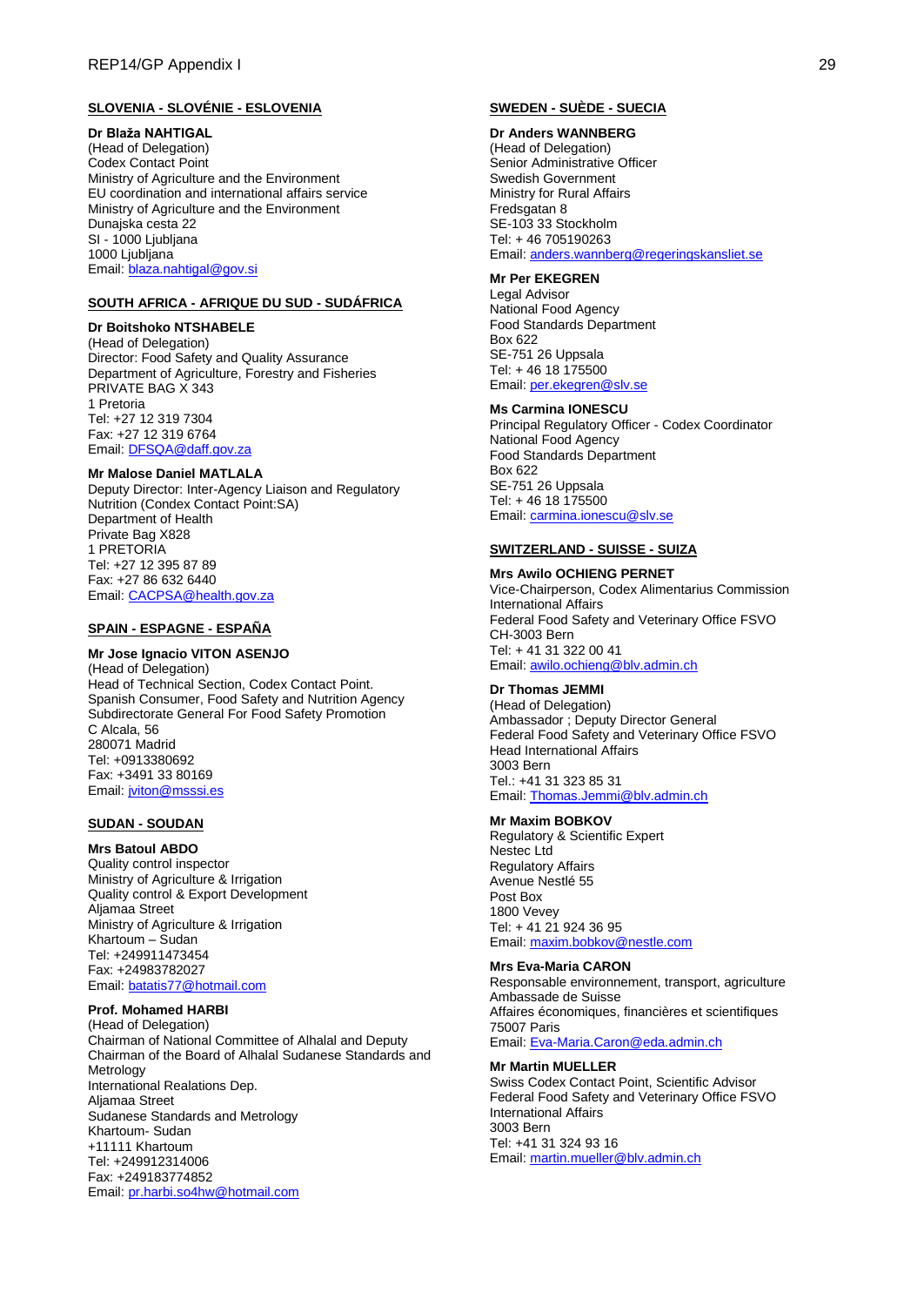**SLOVENIA - SLOVÉNIE - ESLOVENIA**

**Dr Blaža NAHTIGAL**
(Head of Delegation)
Codex Contact Point
Ministry of Agriculture and the Environment
EU coordination and international affairs service
Ministry of Agriculture and the Environment
Dunajska cesta 22
SI - 1000 Ljubljana
1000 Ljubljana
Email: blaza.nahtigal@gov.si

**SOUTH AFRICA - AFRIQUE DU SUD - SUDÁFRICA**

**Dr Boitshoko NTSHABELE**
(Head of Delegation)
Director: Food Safety and Quality Assurance
Department of Agriculture, Forestry and Fisheries
PRIVATE BAG X 343
1 Pretoria
Tel: +27 12 319 7304
Fax: +27 12 319 6764
Email: DFSQA@daff.gov.za

**Mr Malose Daniel MATLALA**
Deputy Director: Inter-Agency Liaison and Regulatory Nutrition (Condex Contact Point:SA)
Department of Health
Private Bag X828
1 PRETORIA
Tel: +27 12 395 87 89
Fax: +27 86 632 6440
Email: CACPSA@health.gov.za

**SPAIN - ESPAGNE - ESPAÑA**

**Mr Jose Ignacio VITON ASENJO**
(Head of Delegation)
Head of Technical Section, Codex Contact Point.
Spanish Consumer, Food Safety and Nutrition Agency
Subdirectorate General For Food Safety Promotion
C Alcala, 56
280071 Madrid
Tel: +0913380692
Fax: +3491 33 80169
Email: jviton@msssi.es

**SUDAN - SOUDAN**

**Mrs Batoul ABDO**
Quality control inspector
Ministry of Agriculture & Irrigation
Quality control & Export Development
Aljamaa Street
Ministry of Agriculture & Irrigation
Khartoum – Sudan
Tel: +249911473454
Fax: +24983782027
Email: batatis77@hotmail.com

**Prof. Mohamed HARBI**
(Head of Delegation)
Chairman of National Committee of Alhalal and Deputy Chairman of the Board of Alhalal Sudanese Standards and Metrology
International Realations Dep.
Aljamaa Street
Sudanese Standards and Metrology
Khartoum- Sudan
+11111 Khartoum
Tel: +249912314006
Fax: +249183774852
Email: pr.harbi.so4hw@hotmail.com

**SWEDEN - SUÈDE - SUECIA**

**Dr Anders WANNBERG**
(Head of Delegation)
Senior Administrative Officer
Swedish Government
Ministry for Rural Affairs
Fredsgatan 8
SE-103 33 Stockholm
Tel: + 46 705190263
Email: anders.wannberg@regeringskansliet.se

**Mr Per EKEGREN**
Legal Advisor
National Food Agency
Food Standards Department
Box 622
SE-751 26 Uppsala
Tel: + 46 18 175500
Email: per.ekegren@slv.se

**Ms Carmina IONESCU**
Principal Regulatory Officer - Codex Coordinator
National Food Agency
Food Standards Department
Box 622
SE-751 26 Uppsala
Tel: + 46 18 175500
Email: carmina.ionescu@slv.se

**SWITZERLAND - SUISSE - SUIZA**

**Mrs Awilo OCHIENG PERNET**
Vice-Chairperson, Codex Alimentarius Commission
International Affairs
Federal Food Safety and Veterinary Office FSVO
CH-3003 Bern
Tel: + 41 31 322 00 41
Email: awilo.ochieng@blv.admin.ch

**Dr Thomas JEMMI**
(Head of Delegation)
Ambassador ; Deputy Director General
Federal Food Safety and Veterinary Office FSVO
Head International Affairs
3003 Bern
Tel.: +41 31 323 85 31
Email: Thomas.Jemmi@blv.admin.ch

**Mr Maxim BOBKOV**
Regulatory & Scientific Expert
Nestec Ltd
Regulatory Affairs
Avenue Nestlé 55
Post Box
1800 Vevey
Tel: + 41 21 924 36 95
Email: maxim.bobkov@nestle.com

**Mrs Eva-Maria CARON**
Responsable environnement, transport, agriculture
Ambassade de Suisse
Affaires économiques, financières et scientifiques
75007 Paris
Email: Eva-Maria.Caron@eda.admin.ch

**Mr Martin MUELLER**
Swiss Codex Contact Point, Scientific Advisor
Federal Food Safety and Veterinary Office FSVO
International Affairs
3003 Bern
Tel: +41 31 324 93 16
Email: martin.mueller@blv.admin.ch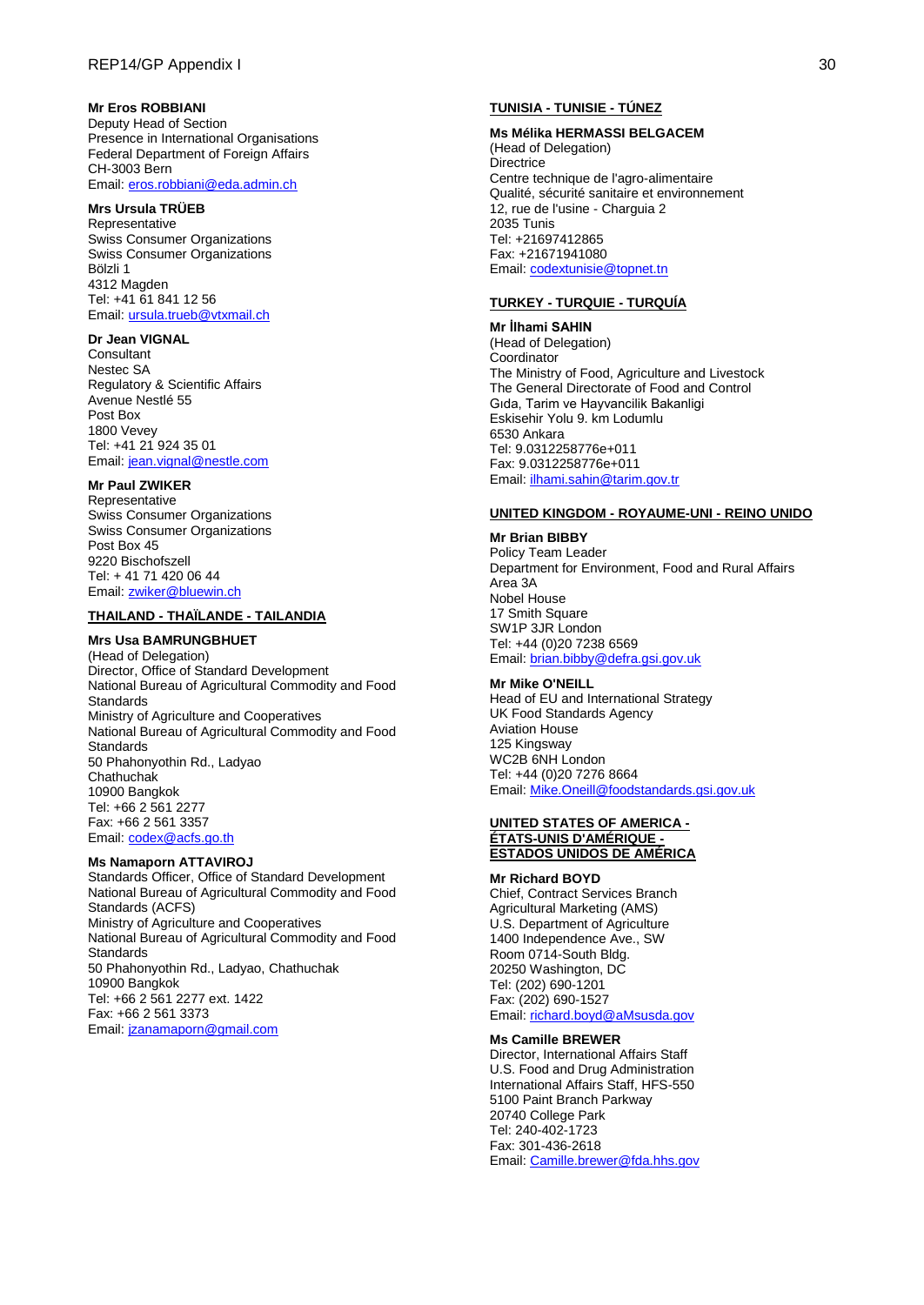**Mr Eros ROBBIANI**
Deputy Head of Section
Presence in International Organisations
Federal Department of Foreign Affairs
CH-3003 Bern
Email: eros.robbiani@eda.admin.ch

**Mrs Ursula TRÜEB**
Representative
Swiss Consumer Organizations
Swiss Consumer Organizations
Bölzli 1
4312 Magden
Tel: +41 61 841 12 56
Email: ursula.trueb@vtxmail.ch

**Dr Jean VIGNAL**
Consultant
Nestec SA
Regulatory & Scientific Affairs
Avenue Nestlé 55
Post Box
1800 Vevey
Tel: +41 21 924 35 01
Email: jean.vignal@nestle.com

**Mr Paul ZWIKER**
Representative
Swiss Consumer Organizations
Swiss Consumer Organizations
Post Box 45
9220 Bischofszell
Tel: + 41 71 420 06 44
Email: zwiker@bluewin.ch

**THAILAND - THAÏLANDE - TAILANDIA**

**Mrs Usa BAMRUNGBHUET**
(Head of Delegation)
Director, Office of Standard Development
National Bureau of Agricultural Commodity and Food Standards
Ministry of Agriculture and Cooperatives
National Bureau of Agricultural Commodity and Food Standards
50 Phahonyothin Rd., Ladyao
Chathuchak
10900 Bangkok
Tel: +66 2 561 2277
Fax: +66 2 561 3357
Email: codex@acfs.go.th

**Ms Namaporn ATTAVIROJ**
Standards Officer, Office of Standard Development
National Bureau of Agricultural Commodity and Food Standards (ACFS)
Ministry of Agriculture and Cooperatives
National Bureau of Agricultural Commodity and Food Standards
50 Phahonyothin Rd., Ladyao, Chathuchak
10900 Bangkok
Tel: +66 2 561 2277 ext. 1422
Fax: +66 2 561 3373
Email: jzanamaporn@gmail.com

**TUNISIA - TUNISIE - TÚNEZ**

**Ms Mélika HERMASSI BELGACEM**
(Head of Delegation)
Directrice
Centre technique de l'agro-alimentaire
Qualité, sécurité sanitaire et environnement
12, rue de l'usine - Charguia 2
2035 Tunis
Tel: +21697412865
Fax: +21671941080
Email: codextunisie@topnet.tn

**TURKEY - TURQUIE - TURQUÍA**

**Mr İlhami SAHIN**
(Head of Delegation)
Coordinator
The Ministry of Food, Agriculture and Livestock
The General Directorate of Food and Control
Gıda, Tarim ve Hayvancilik Bakanligi
Eskisehir Yolu 9. km Lodumlu
6530 Ankara
Tel: 9.0312258776e+011
Fax: 9.0312258776e+011
Email: ilhami.sahin@tarim.gov.tr

**UNITED KINGDOM - ROYAUME-UNI - REINO UNIDO**

**Mr Brian BIBBY**
Policy Team Leader
Department for Environment, Food and Rural Affairs
Area 3A
Nobel House
17 Smith Square
SW1P 3JR London
Tel: +44 (0)20 7238 6569
Email: brian.bibby@defra.gsi.gov.uk

**Mr Mike O'NEILL**
Head of EU and International Strategy
UK Food Standards Agency
Aviation House
125 Kingsway
WC2B 6NH London
Tel: +44 (0)20 7276 8664
Email: Mike.Oneill@foodstandards.gsi.gov.uk

**UNITED STATES OF AMERICA - ÉTATS-UNIS D'AMÉRIQUE - ESTADOS UNIDOS DE AMÉRICA**

**Mr Richard BOYD**
Chief, Contract Services Branch
Agricultural Marketing (AMS)
U.S. Department of Agriculture
1400 Independence Ave., SW
Room 0714-South Bldg.
20250 Washington, DC
Tel: (202) 690-1201
Fax: (202) 690-1527
Email: richard.boyd@aMsusda.gov

**Ms Camille BREWER**
Director, International Affairs Staff
U.S. Food and Drug Administration
International Affairs Staff, HFS-550
5100 Paint Branch Parkway
20740 College Park
Tel: 240-402-1723
Fax: 301-436-2618
Email: Camille.brewer@fda.hhs.gov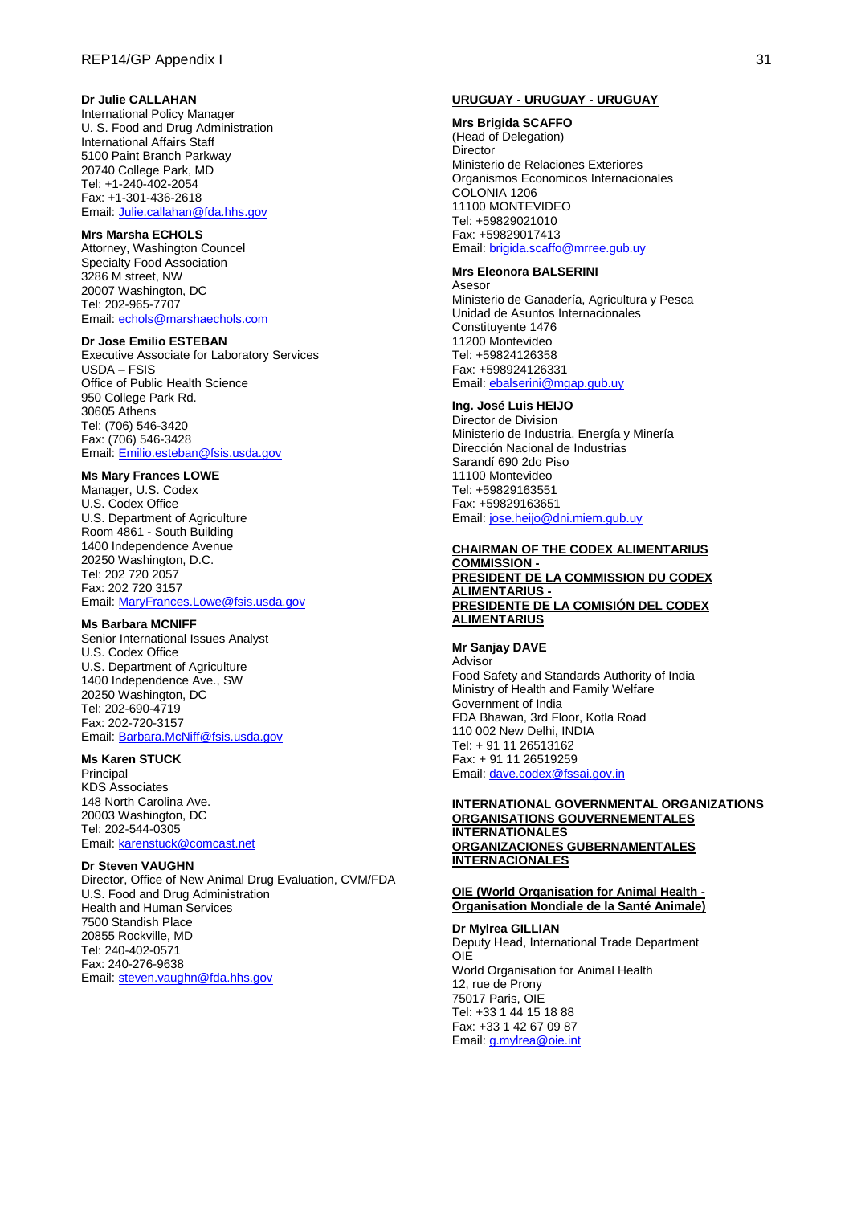**Dr Julie CALLAHAN**
International Policy Manager
U. S. Food and Drug Administration
International Affairs Staff
5100 Paint Branch Parkway
20740 College Park, MD
Tel: +1-240-402-2054
Fax: +1-301-436-2618
Email: Julie.callahan@fda.hhs.gov

**Mrs Marsha ECHOLS**
Attorney, Washington Councel
Specialty Food Association
3286 M street, NW
20007 Washington, DC
Tel: 202-965-7707
Email: echols@marshaechols.com

**Dr Jose Emilio ESTEBAN**
Executive Associate for Laboratory Services
USDA – FSIS
Office of Public Health Science
950 College Park Rd.
30605 Athens
Tel: (706) 546-3420
Fax: (706) 546-3428
Email: Emilio.esteban@fsis.usda.gov

**Ms Mary Frances LOWE**
Manager, U.S. Codex
U.S. Codex Office
U.S. Department of Agriculture
Room 4861 - South Building
1400 Independence Avenue
20250 Washington, D.C.
Tel: 202 720 2057
Fax: 202 720 3157
Email: MaryFrances.Lowe@fsis.usda.gov

**Ms Barbara MCNIFF**
Senior International Issues Analyst
U.S. Codex Office
U.S. Department of Agriculture
1400 Independence Ave., SW
20250 Washington, DC
Tel: 202-690-4719
Fax: 202-720-3157
Email: Barbara.McNiff@fsis.usda.gov

**Ms Karen STUCK**
Principal
KDS Associates
148 North Carolina Ave.
20003 Washington, DC
Tel: 202-544-0305
Email: karenstuck@comcast.net

**Dr Steven VAUGHN**
Director, Office of New Animal Drug Evaluation, CVM/FDA
U.S. Food and Drug Administration
Health and Human Services
7500 Standish Place
20855 Rockville, MD
Tel: 240-402-0571
Fax: 240-276-9638
Email: steven.vaughn@fda.hhs.gov

**URUGUAY - URUGUAY - URUGUAY**

**Mrs Brigida SCAFFO**
(Head of Delegation)
Director
Ministerio de Relaciones Exteriores
Organismos Economicos Internacionales
COLONIA 1206
11100 MONTEVIDEO
Tel: +59829021010
Fax: +59829017413
Email: brigida.scaffo@mrree.gub.uy

**Mrs Eleonora BALSERINI**
Asesor
Ministerio de Ganadería, Agricultura y Pesca
Unidad de Asuntos Internacionales
Constituyente 1476
11200 Montevideo
Tel: +59824126358
Fax: +598924126331
Email: ebalserini@mgap.gub.uy

**Ing. José Luis HEIJO**
Director de Division
Ministerio de Industria, Energía y Minería
Dirección Nacional de Industrias
Sarandí 690 2do Piso
11100 Montevideo
Tel: +59829163551
Fax: +59829163651
Email: jose.heijo@dni.miem.gub.uy

**CHAIRMAN OF THE CODEX ALIMENTARIUS COMMISSION - PRESIDENT DE LA COMMISSION DU CODEX ALIMENTARIUS - PRESIDENTE DE LA COMISIÓN DEL CODEX ALIMENTARIUS**

**Mr Sanjay DAVE**
Advisor
Food Safety and Standards Authority of India
Ministry of Health and Family Welfare
Government of India
FDA Bhawan, 3rd Floor, Kotla Road
110 002 New Delhi, INDIA
Tel: + 91 11 26513162
Fax: + 91 11 26519259
Email: dave.codex@fssai.gov.in

**INTERNATIONAL GOVERNMENTAL ORGANIZATIONS ORGANISATIONS GOUVERNEMENTALES INTERNATIONALES ORGANIZACIONES GUBERNAMENTALES INTERNACIONALES**

**OIE (World Organisation for Animal Health - Organisation Mondiale de la Santé Animale)**

**Dr Mylrea GILLIAN**
Deputy Head, International Trade Department
OIE
World Organisation for Animal Health
12, rue de Prony
75017 Paris, OIE
Tel: +33 1 44 15 18 88
Fax: +33 1 42 67 09 87
Email: g.mylrea@oie.int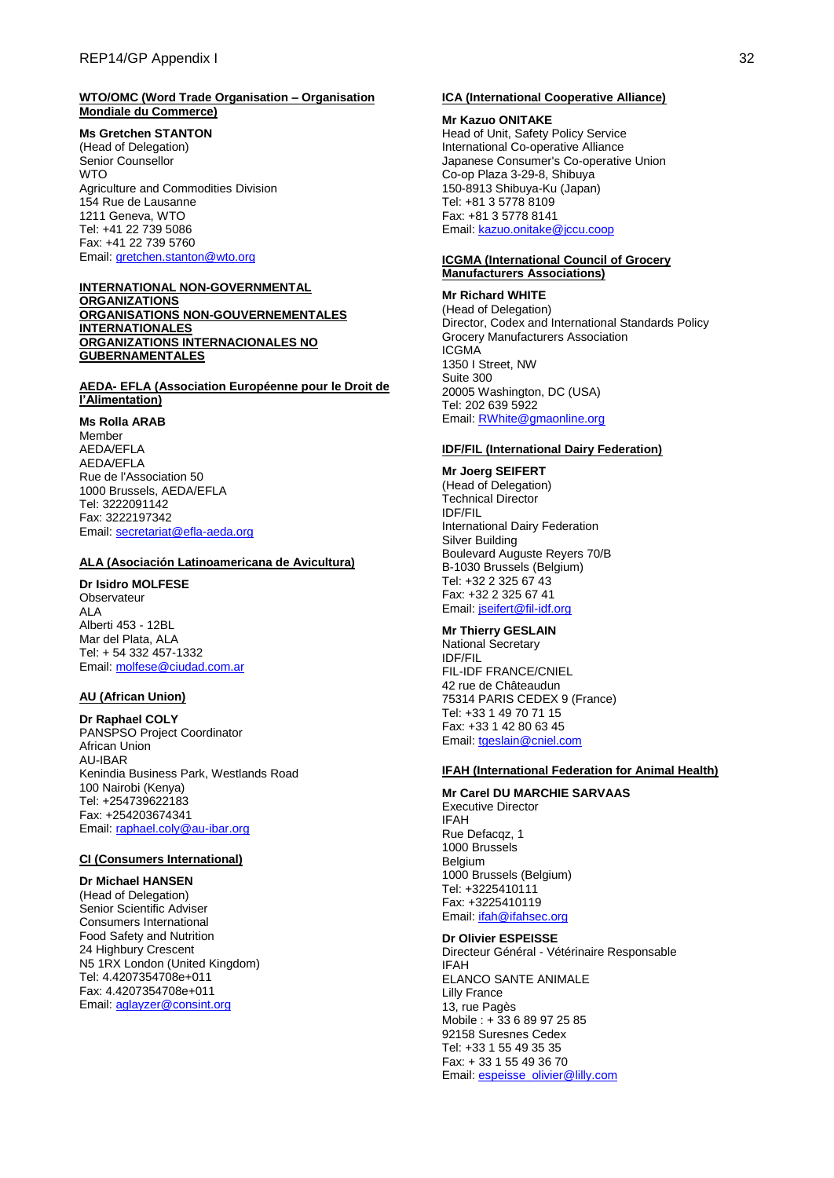**WTO/OMC (Word Trade Organisation – Organisation Mondiale du Commerce)**

**Ms Gretchen STANTON**
(Head of Delegation)
Senior Counsellor
WTO
Agriculture and Commodities Division
154 Rue de Lausanne
1211 Geneva, WTO
Tel: +41 22 739 5086
Fax: +41 22 739 5760
Email: gretchen.stanton@wto.org

**INTERNATIONAL NON-GOVERNMENTAL ORGANIZATIONS**
**ORGANISATIONS NON-GOUVERNEMENTALES INTERNATIONALES**
**ORGANIZATIONS INTERNACIONALES NO GUBERNAMENTALES**

**AEDA- EFLA (Association Européenne pour le Droit de l'Alimentation)**

**Ms Rolla ARAB**
Member
AEDA/EFLA
AEDA/EFLA
Rue de l'Association 50
1000 Brussels, AEDA/EFLA
Tel: 3222091142
Fax: 3222197342
Email: secretariat@efla-aeda.org

**ALA (Asociación Latinoamericana de Avicultura)**

**Dr Isidro MOLFESE**
Observateur
ALA
Alberti 453 - 12BL
Mar del Plata, ALA
Tel: + 54 332 457-1332
Email: molfese@ciudad.com.ar

**AU (African Union)**

**Dr Raphael COLY**
PANSPSO Project Coordinator
African Union
AU-IBAR
Kenindia Business Park, Westlands Road
100 Nairobi (Kenya)
Tel: +254739622183
Fax: +254203674341
Email: raphael.coly@au-ibar.org

**CI (Consumers International)**

**Dr Michael HANSEN**
(Head of Delegation)
Senior Scientific Adviser
Consumers International
Food Safety and Nutrition
24 Highbury Crescent
N5 1RX London (United Kingdom)
Tel: 4.4207354708e+011
Fax: 4.4207354708e+011
Email: aglayzer@consint.org

**ICA (International Cooperative Alliance)**

**Mr Kazuo ONITAKE**
Head of Unit, Safety Policy Service
International Co-operative Alliance
Japanese Consumer's Co-operative Union
Co-op Plaza 3-29-8, Shibuya
150-8913 Shibuya-Ku (Japan)
Tel: +81 3 5778 8109
Fax: +81 3 5778 8141
Email: kazuo.onitake@jccu.coop

**ICGMA (International Council of Grocery Manufacturers Associations)**

**Mr Richard WHITE**
(Head of Delegation)
Director, Codex and International Standards Policy
Grocery Manufacturers Association
ICGMA
1350 I Street, NW
Suite 300
20005 Washington, DC (USA)
Tel: 202 639 5922
Email: RWhite@gmaonline.org

**IDF/FIL (International Dairy Federation)**

**Mr Joerg SEIFERT**
(Head of Delegation)
Technical Director
IDF/FIL
International Dairy Federation
Silver Building
Boulevard Auguste Reyers 70/B
B-1030 Brussels (Belgium)
Tel: +32 2 325 67 43
Fax: +32 2 325 67 41
Email: jseifert@fil-idf.org

**Mr Thierry GESLAIN**
National Secretary
IDF/FIL
FIL-IDF FRANCE/CNIEL
42 rue de Châteaudun
75314 PARIS CEDEX 9 (France)
Tel: +33 1 49 70 71 15
Fax: +33 1 42 80 63 45
Email: tgeslain@cniel.com

**IFAH (International Federation for Animal Health)**

**Mr Carel DU MARCHIE SARVAAS**
Executive Director
IFAH
Rue Defacqz, 1
1000 Brussels
Belgium
1000 Brussels (Belgium)
Tel: +3225410111
Fax: +3225410119
Email: ifah@ifahsec.org

**Dr Olivier ESPEISSE**
Directeur Général - Vétérinaire Responsable
IFAH
ELANCO SANTE ANIMALE
Lilly France
13, rue Pagès
Mobile : + 33 6 89 97 25 85
92158 Suresnes Cedex
Tel: +33 1 55 49 35 35
Fax: + 33 1 55 49 36 70
Email: espeisse_olivier@lilly.com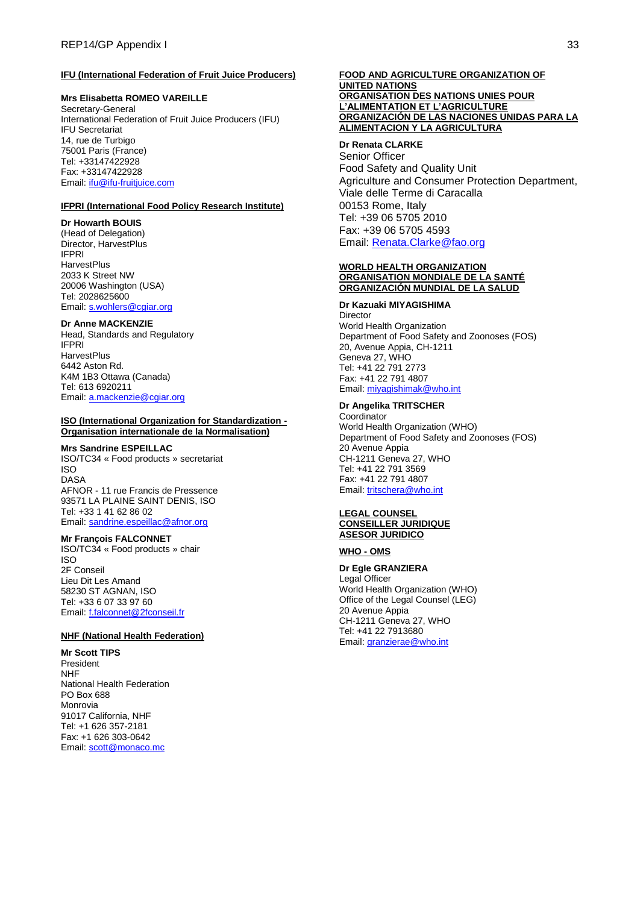**IFU (International Federation of Fruit Juice Producers)**

**Mrs Elisabetta ROMEO VAREILLE**
Secretary-General
International Federation of Fruit Juice Producers (IFU)
IFU Secretariat
14, rue de Turbigo
75001 Paris (France)
Tel: +33147422928
Fax: +33147422928
Email: ifu@ifu-fruitjuice.com

**IFPRI (International Food Policy Research Institute)**

**Dr Howarth BOUIS**
(Head of Delegation)
Director, HarvestPlus
IFPRI
HarvestPlus
2033 K Street NW
20006 Washington (USA)
Tel: 2028625600
Email: s.wohlers@cgiar.org

**Dr Anne MACKENZIE**
Head, Standards and Regulatory
IFPRI
HarvestPlus
6442 Aston Rd.
K4M 1B3 Ottawa (Canada)
Tel: 613 6920211
Email: a.mackenzie@cgiar.org

**ISO (International Organization for Standardization - Organisation internationale de la Normalisation)**

**Mrs Sandrine ESPEILLAC**
ISO/TC34 « Food products » secretariat
ISO
DASA
AFNOR - 11 rue Francis de Pressence
93571 LA PLAINE SAINT DENIS, ISO
Tel: +33 1 41 62 86 02
Email: sandrine.espeillac@afnor.org

**Mr François FALCONNET**
ISO/TC34 « Food products » chair
ISO
2F Conseil
Lieu Dit Les Amand
58230 ST AGNAN, ISO
Tel: +33 6 07 33 97 60
Email: f.falconnet@2fconseil.fr

**NHF (National Health Federation)**

**Mr Scott TIPS**
President
NHF
National Health Federation
PO Box 688
Monrovia
91017 California, NHF
Tel: +1 626 357-2181
Fax: +1 626 303-0642
Email: scott@monaco.mc

**FOOD AND AGRICULTURE ORGANIZATION OF UNITED NATIONS**
**ORGANISATION DES NATIONS UNIES POUR L'ALIMENTATION ET L'AGRICULTURE**
**ORGANIZACIÓN DE LAS NACIONES UNIDAS PARA LA ALIMENTACION Y LA AGRICULTURA**

**Dr Renata CLARKE**
Senior Officer
Food Safety and Quality Unit
Agriculture and Consumer Protection Department,
Viale delle Terme di Caracalla
00153 Rome, Italy
Tel: +39 06 5705 2010
Fax: +39 06 5705 4593
Email: Renata.Clarke@fao.org

**WORLD HEALTH ORGANIZATION**
**ORGANISATION MONDIALE DE LA SANTÉ**
**ORGANIZACIÓN MUNDIAL DE LA SALUD**

**Dr Kazuaki MIYAGISHIMA**
Director
World Health Organization
Department of Food Safety and Zoonoses (FOS)
20, Avenue Appia, CH-1211
Geneva 27, WHO
Tel: +41 22 791 2773
Fax: +41 22 791 4807
Email: miyagishimak@who.int

**Dr Angelika TRITSCHER**
Coordinator
World Health Organization (WHO)
Department of Food Safety and Zoonoses (FOS)
20 Avenue Appia
CH-1211 Geneva 27, WHO
Tel: +41 22 791 3569
Fax: +41 22 791 4807
Email: tritschera@who.int

**LEGAL COUNSEL**
**CONSEILLER JURIDIQUE**
**ASESOR JURIDICO**

**WHO - OMS**

**Dr Egle GRANZIERA**
Legal Officer
World Health Organization (WHO)
Office of the Legal Counsel (LEG)
20 Avenue Appia
CH-1211 Geneva 27, WHO
Tel: +41 22 7913680
Email: granzierae@who.int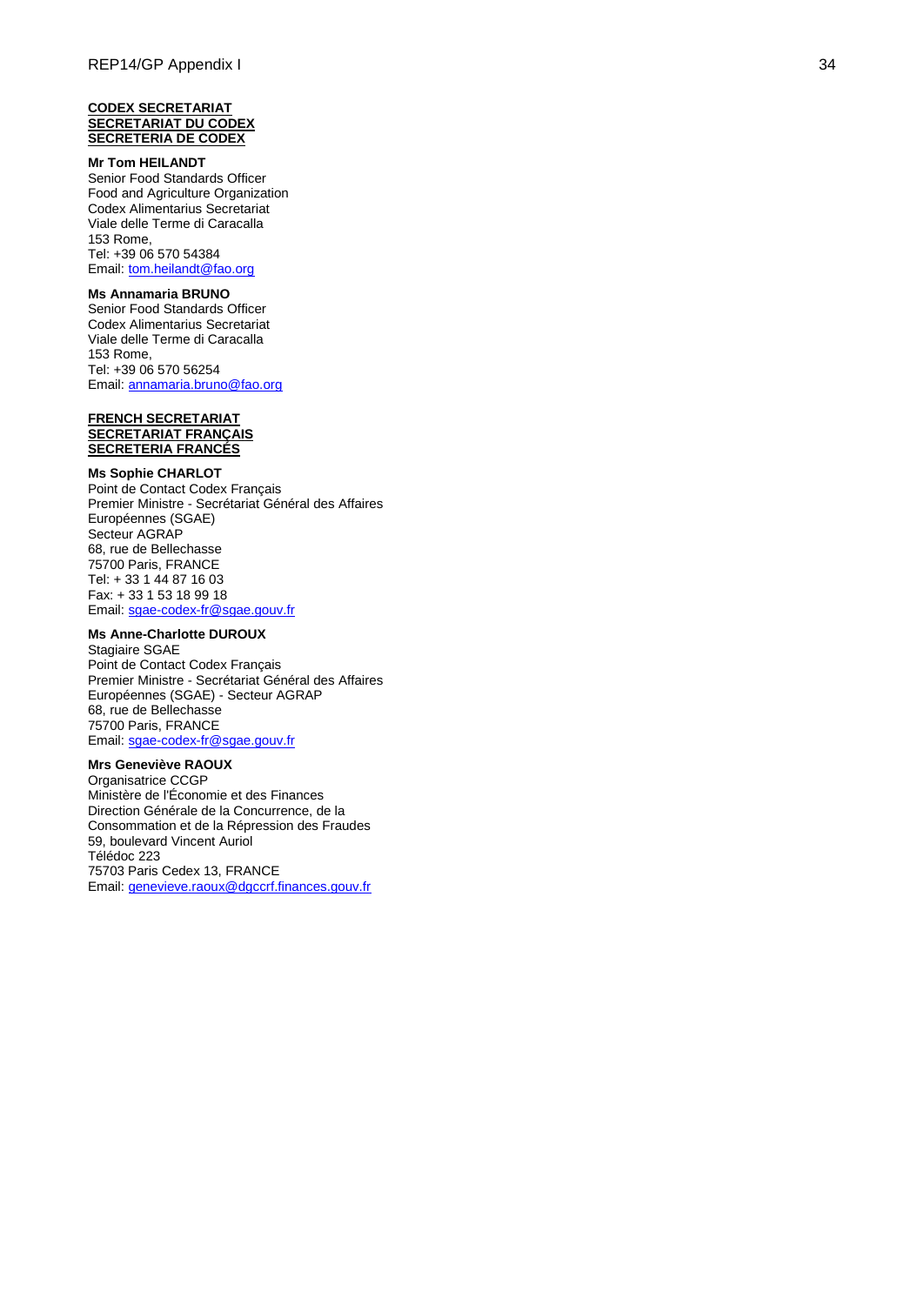**CODEX SECRETARIAT**
**SECRETARIAT DU CODEX**
**SECRETERIA DE CODEX**

**Mr Tom HEILANDT**
Senior Food Standards Officer
Food and Agriculture Organization
Codex Alimentarius Secretariat
Viale delle Terme di Caracalla
153 Rome,
Tel: +39 06 570 54384
Email: tom.heilandt@fao.org

**Ms Annamaria BRUNO**
Senior Food Standards Officer
Codex Alimentarius Secretariat
Viale delle Terme di Caracalla
153 Rome,
Tel: +39 06 570 56254
Email: annamaria.bruno@fao.org

**FRENCH SECRETARIAT**
**SECRETARIAT FRANÇAIS**
**SECRETERIA FRANCÉS**

**Ms Sophie CHARLOT**
Point de Contact Codex Français
Premier Ministre - Secrétariat Général des Affaires Européennes (SGAE)
Secteur AGRAP
68, rue de Bellechasse
75700 Paris, FRANCE
Tel: + 33 1 44 87 16 03
Fax: + 33 1 53 18 99 18
Email: sgae-codex-fr@sgae.gouv.fr

**Ms Anne-Charlotte DUROUX**
Stagiaire SGAE
Point de Contact Codex Français
Premier Ministre - Secrétariat Général des Affaires Européennes (SGAE) - Secteur AGRAP
68, rue de Bellechasse
75700 Paris, FRANCE
Email: sgae-codex-fr@sgae.gouv.fr

**Mrs Geneviève RAOUX**
Organisatrice CCGP
Ministère de l'Économie et des Finances
Direction Générale de la Concurrence, de la Consommation et de la Répression des Fraudes
59, boulevard Vincent Auriol
Télédoc 223
75703 Paris Cedex 13, FRANCE
Email: genevieve.raoux@dgccrf.finances.gouv.fr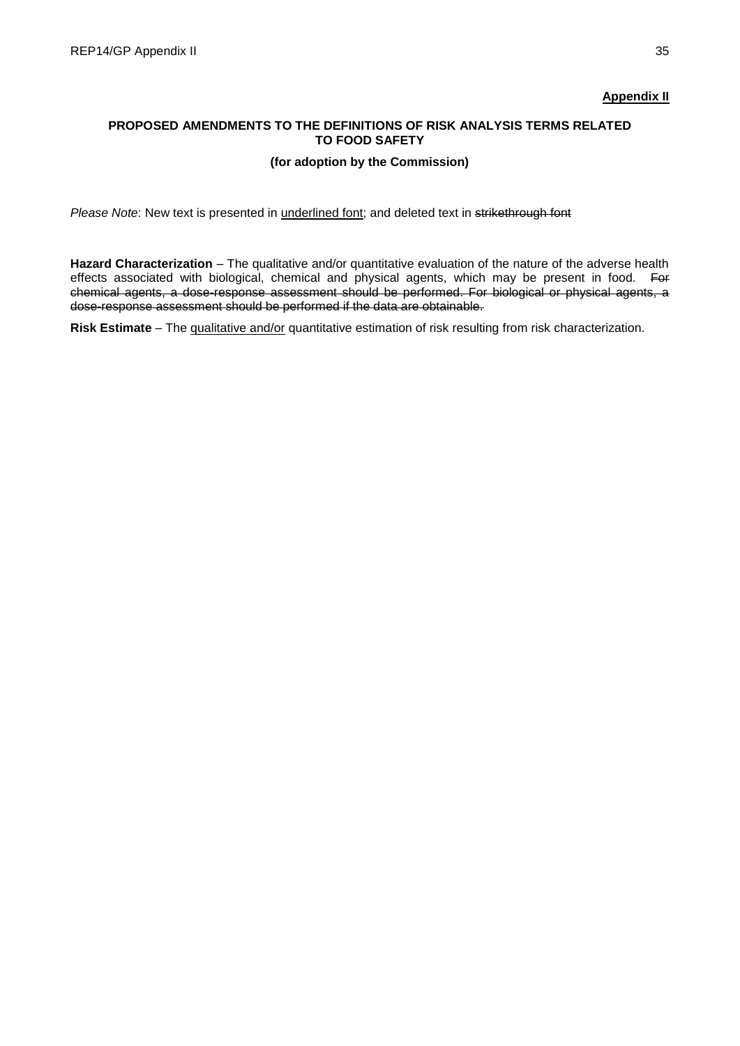**Appendix II**

## PROPOSED AMENDMENTS TO THE DEFINITIONS OF RISK ANALYSIS TERMS RELATED TO FOOD SAFETY

**(for adoption by the Commission)**

*Please Note*: New text is presented in <u>underlined font</u>; and deleted text in ~~strikethrough font~~

**Hazard Characterization** – The qualitative and/or quantitative evaluation of the nature of the adverse health effects associated with biological, chemical and physical agents, which may be present in food. ~~For chemical agents, a dose-response assessment should be performed. For biological or physical agents, a dose-response assessment should be performed if the data are obtainable.~~

**Risk Estimate** – The <u>qualitative and/or</u> quantitative estimation of risk resulting from risk characterization.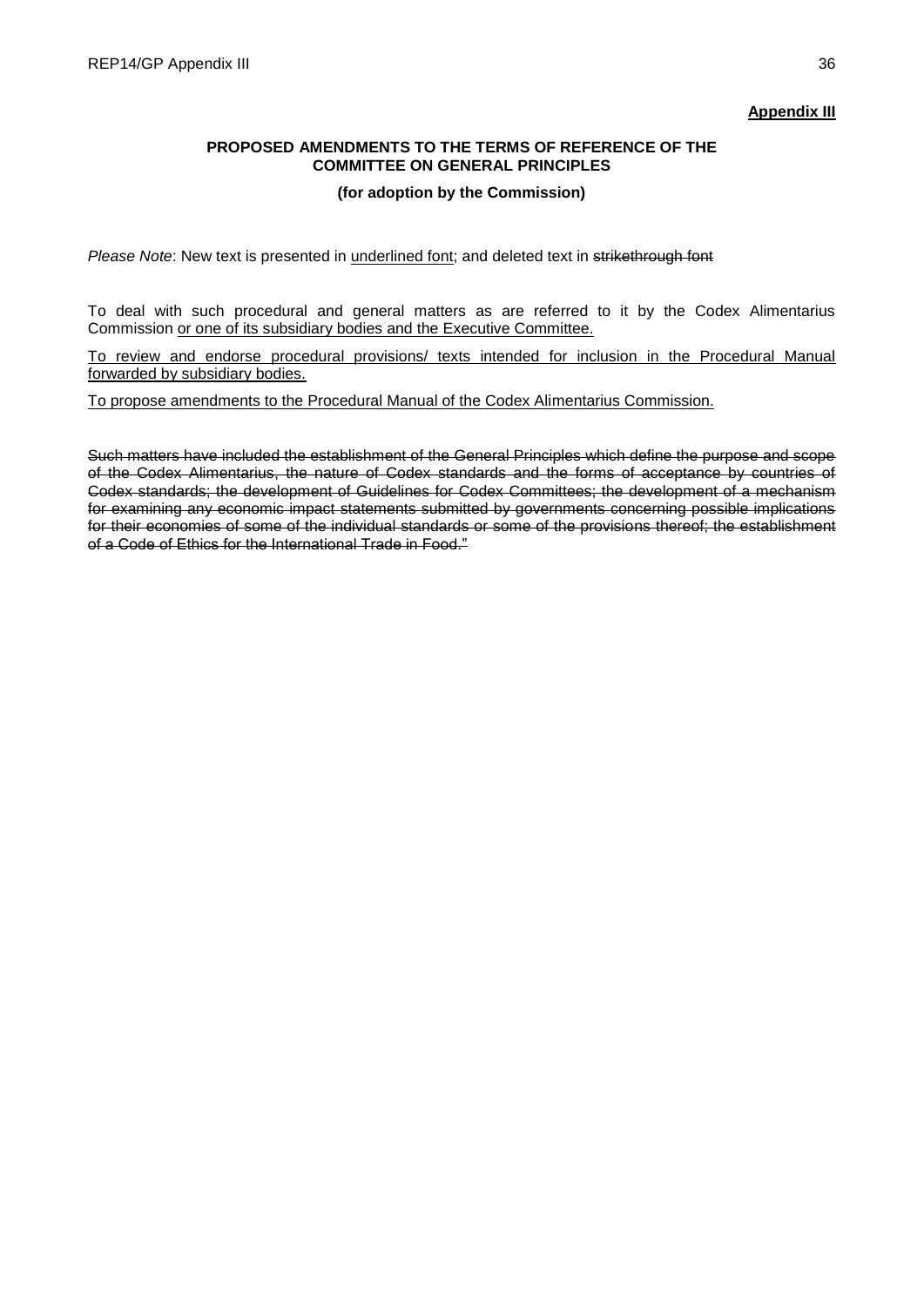**Appendix III**

**PROPOSED AMENDMENTS TO THE TERMS OF REFERENCE OF THE COMMITTEE ON GENERAL PRINCIPLES**

**(for adoption by the Commission)**

*Please Note*: New text is presented in <u>underlined font</u>; and deleted text in ~~strikethrough font~~

To deal with such procedural and general matters as are referred to it by the Codex Alimentarius Commission <u>or one of its subsidiary bodies and the Executive Committee.</u>

<u>To review and endorse procedural provisions/ texts intended for inclusion in the Procedural Manual forwarded by subsidiary bodies.</u>

<u>To propose amendments to the Procedural Manual of the Codex Alimentarius Commission.</u>

~~Such matters have included the establishment of the General Principles which define the purpose and scope of the Codex Alimentarius, the nature of Codex standards and the forms of acceptance by countries of Codex standards; the development of Guidelines for Codex Committees; the development of a mechanism for examining any economic impact statements submitted by governments concerning possible implications for their economies of some of the individual standards or some of the provisions thereof; the establishment of a Code of Ethics for the International Trade in Food."~~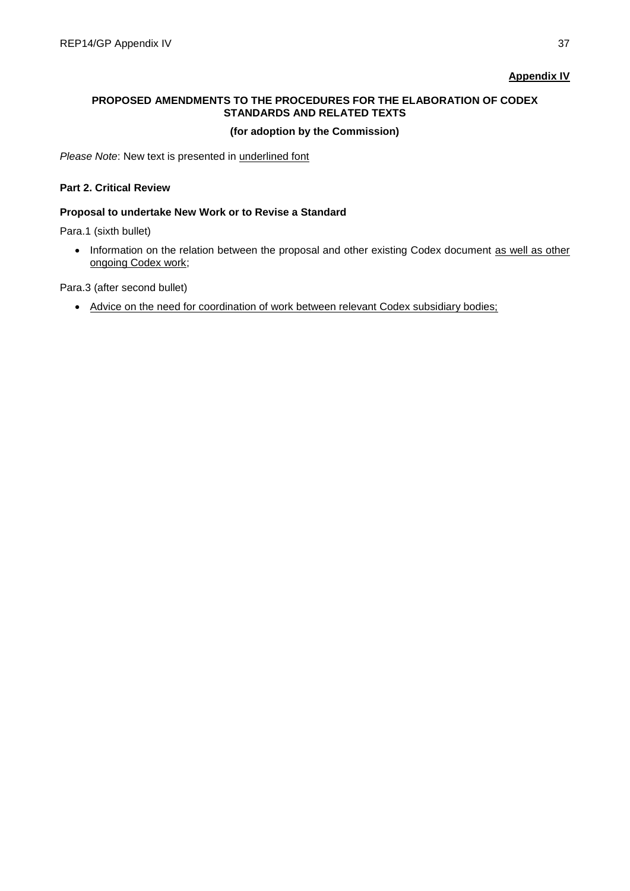**Appendix IV**

## PROPOSED AMENDMENTS TO THE PROCEDURES FOR THE ELABORATION OF CODEX STANDARDS AND RELATED TEXTS

**(for adoption by the Commission)**

*Please Note*: New text is presented in <u>underlined font</u>

### Part 2. Critical Review

### Proposal to undertake New Work or to Revise a Standard

Para.1 (sixth bullet)

- Information on the relation between the proposal and other existing Codex document <u>as well as other ongoing Codex work</u>;

Para.3 (after second bullet)

- <u>Advice on the need for coordination of work between relevant Codex subsidiary bodies;</u>